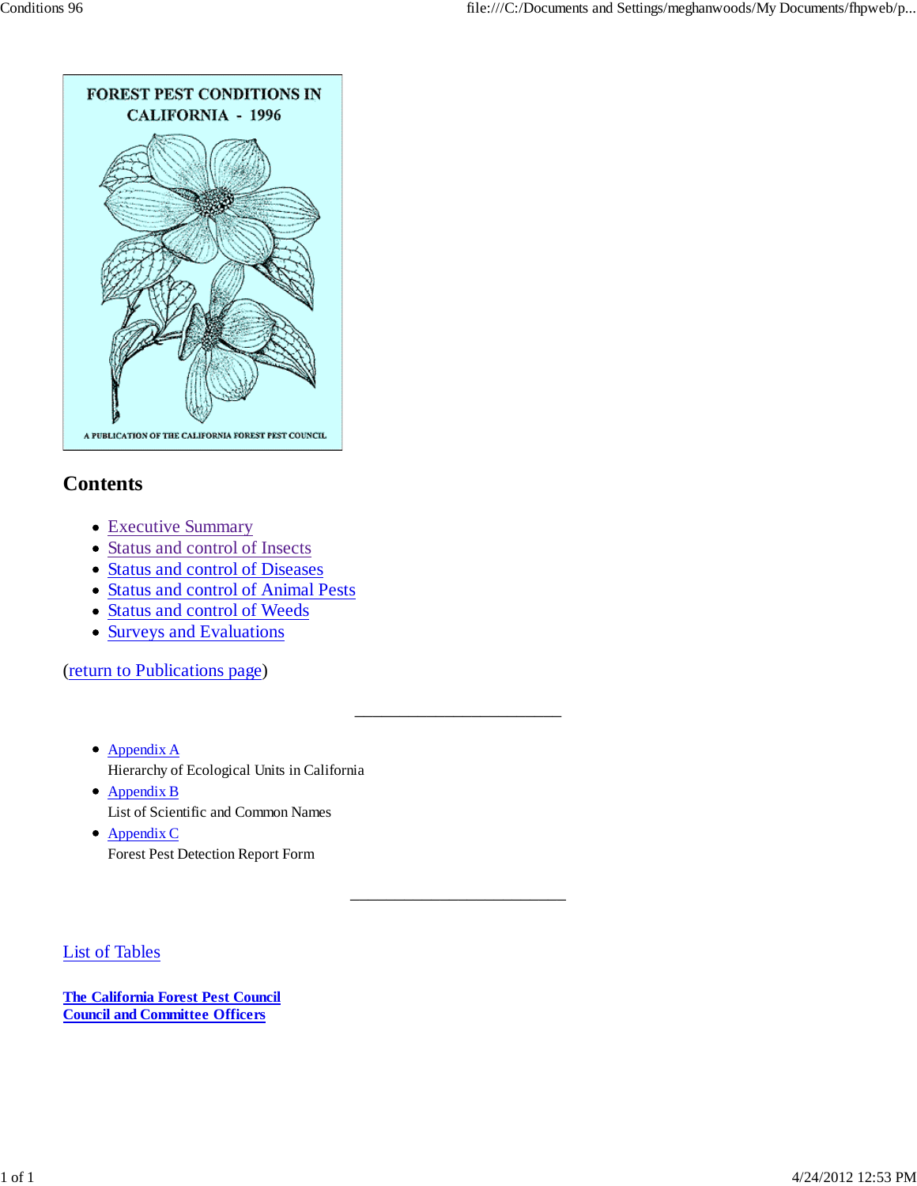FOREST PEST CONDITIONS IN CALIFORNIA - 1996

A PUBLICATION OF THE CALIFORNIA FOREST PEST COUNCIL

## Contents

- Executive Summary
- Status and control of Insects
- Status and control of Diseases
- Status and control of Animal Pests
- Status and control of Weeds
- Surveys and Evaluations

(return to Publications page)

---

- Appendix A
  Hierarchy of Ecological Units in California
- Appendix B
  List of Scientific and Common Names
- Appendix C
  Forest Pest Detection Report Form

---

List of Tables

**The California Forest Pest Council**
**Council and Committee Officers**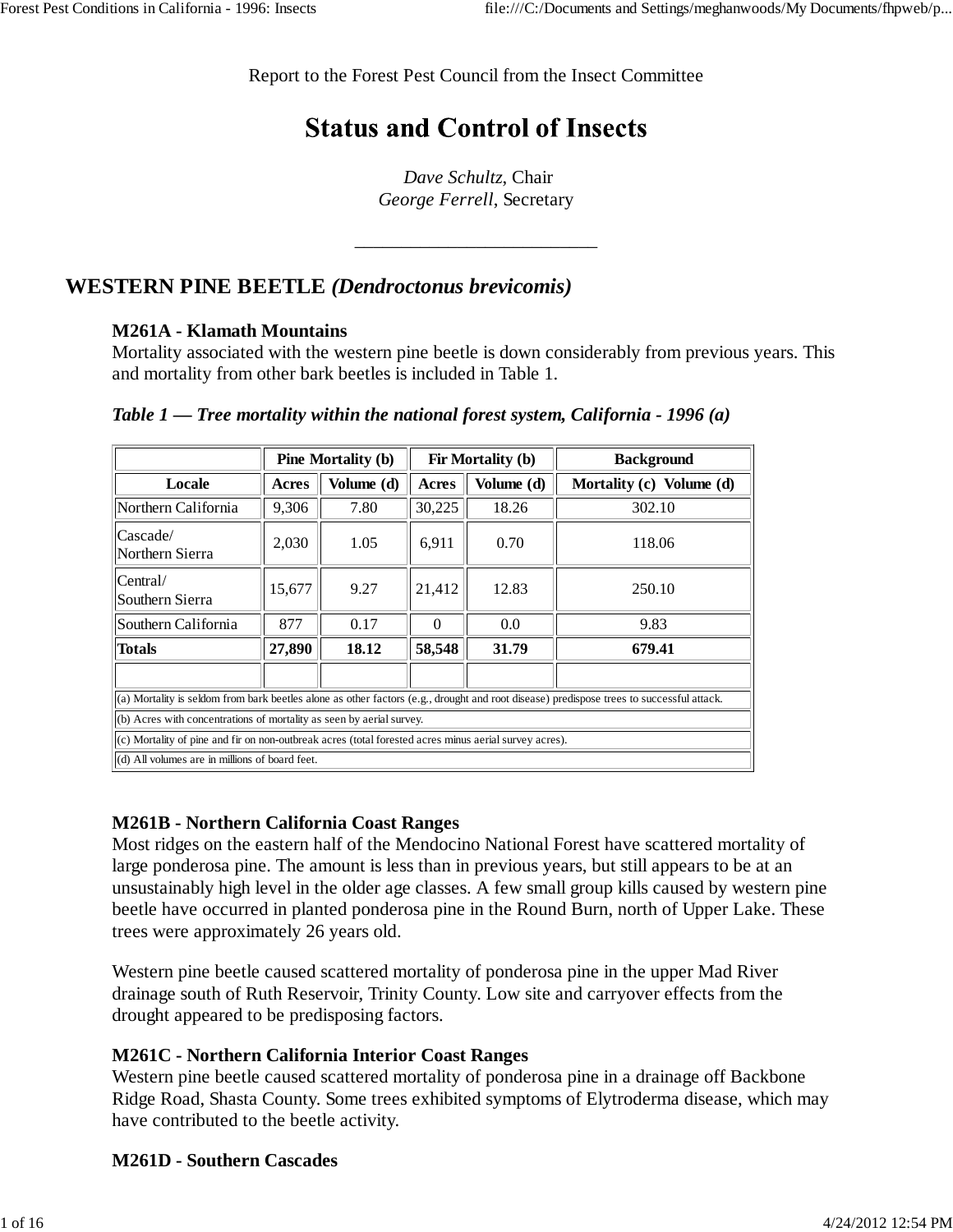Report to the Forest Pest Council from the Insect Committee

# Status and Control of Insects

*Dave Schultz*, Chair
*George Ferrell*, Secretary

---

## WESTERN PINE BEETLE *(Dendroctonus brevicomis)*

### M261A - Klamath Mountains

Mortality associated with the western pine beetle is down considerably from previous years. This and mortality from other bark beetles is included in Table 1.

***Table 1 — Tree mortality within the national forest system, California - 1996 (a)***

| | Pine Mortality (b) | | Fir Mortality (b) | | Background |
|---|---|---|---|---|---|
| **Locale** | **Acres** | **Volume (d)** | **Acres** | **Volume (d)** | **Mortality (c) Volume (d)** |
| Northern California | 9,306 | 7.80 | 30,225 | 18.26 | 302.10 |
| Cascade/ Northern Sierra | 2,030 | 1.05 | 6,911 | 0.70 | 118.06 |
| Central/ Southern Sierra | 15,677 | 9.27 | 21,412 | 12.83 | 250.10 |
| Southern California | 877 | 0.17 | 0 | 0.0 | 9.83 |
| **Totals** | **27,890** | **18.12** | **58,548** | **31.79** | **679.41** |

(a) Mortality is seldom from bark beetles alone as other factors (e.g., drought and root disease) predispose trees to successful attack.

(b) Acres with concentrations of mortality as seen by aerial survey.

(c) Mortality of pine and fir on non-outbreak acres (total forested acres minus aerial survey acres).

(d) All volumes are in millions of board feet.

### M261B - Northern California Coast Ranges

Most ridges on the eastern half of the Mendocino National Forest have scattered mortality of large ponderosa pine. The amount is less than in previous years, but still appears to be at an unsustainably high level in the older age classes. A few small group kills caused by western pine beetle have occurred in planted ponderosa pine in the Round Burn, north of Upper Lake. These trees were approximately 26 years old.

Western pine beetle caused scattered mortality of ponderosa pine in the upper Mad River drainage south of Ruth Reservoir, Trinity County. Low site and carryover effects from the drought appeared to be predisposing factors.

### M261C - Northern California Interior Coast Ranges

Western pine beetle caused scattered mortality of ponderosa pine in a drainage off Backbone Ridge Road, Shasta County. Some trees exhibited symptoms of Elytroderma disease, which may have contributed to the beetle activity.

### M261D - Southern Cascades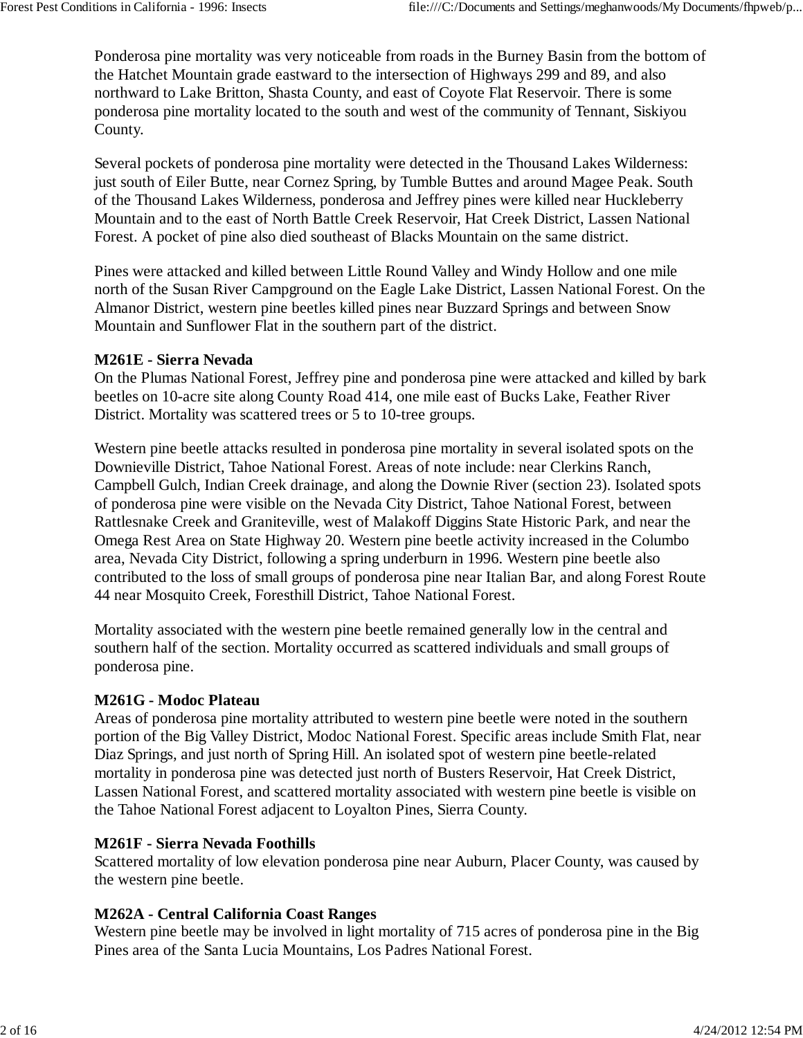Ponderosa pine mortality was very noticeable from roads in the Burney Basin from the bottom of the Hatchet Mountain grade eastward to the intersection of Highways 299 and 89, and also northward to Lake Britton, Shasta County, and east of Coyote Flat Reservoir. There is some ponderosa pine mortality located to the south and west of the community of Tennant, Siskiyou County.

Several pockets of ponderosa pine mortality were detected in the Thousand Lakes Wilderness: just south of Eiler Butte, near Cornez Spring, by Tumble Buttes and around Magee Peak. South of the Thousand Lakes Wilderness, ponderosa and Jeffrey pines were killed near Huckleberry Mountain and to the east of North Battle Creek Reservoir, Hat Creek District, Lassen National Forest. A pocket of pine also died southeast of Blacks Mountain on the same district.

Pines were attacked and killed between Little Round Valley and Windy Hollow and one mile north of the Susan River Campground on the Eagle Lake District, Lassen National Forest. On the Almanor District, western pine beetles killed pines near Buzzard Springs and between Snow Mountain and Sunflower Flat in the southern part of the district.

**M261E - Sierra Nevada**
On the Plumas National Forest, Jeffrey pine and ponderosa pine were attacked and killed by bark beetles on 10-acre site along County Road 414, one mile east of Bucks Lake, Feather River District. Mortality was scattered trees or 5 to 10-tree groups.

Western pine beetle attacks resulted in ponderosa pine mortality in several isolated spots on the Downieville District, Tahoe National Forest. Areas of note include: near Clerkins Ranch, Campbell Gulch, Indian Creek drainage, and along the Downie River (section 23). Isolated spots of ponderosa pine were visible on the Nevada City District, Tahoe National Forest, between Rattlesnake Creek and Graniteville, west of Malakoff Diggins State Historic Park, and near the Omega Rest Area on State Highway 20. Western pine beetle activity increased in the Columbo area, Nevada City District, following a spring underburn in 1996. Western pine beetle also contributed to the loss of small groups of ponderosa pine near Italian Bar, and along Forest Route 44 near Mosquito Creek, Foresthill District, Tahoe National Forest.

Mortality associated with the western pine beetle remained generally low in the central and southern half of the section. Mortality occurred as scattered individuals and small groups of ponderosa pine.

**M261G - Modoc Plateau**
Areas of ponderosa pine mortality attributed to western pine beetle were noted in the southern portion of the Big Valley District, Modoc National Forest. Specific areas include Smith Flat, near Diaz Springs, and just north of Spring Hill. An isolated spot of western pine beetle-related mortality in ponderosa pine was detected just north of Busters Reservoir, Hat Creek District, Lassen National Forest, and scattered mortality associated with western pine beetle is visible on the Tahoe National Forest adjacent to Loyalton Pines, Sierra County.

**M261F - Sierra Nevada Foothills**
Scattered mortality of low elevation ponderosa pine near Auburn, Placer County, was caused by the western pine beetle.

**M262A - Central California Coast Ranges**
Western pine beetle may be involved in light mortality of 715 acres of ponderosa pine in the Big Pines area of the Santa Lucia Mountains, Los Padres National Forest.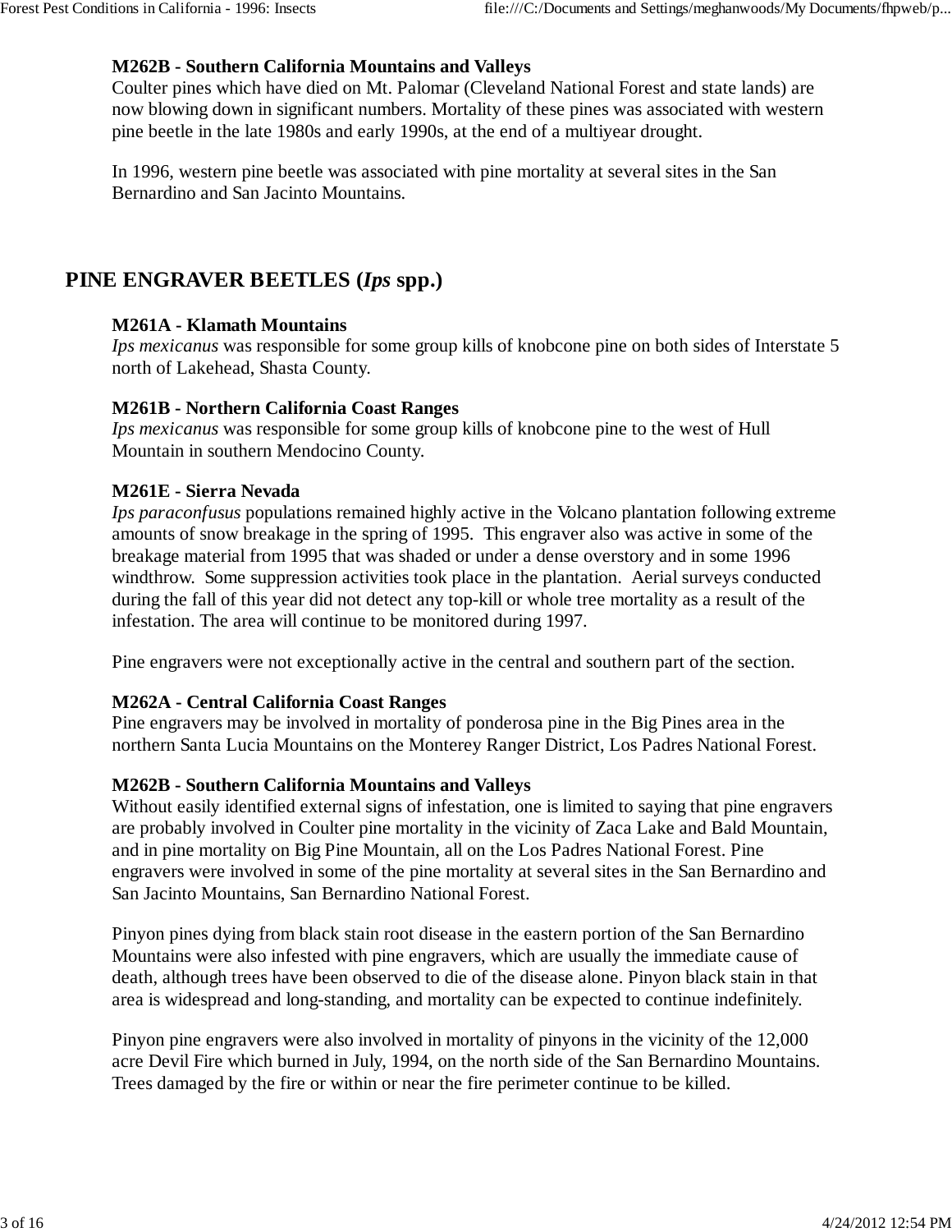### M262B - Southern California Mountains and Valleys

Coulter pines which have died on Mt. Palomar (Cleveland National Forest and state lands) are now blowing down in significant numbers. Mortality of these pines was associated with western pine beetle in the late 1980s and early 1990s, at the end of a multiyear drought.

In 1996, western pine beetle was associated with pine mortality at several sites in the San Bernardino and San Jacinto Mountains.

## PINE ENGRAVER BEETLES (*Ips* spp.)

### M261A - Klamath Mountains

*Ips mexicanus* was responsible for some group kills of knobcone pine on both sides of Interstate 5 north of Lakehead, Shasta County.

### M261B - Northern California Coast Ranges

*Ips mexicanus* was responsible for some group kills of knobcone pine to the west of Hull Mountain in southern Mendocino County.

### M261E - Sierra Nevada

*Ips paraconfusus* populations remained highly active in the Volcano plantation following extreme amounts of snow breakage in the spring of 1995. This engraver also was active in some of the breakage material from 1995 that was shaded or under a dense overstory and in some 1996 windthrow. Some suppression activities took place in the plantation. Aerial surveys conducted during the fall of this year did not detect any top-kill or whole tree mortality as a result of the infestation. The area will continue to be monitored during 1997.

Pine engravers were not exceptionally active in the central and southern part of the section.

### M262A - Central California Coast Ranges

Pine engravers may be involved in mortality of ponderosa pine in the Big Pines area in the northern Santa Lucia Mountains on the Monterey Ranger District, Los Padres National Forest.

### M262B - Southern California Mountains and Valleys

Without easily identified external signs of infestation, one is limited to saying that pine engravers are probably involved in Coulter pine mortality in the vicinity of Zaca Lake and Bald Mountain, and in pine mortality on Big Pine Mountain, all on the Los Padres National Forest. Pine engravers were involved in some of the pine mortality at several sites in the San Bernardino and San Jacinto Mountains, San Bernardino National Forest.

Pinyon pines dying from black stain root disease in the eastern portion of the San Bernardino Mountains were also infested with pine engravers, which are usually the immediate cause of death, although trees have been observed to die of the disease alone. Pinyon black stain in that area is widespread and long-standing, and mortality can be expected to continue indefinitely.

Pinyon pine engravers were also involved in mortality of pinyons in the vicinity of the 12,000 acre Devil Fire which burned in July, 1994, on the north side of the San Bernardino Mountains. Trees damaged by the fire or within or near the fire perimeter continue to be killed.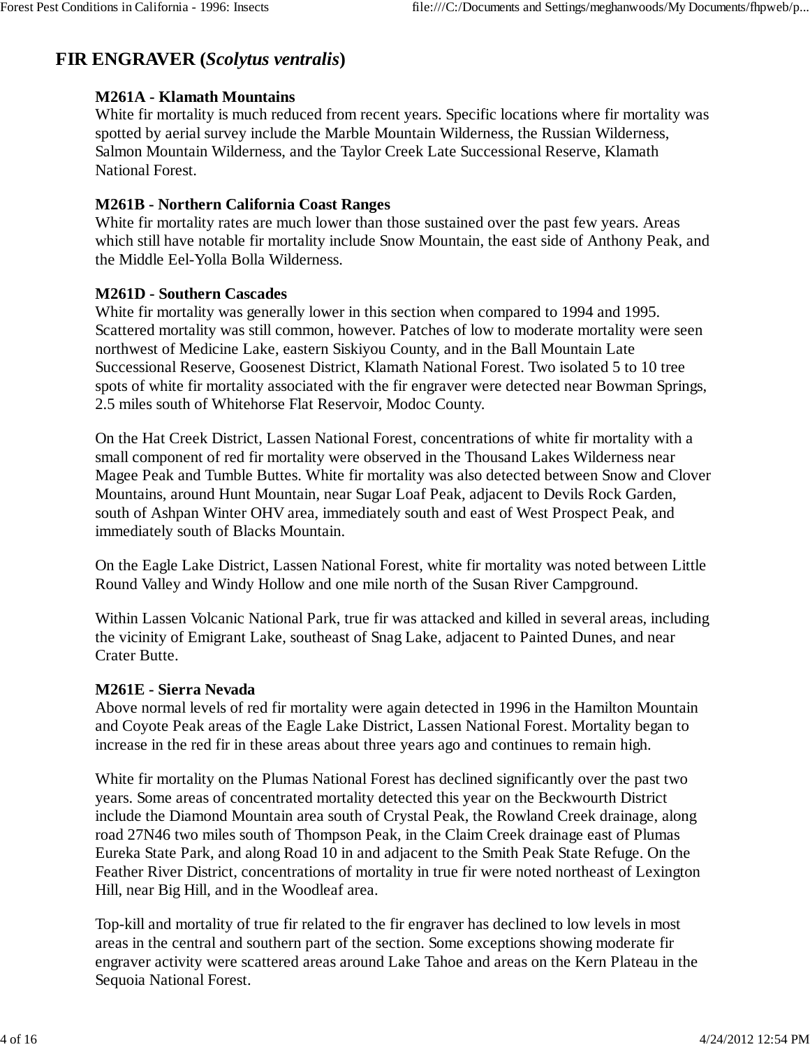## FIR ENGRAVER (*Scolytus ventralis*)

**M261A - Klamath Mountains**
White fir mortality is much reduced from recent years. Specific locations where fir mortality was spotted by aerial survey include the Marble Mountain Wilderness, the Russian Wilderness, Salmon Mountain Wilderness, and the Taylor Creek Late Successional Reserve, Klamath National Forest.

**M261B - Northern California Coast Ranges**
White fir mortality rates are much lower than those sustained over the past few years. Areas which still have notable fir mortality include Snow Mountain, the east side of Anthony Peak, and the Middle Eel-Yolla Bolla Wilderness.

**M261D - Southern Cascades**
White fir mortality was generally lower in this section when compared to 1994 and 1995. Scattered mortality was still common, however. Patches of low to moderate mortality were seen northwest of Medicine Lake, eastern Siskiyou County, and in the Ball Mountain Late Successional Reserve, Goosenest District, Klamath National Forest. Two isolated 5 to 10 tree spots of white fir mortality associated with the fir engraver were detected near Bowman Springs, 2.5 miles south of Whitehorse Flat Reservoir, Modoc County.

On the Hat Creek District, Lassen National Forest, concentrations of white fir mortality with a small component of red fir mortality were observed in the Thousand Lakes Wilderness near Magee Peak and Tumble Buttes. White fir mortality was also detected between Snow and Clover Mountains, around Hunt Mountain, near Sugar Loaf Peak, adjacent to Devils Rock Garden, south of Ashpan Winter OHV area, immediately south and east of West Prospect Peak, and immediately south of Blacks Mountain.

On the Eagle Lake District, Lassen National Forest, white fir mortality was noted between Little Round Valley and Windy Hollow and one mile north of the Susan River Campground.

Within Lassen Volcanic National Park, true fir was attacked and killed in several areas, including the vicinity of Emigrant Lake, southeast of Snag Lake, adjacent to Painted Dunes, and near Crater Butte.

**M261E - Sierra Nevada**
Above normal levels of red fir mortality were again detected in 1996 in the Hamilton Mountain and Coyote Peak areas of the Eagle Lake District, Lassen National Forest. Mortality began to increase in the red fir in these areas about three years ago and continues to remain high.

White fir mortality on the Plumas National Forest has declined significantly over the past two years. Some areas of concentrated mortality detected this year on the Beckwourth District include the Diamond Mountain area south of Crystal Peak, the Rowland Creek drainage, along road 27N46 two miles south of Thompson Peak, in the Claim Creek drainage east of Plumas Eureka State Park, and along Road 10 in and adjacent to the Smith Peak State Refuge. On the Feather River District, concentrations of mortality in true fir were noted northeast of Lexington Hill, near Big Hill, and in the Woodleaf area.

Top-kill and mortality of true fir related to the fir engraver has declined to low levels in most areas in the central and southern part of the section. Some exceptions showing moderate fir engraver activity were scattered areas around Lake Tahoe and areas on the Kern Plateau in the Sequoia National Forest.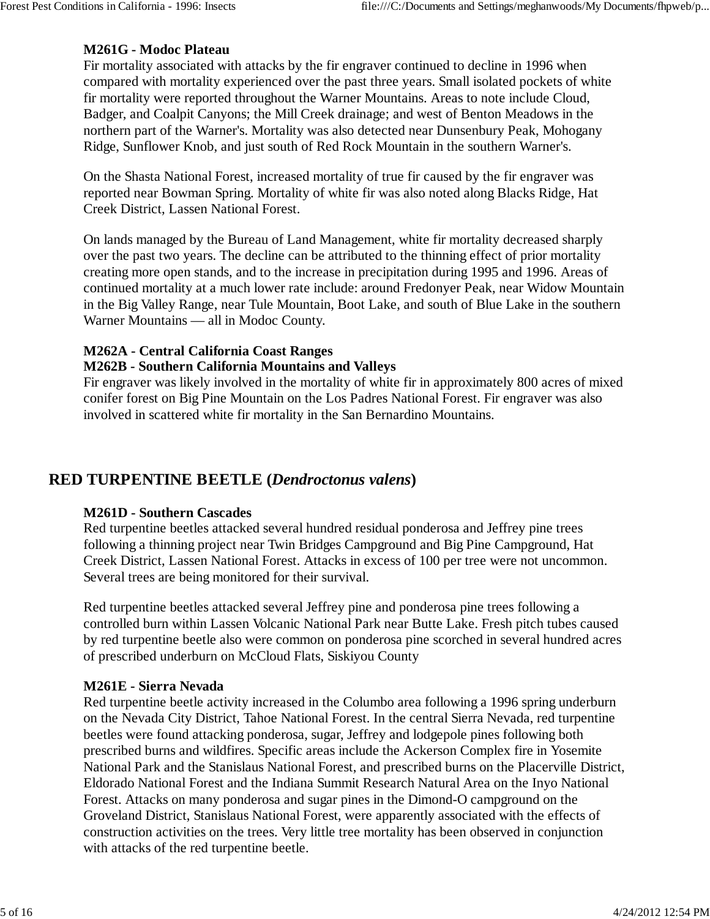**M261G - Modoc Plateau**

Fir mortality associated with attacks by the fir engraver continued to decline in 1996 when compared with mortality experienced over the past three years. Small isolated pockets of white fir mortality were reported throughout the Warner Mountains. Areas to note include Cloud, Badger, and Coalpit Canyons; the Mill Creek drainage; and west of Benton Meadows in the northern part of the Warner's. Mortality was also detected near Dunsenbury Peak, Mohogany Ridge, Sunflower Knob, and just south of Red Rock Mountain in the southern Warner's.

On the Shasta National Forest, increased mortality of true fir caused by the fir engraver was reported near Bowman Spring. Mortality of white fir was also noted along Blacks Ridge, Hat Creek District, Lassen National Forest.

On lands managed by the Bureau of Land Management, white fir mortality decreased sharply over the past two years. The decline can be attributed to the thinning effect of prior mortality creating more open stands, and to the increase in precipitation during 1995 and 1996. Areas of continued mortality at a much lower rate include: around Fredonyer Peak, near Widow Mountain in the Big Valley Range, near Tule Mountain, Boot Lake, and south of Blue Lake in the southern Warner Mountains — all in Modoc County.

**M262A - Central California Coast Ranges**
**M262B - Southern California Mountains and Valleys**

Fir engraver was likely involved in the mortality of white fir in approximately 800 acres of mixed conifer forest on Big Pine Mountain on the Los Padres National Forest. Fir engraver was also involved in scattered white fir mortality in the San Bernardino Mountains.

## RED TURPENTINE BEETLE (*Dendroctonus valens*)

**M261D - Southern Cascades**

Red turpentine beetles attacked several hundred residual ponderosa and Jeffrey pine trees following a thinning project near Twin Bridges Campground and Big Pine Campground, Hat Creek District, Lassen National Forest. Attacks in excess of 100 per tree were not uncommon. Several trees are being monitored for their survival.

Red turpentine beetles attacked several Jeffrey pine and ponderosa pine trees following a controlled burn within Lassen Volcanic National Park near Butte Lake. Fresh pitch tubes caused by red turpentine beetle also were common on ponderosa pine scorched in several hundred acres of prescribed underburn on McCloud Flats, Siskiyou County

**M261E - Sierra Nevada**

Red turpentine beetle activity increased in the Columbo area following a 1996 spring underburn on the Nevada City District, Tahoe National Forest. In the central Sierra Nevada, red turpentine beetles were found attacking ponderosa, sugar, Jeffrey and lodgepole pines following both prescribed burns and wildfires. Specific areas include the Ackerson Complex fire in Yosemite National Park and the Stanislaus National Forest, and prescribed burns on the Placerville District, Eldorado National Forest and the Indiana Summit Research Natural Area on the Inyo National Forest. Attacks on many ponderosa and sugar pines in the Dimond-O campground on the Groveland District, Stanislaus National Forest, were apparently associated with the effects of construction activities on the trees. Very little tree mortality has been observed in conjunction with attacks of the red turpentine beetle.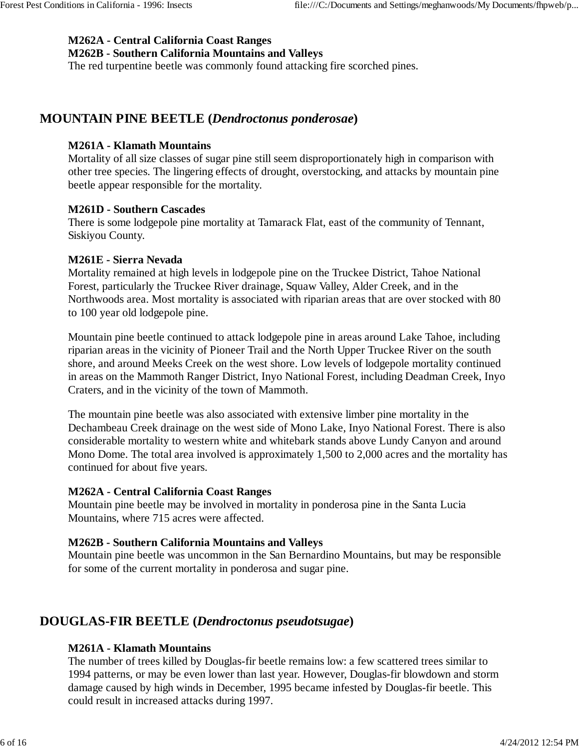**M262A - Central California Coast Ranges**
**M262B - Southern California Mountains and Valleys**
The red turpentine beetle was commonly found attacking fire scorched pines.

## MOUNTAIN PINE BEETLE (*Dendroctonus ponderosae*)

**M261A - Klamath Mountains**
Mortality of all size classes of sugar pine still seem disproportionately high in comparison with other tree species. The lingering effects of drought, overstocking, and attacks by mountain pine beetle appear responsible for the mortality.

**M261D - Southern Cascades**
There is some lodgepole pine mortality at Tamarack Flat, east of the community of Tennant, Siskiyou County.

**M261E - Sierra Nevada**
Mortality remained at high levels in lodgepole pine on the Truckee District, Tahoe National Forest, particularly the Truckee River drainage, Squaw Valley, Alder Creek, and in the Northwoods area. Most mortality is associated with riparian areas that are over stocked with 80 to 100 year old lodgepole pine.

Mountain pine beetle continued to attack lodgepole pine in areas around Lake Tahoe, including riparian areas in the vicinity of Pioneer Trail and the North Upper Truckee River on the south shore, and around Meeks Creek on the west shore. Low levels of lodgepole mortality continued in areas on the Mammoth Ranger District, Inyo National Forest, including Deadman Creek, Inyo Craters, and in the vicinity of the town of Mammoth.

The mountain pine beetle was also associated with extensive limber pine mortality in the Dechambeau Creek drainage on the west side of Mono Lake, Inyo National Forest. There is also considerable mortality to western white and whitebark stands above Lundy Canyon and around Mono Dome. The total area involved is approximately 1,500 to 2,000 acres and the mortality has continued for about five years.

**M262A - Central California Coast Ranges**
Mountain pine beetle may be involved in mortality in ponderosa pine in the Santa Lucia Mountains, where 715 acres were affected.

**M262B - Southern California Mountains and Valleys**
Mountain pine beetle was uncommon in the San Bernardino Mountains, but may be responsible for some of the current mortality in ponderosa and sugar pine.

## DOUGLAS-FIR BEETLE (*Dendroctonus pseudotsugae*)

**M261A - Klamath Mountains**
The number of trees killed by Douglas-fir beetle remains low: a few scattered trees similar to 1994 patterns, or may be even lower than last year. However, Douglas-fir blowdown and storm damage caused by high winds in December, 1995 became infested by Douglas-fir beetle. This could result in increased attacks during 1997.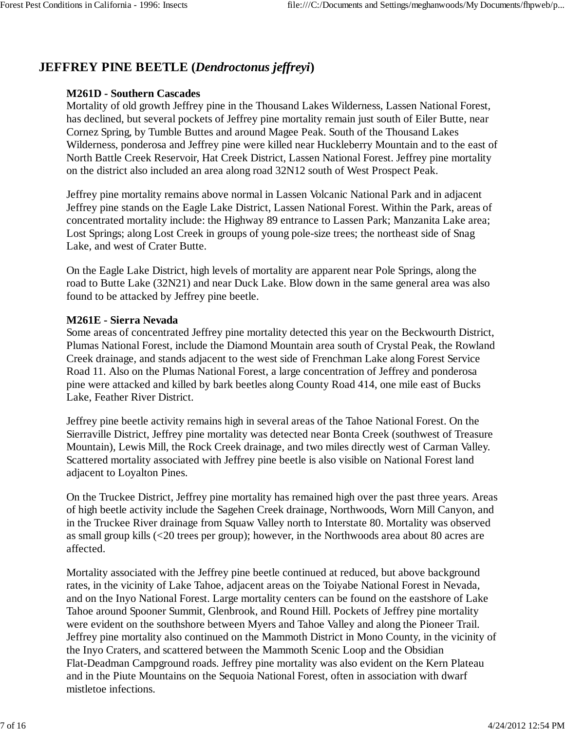## JEFFREY PINE BEETLE (*Dendroctonus jeffreyi*)

**M261D - Southern Cascades**

Mortality of old growth Jeffrey pine in the Thousand Lakes Wilderness, Lassen National Forest, has declined, but several pockets of Jeffrey pine mortality remain just south of Eiler Butte, near Cornez Spring, by Tumble Buttes and around Magee Peak. South of the Thousand Lakes Wilderness, ponderosa and Jeffrey pine were killed near Huckleberry Mountain and to the east of North Battle Creek Reservoir, Hat Creek District, Lassen National Forest. Jeffrey pine mortality on the district also included an area along road 32N12 south of West Prospect Peak.

Jeffrey pine mortality remains above normal in Lassen Volcanic National Park and in adjacent Jeffrey pine stands on the Eagle Lake District, Lassen National Forest. Within the Park, areas of concentrated mortality include: the Highway 89 entrance to Lassen Park; Manzanita Lake area; Lost Springs; along Lost Creek in groups of young pole-size trees; the northeast side of Snag Lake, and west of Crater Butte.

On the Eagle Lake District, high levels of mortality are apparent near Pole Springs, along the road to Butte Lake (32N21) and near Duck Lake. Blow down in the same general area was also found to be attacked by Jeffrey pine beetle.

**M261E - Sierra Nevada**

Some areas of concentrated Jeffrey pine mortality detected this year on the Beckwourth District, Plumas National Forest, include the Diamond Mountain area south of Crystal Peak, the Rowland Creek drainage, and stands adjacent to the west side of Frenchman Lake along Forest Service Road 11. Also on the Plumas National Forest, a large concentration of Jeffrey and ponderosa pine were attacked and killed by bark beetles along County Road 414, one mile east of Bucks Lake, Feather River District.

Jeffrey pine beetle activity remains high in several areas of the Tahoe National Forest. On the Sierraville District, Jeffrey pine mortality was detected near Bonta Creek (southwest of Treasure Mountain), Lewis Mill, the Rock Creek drainage, and two miles directly west of Carman Valley. Scattered mortality associated with Jeffrey pine beetle is also visible on National Forest land adjacent to Loyalton Pines.

On the Truckee District, Jeffrey pine mortality has remained high over the past three years. Areas of high beetle activity include the Sagehen Creek drainage, Northwoods, Worn Mill Canyon, and in the Truckee River drainage from Squaw Valley north to Interstate 80. Mortality was observed as small group kills (<20 trees per group); however, in the Northwoods area about 80 acres are affected.

Mortality associated with the Jeffrey pine beetle continued at reduced, but above background rates, in the vicinity of Lake Tahoe, adjacent areas on the Toiyabe National Forest in Nevada, and on the Inyo National Forest. Large mortality centers can be found on the eastshore of Lake Tahoe around Spooner Summit, Glenbrook, and Round Hill. Pockets of Jeffrey pine mortality were evident on the southshore between Myers and Tahoe Valley and along the Pioneer Trail. Jeffrey pine mortality also continued on the Mammoth District in Mono County, in the vicinity of the Inyo Craters, and scattered between the Mammoth Scenic Loop and the Obsidian Flat-Deadman Campground roads. Jeffrey pine mortality was also evident on the Kern Plateau and in the Piute Mountains on the Sequoia National Forest, often in association with dwarf mistletoe infections.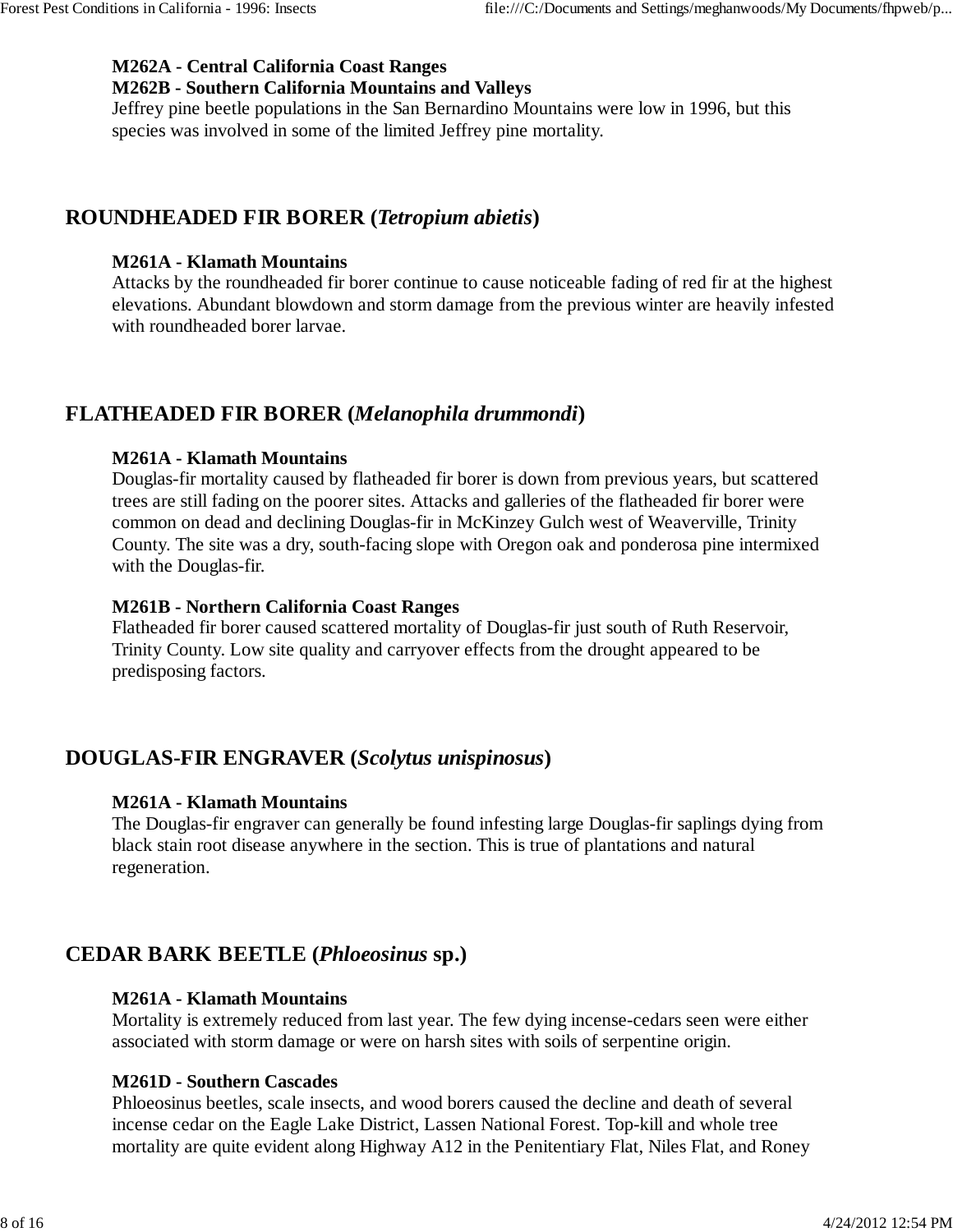**M262A - Central California Coast Ranges**
**M262B - Southern California Mountains and Valleys**
Jeffrey pine beetle populations in the San Bernardino Mountains were low in 1996, but this species was involved in some of the limited Jeffrey pine mortality.

## ROUNDHEADED FIR BORER (*Tetropium abietis*)

**M261A - Klamath Mountains**
Attacks by the roundheaded fir borer continue to cause noticeable fading of red fir at the highest elevations. Abundant blowdown and storm damage from the previous winter are heavily infested with roundheaded borer larvae.

## FLATHEADED FIR BORER (*Melanophila drummondi*)

**M261A - Klamath Mountains**
Douglas-fir mortality caused by flatheaded fir borer is down from previous years, but scattered trees are still fading on the poorer sites. Attacks and galleries of the flatheaded fir borer were common on dead and declining Douglas-fir in McKinzey Gulch west of Weaverville, Trinity County. The site was a dry, south-facing slope with Oregon oak and ponderosa pine intermixed with the Douglas-fir.

**M261B - Northern California Coast Ranges**
Flatheaded fir borer caused scattered mortality of Douglas-fir just south of Ruth Reservoir, Trinity County. Low site quality and carryover effects from the drought appeared to be predisposing factors.

## DOUGLAS-FIR ENGRAVER (*Scolytus unispinosus*)

**M261A - Klamath Mountains**
The Douglas-fir engraver can generally be found infesting large Douglas-fir saplings dying from black stain root disease anywhere in the section. This is true of plantations and natural regeneration.

## CEDAR BARK BEETLE (*Phloeosinus* sp.)

**M261A - Klamath Mountains**
Mortality is extremely reduced from last year. The few dying incense-cedars seen were either associated with storm damage or were on harsh sites with soils of serpentine origin.

**M261D - Southern Cascades**
Phloeosinus beetles, scale insects, and wood borers caused the decline and death of several incense cedar on the Eagle Lake District, Lassen National Forest. Top-kill and whole tree mortality are quite evident along Highway A12 in the Penitentiary Flat, Niles Flat, and Roney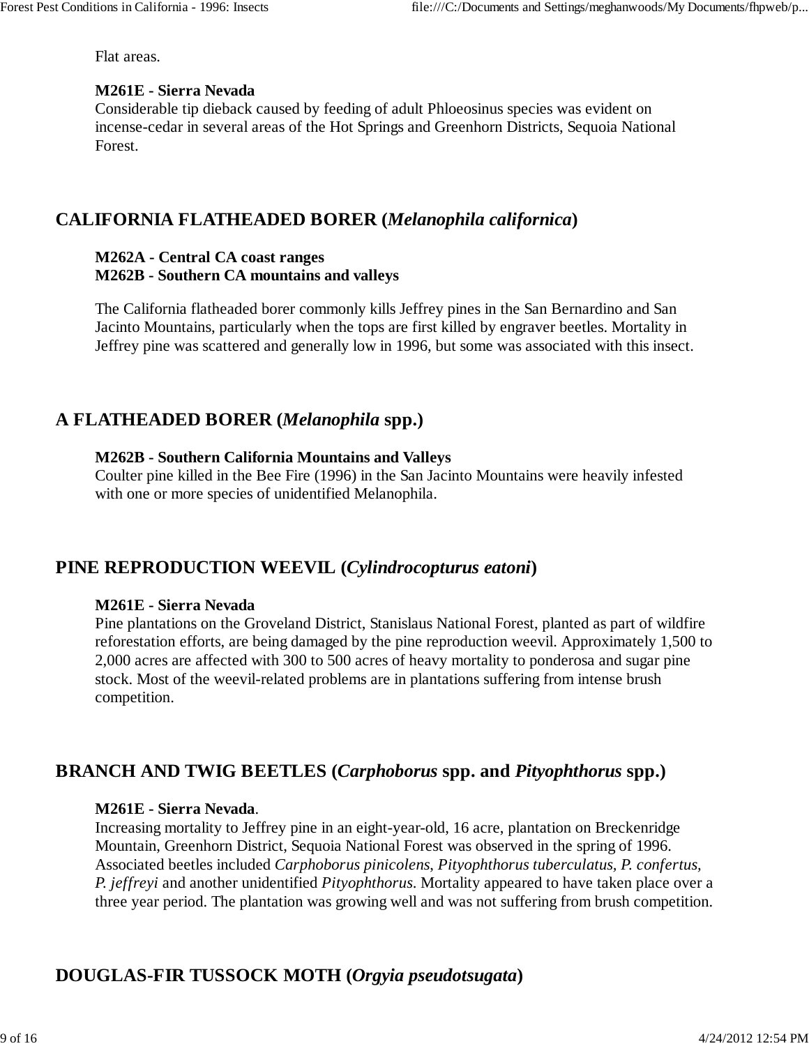Flat areas.

**M261E - Sierra Nevada**
Considerable tip dieback caused by feeding of adult Phloeosinus species was evident on incense-cedar in several areas of the Hot Springs and Greenhorn Districts, Sequoia National Forest.

## CALIFORNIA FLATHEADED BORER (*Melanophila californica*)

**M262A - Central CA coast ranges**
**M262B - Southern CA mountains and valleys**

The California flatheaded borer commonly kills Jeffrey pines in the San Bernardino and San Jacinto Mountains, particularly when the tops are first killed by engraver beetles. Mortality in Jeffrey pine was scattered and generally low in 1996, but some was associated with this insect.

## A FLATHEADED BORER (*Melanophila* spp.)

**M262B - Southern California Mountains and Valleys**
Coulter pine killed in the Bee Fire (1996) in the San Jacinto Mountains were heavily infested with one or more species of unidentified Melanophila.

## PINE REPRODUCTION WEEVIL (*Cylindrocopturus eatoni*)

**M261E - Sierra Nevada**
Pine plantations on the Groveland District, Stanislaus National Forest, planted as part of wildfire reforestation efforts, are being damaged by the pine reproduction weevil. Approximately 1,500 to 2,000 acres are affected with 300 to 500 acres of heavy mortality to ponderosa and sugar pine stock. Most of the weevil-related problems are in plantations suffering from intense brush competition.

## BRANCH AND TWIG BEETLES (*Carphoborus* spp. and *Pityophthorus* spp.)

**M261E - Sierra Nevada**.
Increasing mortality to Jeffrey pine in an eight-year-old, 16 acre, plantation on Breckenridge Mountain, Greenhorn District, Sequoia National Forest was observed in the spring of 1996. Associated beetles included *Carphoborus pinicolens, Pityophthorus tuberculatus, P. confertus, P. jeffreyi* and another unidentified *Pityophthorus*. Mortality appeared to have taken place over a three year period. The plantation was growing well and was not suffering from brush competition.

## DOUGLAS-FIR TUSSOCK MOTH (*Orgyia pseudotsugata*)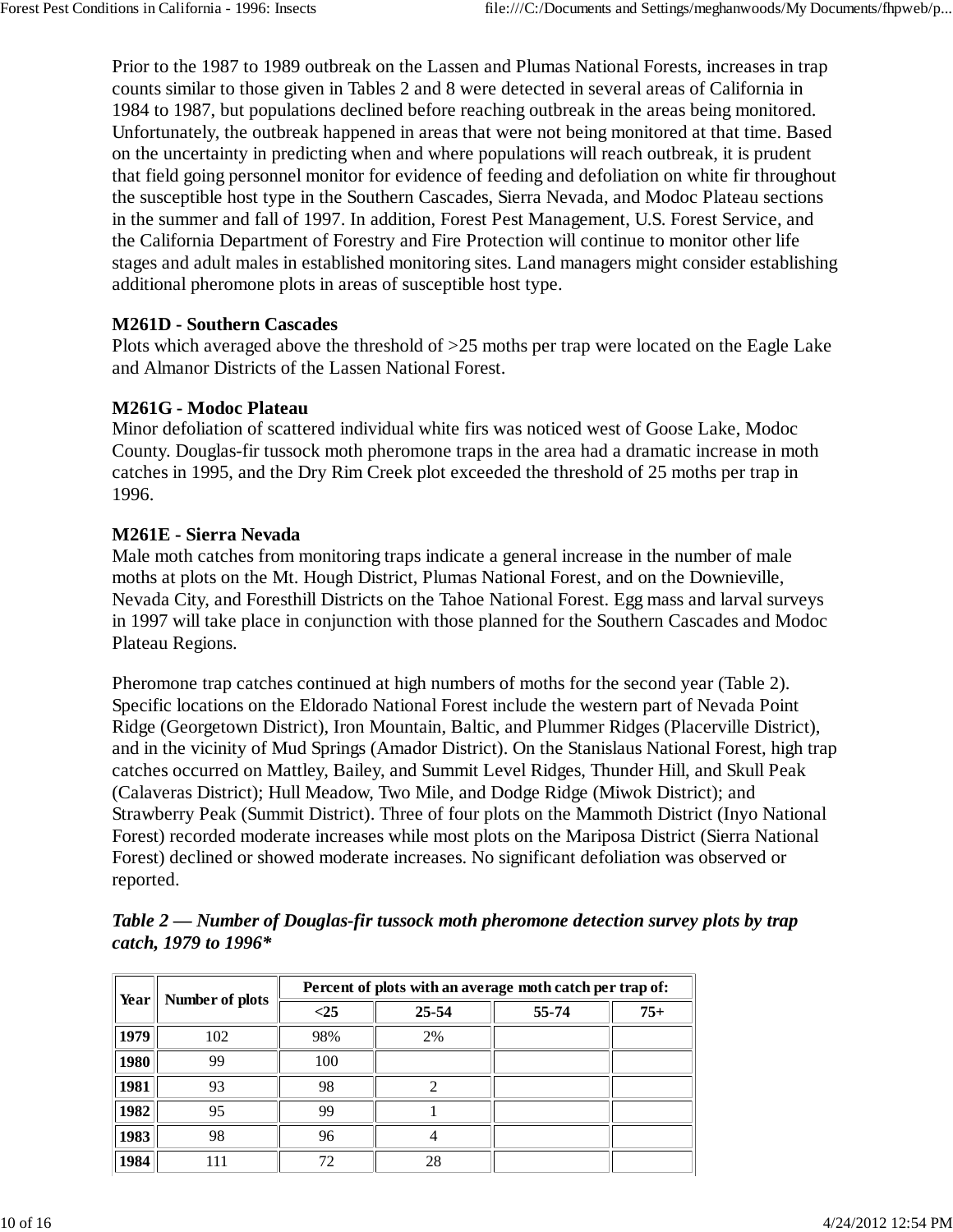Prior to the 1987 to 1989 outbreak on the Lassen and Plumas National Forests, increases in trap counts similar to those given in Tables 2 and 8 were detected in several areas of California in 1984 to 1987, but populations declined before reaching outbreak in the areas being monitored. Unfortunately, the outbreak happened in areas that were not being monitored at that time. Based on the uncertainty in predicting when and where populations will reach outbreak, it is prudent that field going personnel monitor for evidence of feeding and defoliation on white fir throughout the susceptible host type in the Southern Cascades, Sierra Nevada, and Modoc Plateau sections in the summer and fall of 1997. In addition, Forest Pest Management, U.S. Forest Service, and the California Department of Forestry and Fire Protection will continue to monitor other life stages and adult males in established monitoring sites. Land managers might consider establishing additional pheromone plots in areas of susceptible host type.

**M261D - Southern Cascades**
Plots which averaged above the threshold of >25 moths per trap were located on the Eagle Lake and Almanor Districts of the Lassen National Forest.

**M261G - Modoc Plateau**
Minor defoliation of scattered individual white firs was noticed west of Goose Lake, Modoc County. Douglas-fir tussock moth pheromone traps in the area had a dramatic increase in moth catches in 1995, and the Dry Rim Creek plot exceeded the threshold of 25 moths per trap in 1996.

**M261E - Sierra Nevada**
Male moth catches from monitoring traps indicate a general increase in the number of male moths at plots on the Mt. Hough District, Plumas National Forest, and on the Downieville, Nevada City, and Foresthill Districts on the Tahoe National Forest. Egg mass and larval surveys in 1997 will take place in conjunction with those planned for the Southern Cascades and Modoc Plateau Regions.

Pheromone trap catches continued at high numbers of moths for the second year (Table 2). Specific locations on the Eldorado National Forest include the western part of Nevada Point Ridge (Georgetown District), Iron Mountain, Baltic, and Plummer Ridges (Placerville District), and in the vicinity of Mud Springs (Amador District). On the Stanislaus National Forest, high trap catches occurred on Mattley, Bailey, and Summit Level Ridges, Thunder Hill, and Skull Peak (Calaveras District); Hull Meadow, Two Mile, and Dodge Ridge (Miwok District); and Strawberry Peak (Summit District). Three of four plots on the Mammoth District (Inyo National Forest) recorded moderate increases while most plots on the Mariposa District (Sierra National Forest) declined or showed moderate increases. No significant defoliation was observed or reported.

***Table 2 — Number of Douglas-fir tussock moth pheromone detection survey plots by trap catch, 1979 to 1996****

| Year | Number of plots | Percent of plots with an average moth catch per trap of: | | | |
|---|---|---|---|---|---|
| | | <25 | 25-54 | 55-74 | 75+ |
| **1979** | 102 | 98% | 2% | | |
| **1980** | 99 | 100 | | | |
| **1981** | 93 | 98 | 2 | | |
| **1982** | 95 | 99 | 1 | | |
| **1983** | 98 | 96 | 4 | | |
| **1984** | 111 | 72 | 28 | | |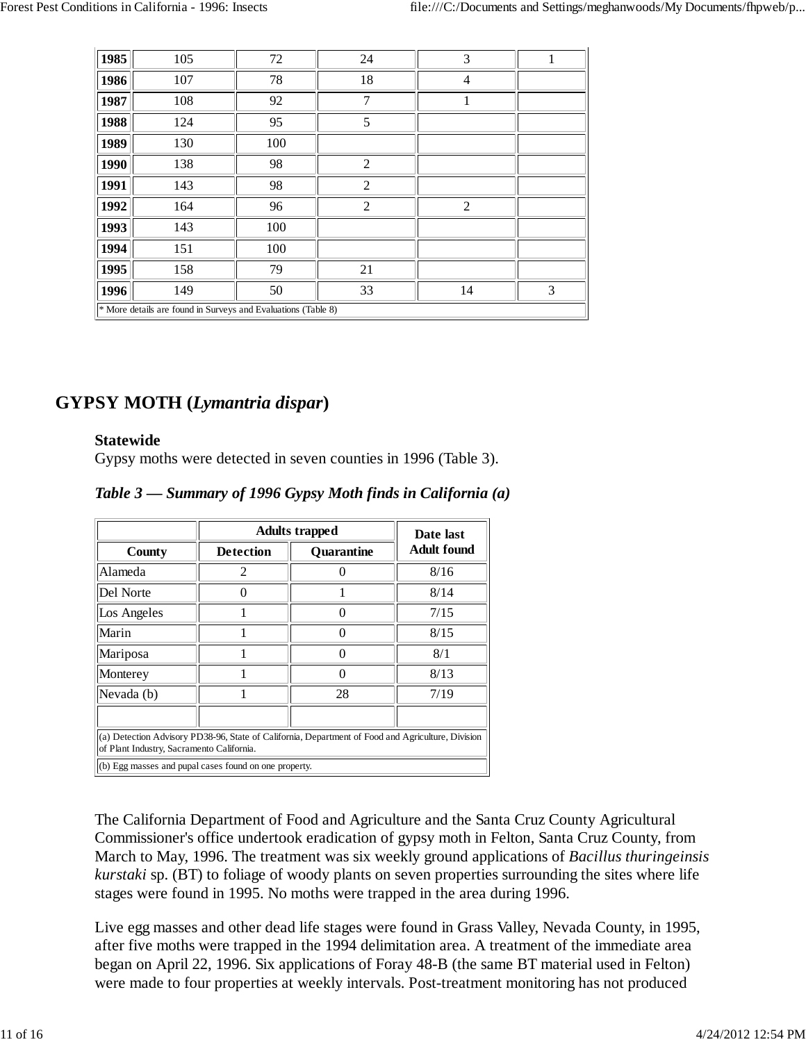| | | | | | |
|---|---|---|---|---|---|
| **1985** | 105 | 72 | 24 | 3 | 1 |
| **1986** | 107 | 78 | 18 | 4 | |
| **1987** | 108 | 92 | 7 | 1 | |
| **1988** | 124 | 95 | 5 | | |
| **1989** | 130 | 100 | | | |
| **1990** | 138 | 98 | 2 | | |
| **1991** | 143 | 98 | 2 | | |
| **1992** | 164 | 96 | 2 | 2 | |
| **1993** | 143 | 100 | | | |
| **1994** | 151 | 100 | | | |
| **1995** | 158 | 79 | 21 | | |
| **1996** | 149 | 50 | 33 | 14 | 3 |

* More details are found in Surveys and Evaluations (Table 8)

## GYPSY MOTH (*Lymantria dispar*)

**Statewide**
Gypsy moths were detected in seven counties in 1996 (Table 3).

***Table 3 — Summary of 1996 Gypsy Moth finds in California (a)***

| | Adults trapped | | Date last Adult found |
|---|---|---|---|
| **County** | **Detection** | **Quarantine** | |
| Alameda | 2 | 0 | 8/16 |
| Del Norte | 0 | 1 | 8/14 |
| Los Angeles | 1 | 0 | 7/15 |
| Marin | 1 | 0 | 8/15 |
| Mariposa | 1 | 0 | 8/1 |
| Monterey | 1 | 0 | 8/13 |
| Nevada (b) | 1 | 28 | 7/19 |
| | | | |

(a) Detection Advisory PD38-96, State of California, Department of Food and Agriculture, Division of Plant Industry, Sacramento California.

(b) Egg masses and pupal cases found on one property.

The California Department of Food and Agriculture and the Santa Cruz County Agricultural Commissioner's office undertook eradication of gypsy moth in Felton, Santa Cruz County, from March to May, 1996. The treatment was six weekly ground applications of *Bacillus thuringeinsis kurstaki* sp. (BT) to foliage of woody plants on seven properties surrounding the sites where life stages were found in 1995. No moths were trapped in the area during 1996.

Live egg masses and other dead life stages were found in Grass Valley, Nevada County, in 1995, after five moths were trapped in the 1994 delimitation area. A treatment of the immediate area began on April 22, 1996. Six applications of Foray 48-B (the same BT material used in Felton) were made to four properties at weekly intervals. Post-treatment monitoring has not produced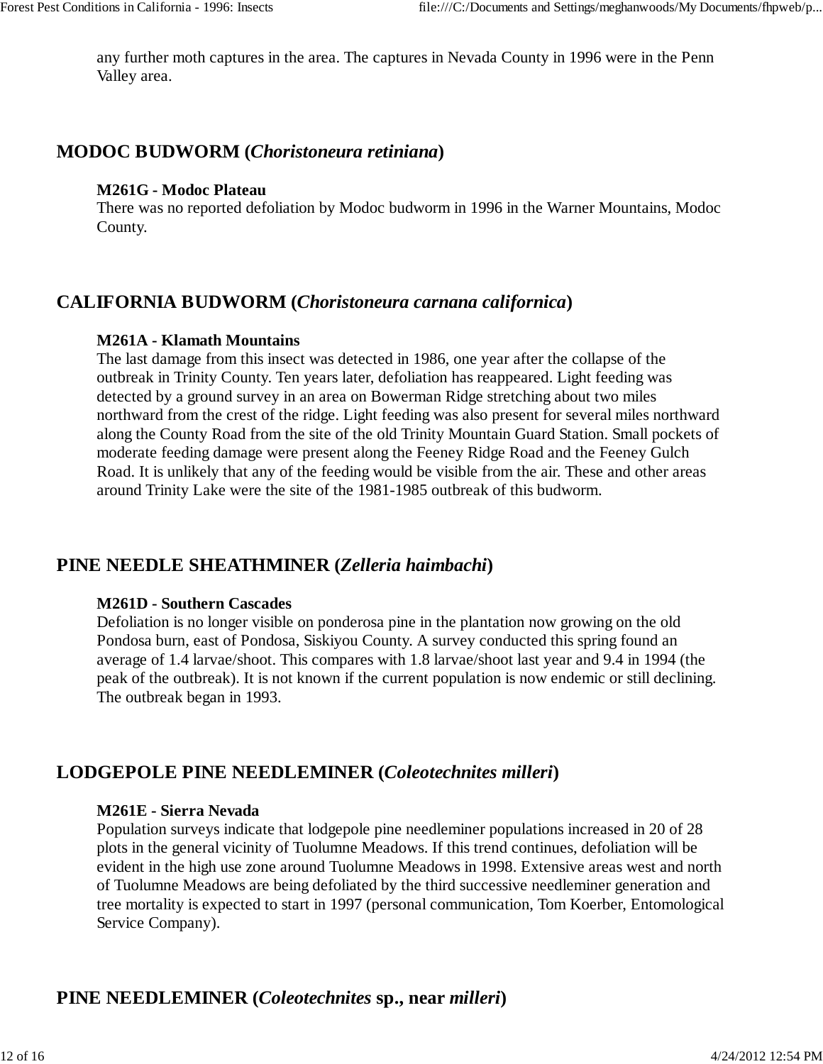any further moth captures in the area. The captures in Nevada County in 1996 were in the Penn Valley area.

## MODOC BUDWORM (*Choristoneura retiniana*)

**M261G - Modoc Plateau**
There was no reported defoliation by Modoc budworm in 1996 in the Warner Mountains, Modoc County.

## CALIFORNIA BUDWORM (*Choristoneura carnana californica*)

**M261A - Klamath Mountains**
The last damage from this insect was detected in 1986, one year after the collapse of the outbreak in Trinity County. Ten years later, defoliation has reappeared. Light feeding was detected by a ground survey in an area on Bowerman Ridge stretching about two miles northward from the crest of the ridge. Light feeding was also present for several miles northward along the County Road from the site of the old Trinity Mountain Guard Station. Small pockets of moderate feeding damage were present along the Feeney Ridge Road and the Feeney Gulch Road. It is unlikely that any of the feeding would be visible from the air. These and other areas around Trinity Lake were the site of the 1981-1985 outbreak of this budworm.

## PINE NEEDLE SHEATHMINER (*Zelleria haimbachi*)

**M261D - Southern Cascades**
Defoliation is no longer visible on ponderosa pine in the plantation now growing on the old Pondosa burn, east of Pondosa, Siskiyou County. A survey conducted this spring found an average of 1.4 larvae/shoot. This compares with 1.8 larvae/shoot last year and 9.4 in 1994 (the peak of the outbreak). It is not known if the current population is now endemic or still declining. The outbreak began in 1993.

## LODGEPOLE PINE NEEDLEMINER (*Coleotechnites milleri*)

**M261E - Sierra Nevada**
Population surveys indicate that lodgepole pine needleminer populations increased in 20 of 28 plots in the general vicinity of Tuolumne Meadows. If this trend continues, defoliation will be evident in the high use zone around Tuolumne Meadows in 1998. Extensive areas west and north of Tuolumne Meadows are being defoliated by the third successive needleminer generation and tree mortality is expected to start in 1997 (personal communication, Tom Koerber, Entomological Service Company).

## PINE NEEDLEMINER (*Coleotechnites* sp., near *milleri*)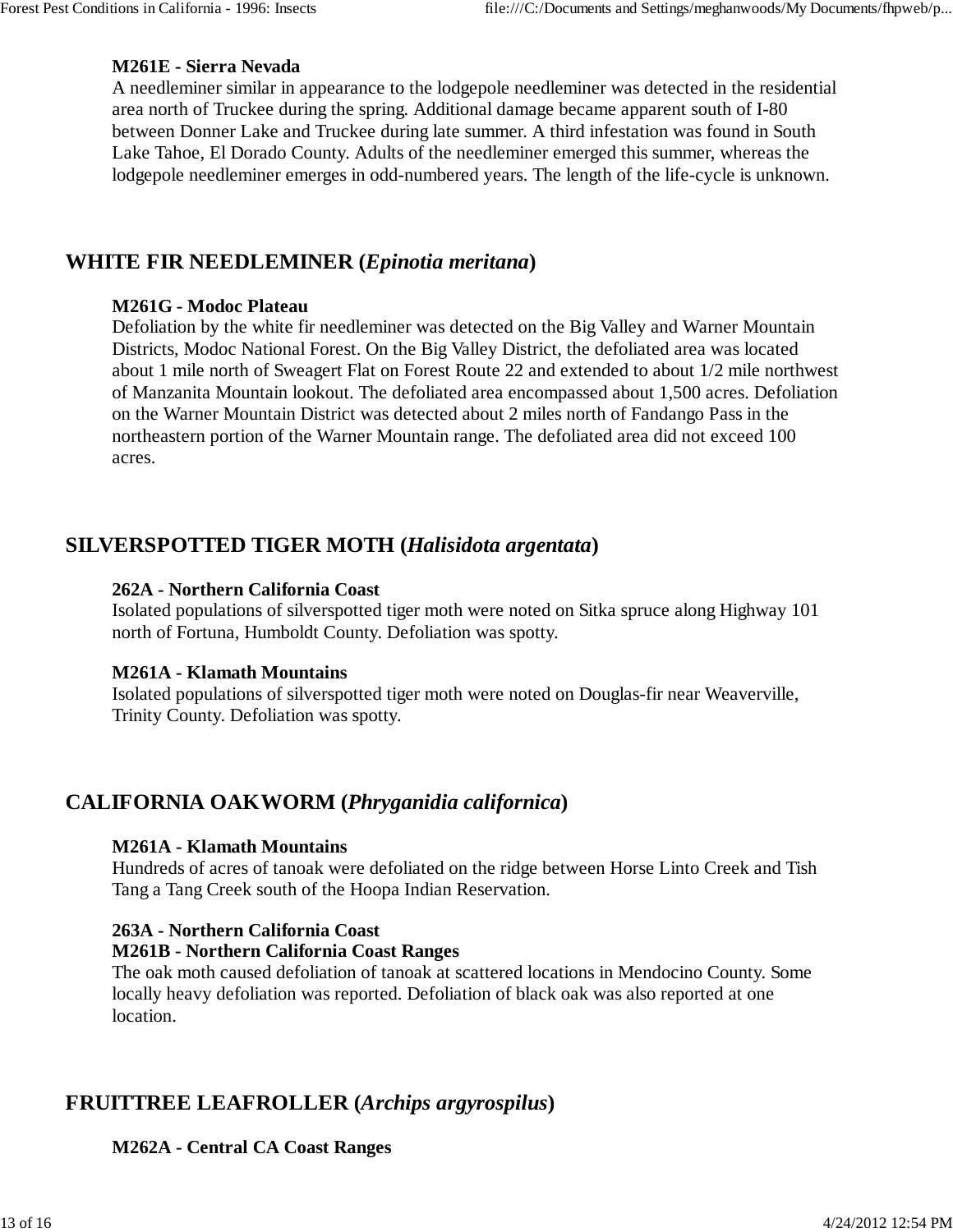**M261E - Sierra Nevada**
A needleminer similar in appearance to the lodgepole needleminer was detected in the residential area north of Truckee during the spring. Additional damage became apparent south of I-80 between Donner Lake and Truckee during late summer. A third infestation was found in South Lake Tahoe, El Dorado County. Adults of the needleminer emerged this summer, whereas the lodgepole needleminer emerges in odd-numbered years. The length of the life-cycle is unknown.

## WHITE FIR NEEDLEMINER (*Epinotia meritana*)

**M261G - Modoc Plateau**
Defoliation by the white fir needleminer was detected on the Big Valley and Warner Mountain Districts, Modoc National Forest. On the Big Valley District, the defoliated area was located about 1 mile north of Sweagert Flat on Forest Route 22 and extended to about 1/2 mile northwest of Manzanita Mountain lookout. The defoliated area encompassed about 1,500 acres. Defoliation on the Warner Mountain District was detected about 2 miles north of Fandango Pass in the northeastern portion of the Warner Mountain range. The defoliated area did not exceed 100 acres.

## SILVERSPOTTED TIGER MOTH (*Halisidota argentata*)

**262A - Northern California Coast**
Isolated populations of silverspotted tiger moth were noted on Sitka spruce along Highway 101 north of Fortuna, Humboldt County. Defoliation was spotty.

**M261A - Klamath Mountains**
Isolated populations of silverspotted tiger moth were noted on Douglas-fir near Weaverville, Trinity County. Defoliation was spotty.

## CALIFORNIA OAKWORM (*Phryganidia californica*)

**M261A - Klamath Mountains**
Hundreds of acres of tanoak were defoliated on the ridge between Horse Linto Creek and Tish Tang a Tang Creek south of the Hoopa Indian Reservation.

**263A - Northern California Coast**
**M261B - Northern California Coast Ranges**
The oak moth caused defoliation of tanoak at scattered locations in Mendocino County. Some locally heavy defoliation was reported. Defoliation of black oak was also reported at one location.

## FRUITTREE LEAFROLLER (*Archips argyrospilus*)

**M262A - Central CA Coast Ranges**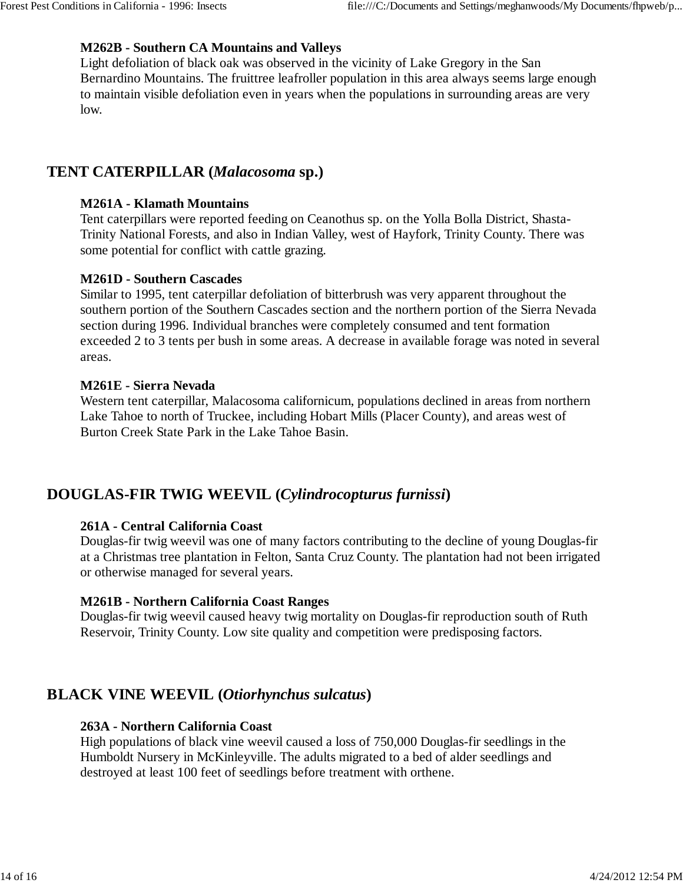**M262B - Southern CA Mountains and Valleys**
Light defoliation of black oak was observed in the vicinity of Lake Gregory in the San Bernardino Mountains. The fruittree leafroller population in this area always seems large enough to maintain visible defoliation even in years when the populations in surrounding areas are very low.

## TENT CATERPILLAR (*Malacosoma* sp.)

**M261A - Klamath Mountains**
Tent caterpillars were reported feeding on Ceanothus sp. on the Yolla Bolla District, Shasta-Trinity National Forests, and also in Indian Valley, west of Hayfork, Trinity County. There was some potential for conflict with cattle grazing.

**M261D - Southern Cascades**
Similar to 1995, tent caterpillar defoliation of bitterbrush was very apparent throughout the southern portion of the Southern Cascades section and the northern portion of the Sierra Nevada section during 1996. Individual branches were completely consumed and tent formation exceeded 2 to 3 tents per bush in some areas. A decrease in available forage was noted in several areas.

**M261E - Sierra Nevada**
Western tent caterpillar, Malacosoma californicum, populations declined in areas from northern Lake Tahoe to north of Truckee, including Hobart Mills (Placer County), and areas west of Burton Creek State Park in the Lake Tahoe Basin.

## DOUGLAS-FIR TWIG WEEVIL (*Cylindrocopturus furnissi*)

**261A - Central California Coast**
Douglas-fir twig weevil was one of many factors contributing to the decline of young Douglas-fir at a Christmas tree plantation in Felton, Santa Cruz County. The plantation had not been irrigated or otherwise managed for several years.

**M261B - Northern California Coast Ranges**
Douglas-fir twig weevil caused heavy twig mortality on Douglas-fir reproduction south of Ruth Reservoir, Trinity County. Low site quality and competition were predisposing factors.

## BLACK VINE WEEVIL (*Otiorhynchus sulcatus*)

**263A - Northern California Coast**
High populations of black vine weevil caused a loss of 750,000 Douglas-fir seedlings in the Humboldt Nursery in McKinleyville. The adults migrated to a bed of alder seedlings and destroyed at least 100 feet of seedlings before treatment with orthene.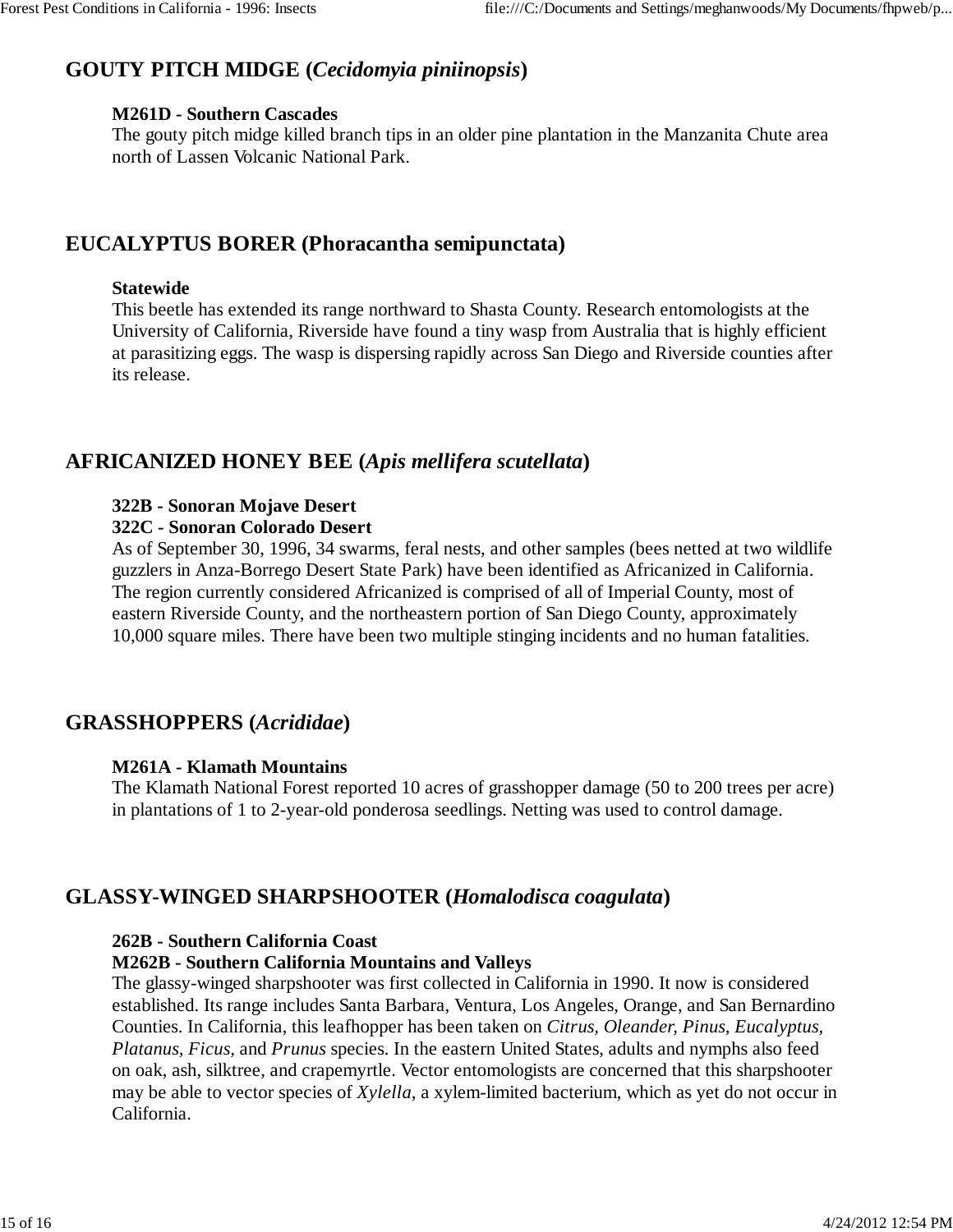## GOUTY PITCH MIDGE (*Cecidomyia piniinopsis*)

**M261D - Southern Cascades**
The gouty pitch midge killed branch tips in an older pine plantation in the Manzanita Chute area north of Lassen Volcanic National Park.

## EUCALYPTUS BORER (Phoracantha semipunctata)

**Statewide**
This beetle has extended its range northward to Shasta County. Research entomologists at the University of California, Riverside have found a tiny wasp from Australia that is highly efficient at parasitizing eggs. The wasp is dispersing rapidly across San Diego and Riverside counties after its release.

## AFRICANIZED HONEY BEE (*Apis mellifera scutellata*)

**322B - Sonoran Mojave Desert**
**322C - Sonoran Colorado Desert**
As of September 30, 1996, 34 swarms, feral nests, and other samples (bees netted at two wildlife guzzlers in Anza-Borrego Desert State Park) have been identified as Africanized in California. The region currently considered Africanized is comprised of all of Imperial County, most of eastern Riverside County, and the northeastern portion of San Diego County, approximately 10,000 square miles. There have been two multiple stinging incidents and no human fatalities.

## GRASSHOPPERS (*Acrididae*)

**M261A - Klamath Mountains**
The Klamath National Forest reported 10 acres of grasshopper damage (50 to 200 trees per acre) in plantations of 1 to 2-year-old ponderosa seedlings. Netting was used to control damage.

## GLASSY-WINGED SHARPSHOOTER (*Homalodisca coagulata*)

**262B - Southern California Coast**
**M262B - Southern California Mountains and Valleys**
The glassy-winged sharpshooter was first collected in California in 1990. It now is considered established. Its range includes Santa Barbara, Ventura, Los Angeles, Orange, and San Bernardino Counties. In California, this leafhopper has been taken on *Citrus, Oleander, Pinus, Eucalyptus, Platanus, Ficus,* and *Prunus* species. In the eastern United States, adults and nymphs also feed on oak, ash, silktree, and crapemyrtle. Vector entomologists are concerned that this sharpshooter may be able to vector species of *Xylella*, a xylem-limited bacterium, which as yet do not occur in California.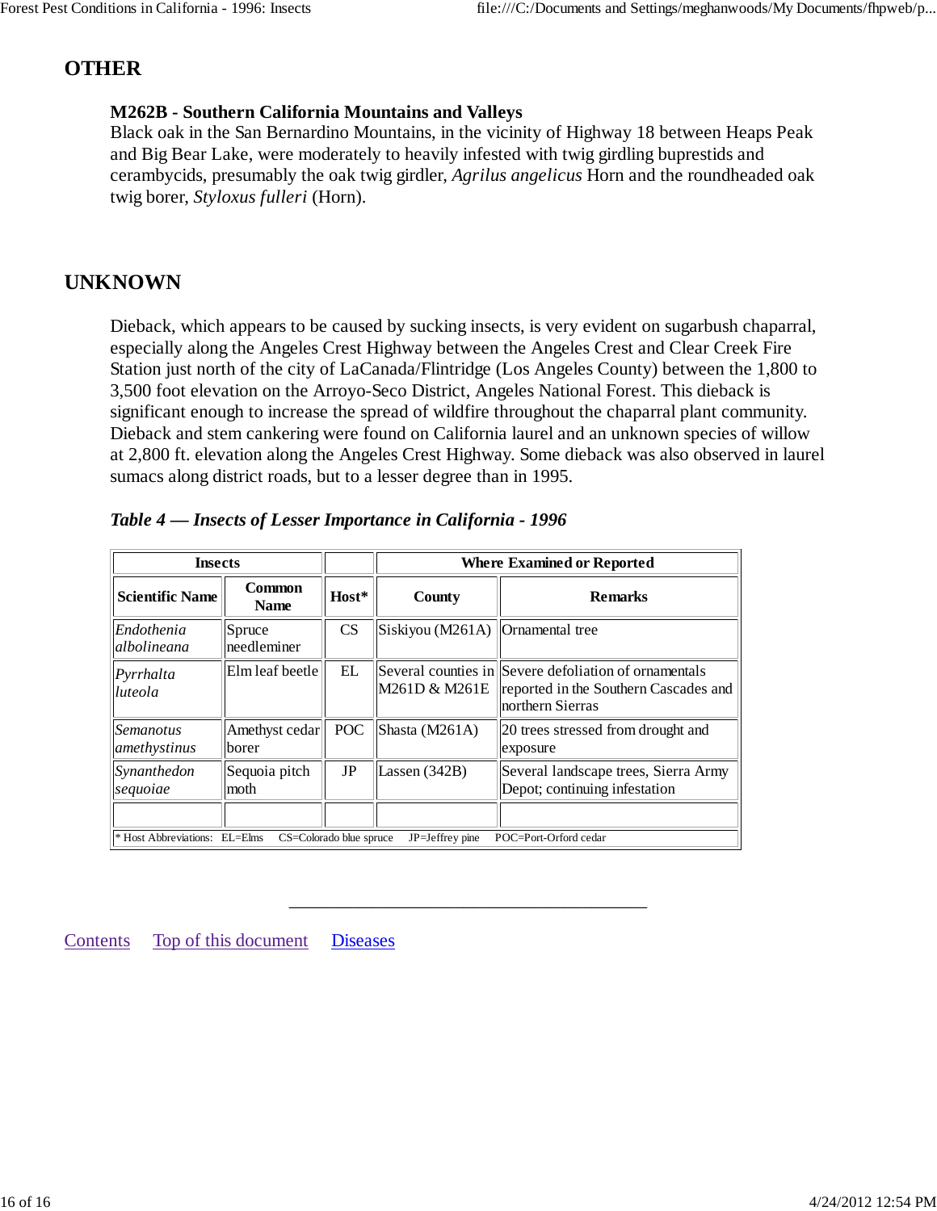## OTHER

**M262B - Southern California Mountains and Valleys**
Black oak in the San Bernardino Mountains, in the vicinity of Highway 18 between Heaps Peak and Big Bear Lake, were moderately to heavily infested with twig girdling buprestids and cerambycids, presumably the oak twig girdler, *Agrilus angelicus* Horn and the roundheaded oak twig borer, *Styloxus fulleri* (Horn).

## UNKNOWN

Dieback, which appears to be caused by sucking insects, is very evident on sugarbush chaparral, especially along the Angeles Crest Highway between the Angeles Crest and Clear Creek Fire Station just north of the city of LaCanada/Flintridge (Los Angeles County) between the 1,800 to 3,500 foot elevation on the Arroyo-Seco District, Angeles National Forest. This dieback is significant enough to increase the spread of wildfire throughout the chaparral plant community. Dieback and stem cankering were found on California laurel and an unknown species of willow at 2,800 ft. elevation along the Angeles Crest Highway. Some dieback was also observed in laurel sumacs along district roads, but to a lesser degree than in 1995.

***Table 4 — Insects of Lesser Importance in California - 1996***

| Insects | | | Where Examined or Reported | |
|---|---|---|---|---|
| Scientific Name | Common Name | Host* | County | Remarks |
| *Endothenia albolineana* | Spruce needleminer | CS | Siskiyou (M261A) | Ornamental tree |
| *Pyrrhalta luteola* | Elm leaf beetle | EL | Several counties in M261D & M261E | Severe defoliation of ornamentals reported in the Southern Cascades and northern Sierras |
| *Semanotus amethystinus* | Amethyst cedar borer | POC | Shasta (M261A) | 20 trees stressed from drought and exposure |
| *Synanthedon sequoiae* | Sequoia pitch moth | JP | Lassen (342B) | Several landscape trees, Sierra Army Depot; continuing infestation |
| | | | | |

* Host Abbreviations: EL=Elms CS=Colorado blue spruce JP=Jeffrey pine POC=Port-Orford cedar

---

Contents Top of this document Diseases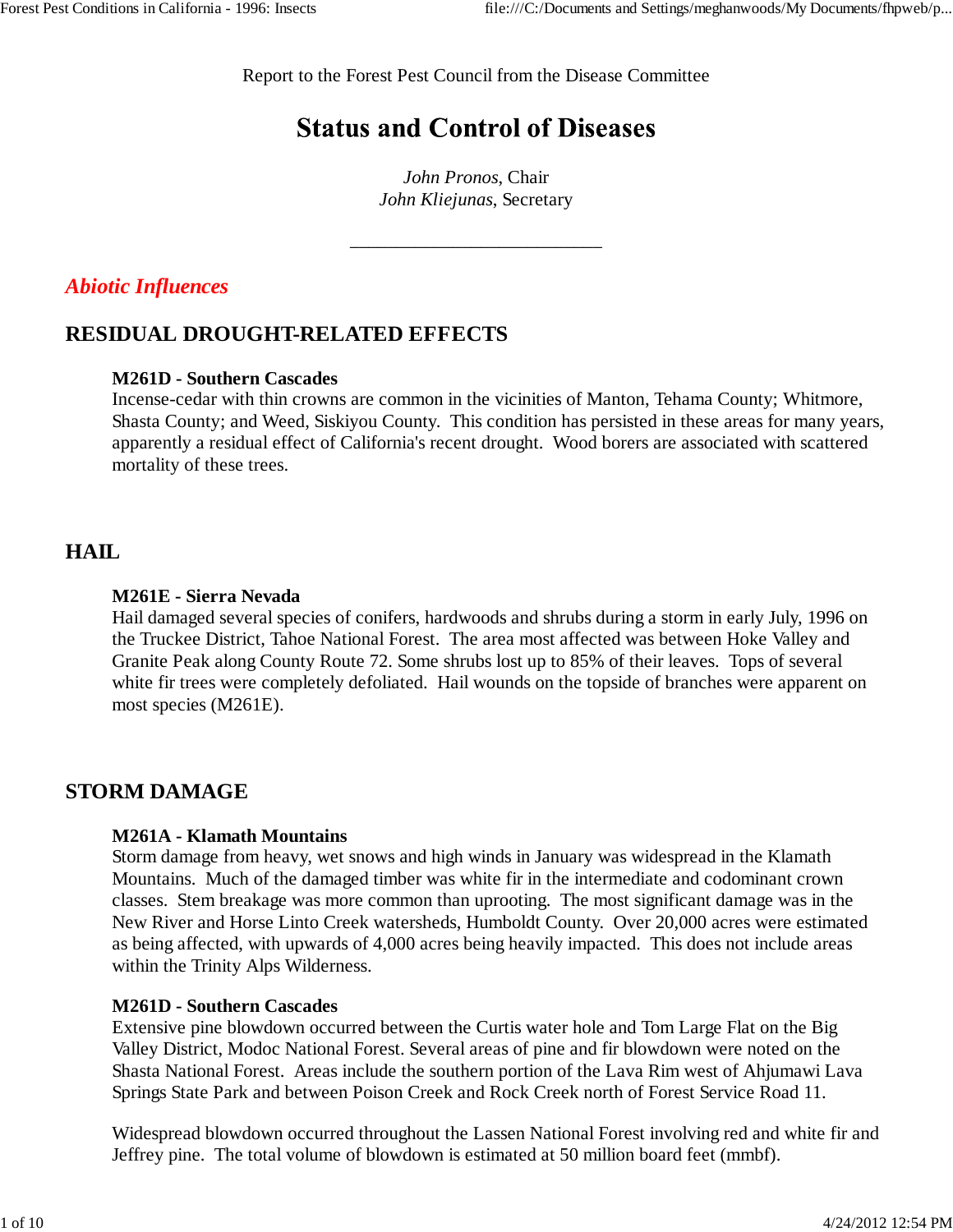Report to the Forest Pest Council from the Disease Committee

# Status and Control of Diseases

*John Pronos*, Chair
*John Kliejunas*, Secretary

---

## *Abiotic Influences*

### RESIDUAL DROUGHT-RELATED EFFECTS

**M261D - Southern Cascades**
Incense-cedar with thin crowns are common in the vicinities of Manton, Tehama County; Whitmore, Shasta County; and Weed, Siskiyou County. This condition has persisted in these areas for many years, apparently a residual effect of California's recent drought. Wood borers are associated with scattered mortality of these trees.

### HAIL

**M261E - Sierra Nevada**
Hail damaged several species of conifers, hardwoods and shrubs during a storm in early July, 1996 on the Truckee District, Tahoe National Forest. The area most affected was between Hoke Valley and Granite Peak along County Route 72. Some shrubs lost up to 85% of their leaves. Tops of several white fir trees were completely defoliated. Hail wounds on the topside of branches were apparent on most species (M261E).

### STORM DAMAGE

**M261A - Klamath Mountains**
Storm damage from heavy, wet snows and high winds in January was widespread in the Klamath Mountains. Much of the damaged timber was white fir in the intermediate and codominant crown classes. Stem breakage was more common than uprooting. The most significant damage was in the New River and Horse Linto Creek watersheds, Humboldt County. Over 20,000 acres were estimated as being affected, with upwards of 4,000 acres being heavily impacted. This does not include areas within the Trinity Alps Wilderness.

**M261D - Southern Cascades**
Extensive pine blowdown occurred between the Curtis water hole and Tom Large Flat on the Big Valley District, Modoc National Forest. Several areas of pine and fir blowdown were noted on the Shasta National Forest. Areas include the southern portion of the Lava Rim west of Ahjumawi Lava Springs State Park and between Poison Creek and Rock Creek north of Forest Service Road 11.

Widespread blowdown occurred throughout the Lassen National Forest involving red and white fir and Jeffrey pine. The total volume of blowdown is estimated at 50 million board feet (mmbf).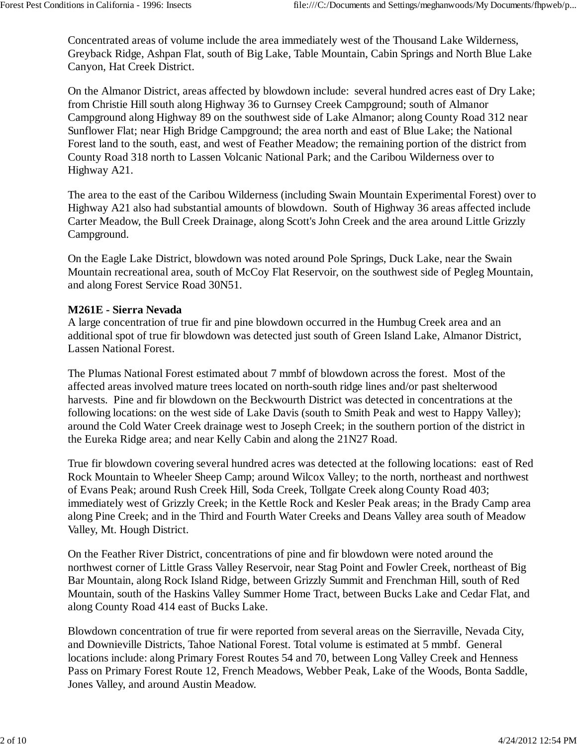Concentrated areas of volume include the area immediately west of the Thousand Lake Wilderness, Greyback Ridge, Ashpan Flat, south of Big Lake, Table Mountain, Cabin Springs and North Blue Lake Canyon, Hat Creek District.

On the Almanor District, areas affected by blowdown include: several hundred acres east of Dry Lake; from Christie Hill south along Highway 36 to Gurnsey Creek Campground; south of Almanor Campground along Highway 89 on the southwest side of Lake Almanor; along County Road 312 near Sunflower Flat; near High Bridge Campground; the area north and east of Blue Lake; the National Forest land to the south, east, and west of Feather Meadow; the remaining portion of the district from County Road 318 north to Lassen Volcanic National Park; and the Caribou Wilderness over to Highway A21.

The area to the east of the Caribou Wilderness (including Swain Mountain Experimental Forest) over to Highway A21 also had substantial amounts of blowdown. South of Highway 36 areas affected include Carter Meadow, the Bull Creek Drainage, along Scott's John Creek and the area around Little Grizzly Campground.

On the Eagle Lake District, blowdown was noted around Pole Springs, Duck Lake, near the Swain Mountain recreational area, south of McCoy Flat Reservoir, on the southwest side of Pegleg Mountain, and along Forest Service Road 30N51.

**M261E - Sierra Nevada**
A large concentration of true fir and pine blowdown occurred in the Humbug Creek area and an additional spot of true fir blowdown was detected just south of Green Island Lake, Almanor District, Lassen National Forest.

The Plumas National Forest estimated about 7 mmbf of blowdown across the forest. Most of the affected areas involved mature trees located on north-south ridge lines and/or past shelterwood harvests. Pine and fir blowdown on the Beckwourth District was detected in concentrations at the following locations: on the west side of Lake Davis (south to Smith Peak and west to Happy Valley); around the Cold Water Creek drainage west to Joseph Creek; in the southern portion of the district in the Eureka Ridge area; and near Kelly Cabin and along the 21N27 Road.

True fir blowdown covering several hundred acres was detected at the following locations: east of Red Rock Mountain to Wheeler Sheep Camp; around Wilcox Valley; to the north, northeast and northwest of Evans Peak; around Rush Creek Hill, Soda Creek, Tollgate Creek along County Road 403; immediately west of Grizzly Creek; in the Kettle Rock and Kesler Peak areas; in the Brady Camp area along Pine Creek; and in the Third and Fourth Water Creeks and Deans Valley area south of Meadow Valley, Mt. Hough District.

On the Feather River District, concentrations of pine and fir blowdown were noted around the northwest corner of Little Grass Valley Reservoir, near Stag Point and Fowler Creek, northeast of Big Bar Mountain, along Rock Island Ridge, between Grizzly Summit and Frenchman Hill, south of Red Mountain, south of the Haskins Valley Summer Home Tract, between Bucks Lake and Cedar Flat, and along County Road 414 east of Bucks Lake.

Blowdown concentration of true fir were reported from several areas on the Sierraville, Nevada City, and Downieville Districts, Tahoe National Forest. Total volume is estimated at 5 mmbf. General locations include: along Primary Forest Routes 54 and 70, between Long Valley Creek and Henness Pass on Primary Forest Route 12, French Meadows, Webber Peak, Lake of the Woods, Bonta Saddle, Jones Valley, and around Austin Meadow.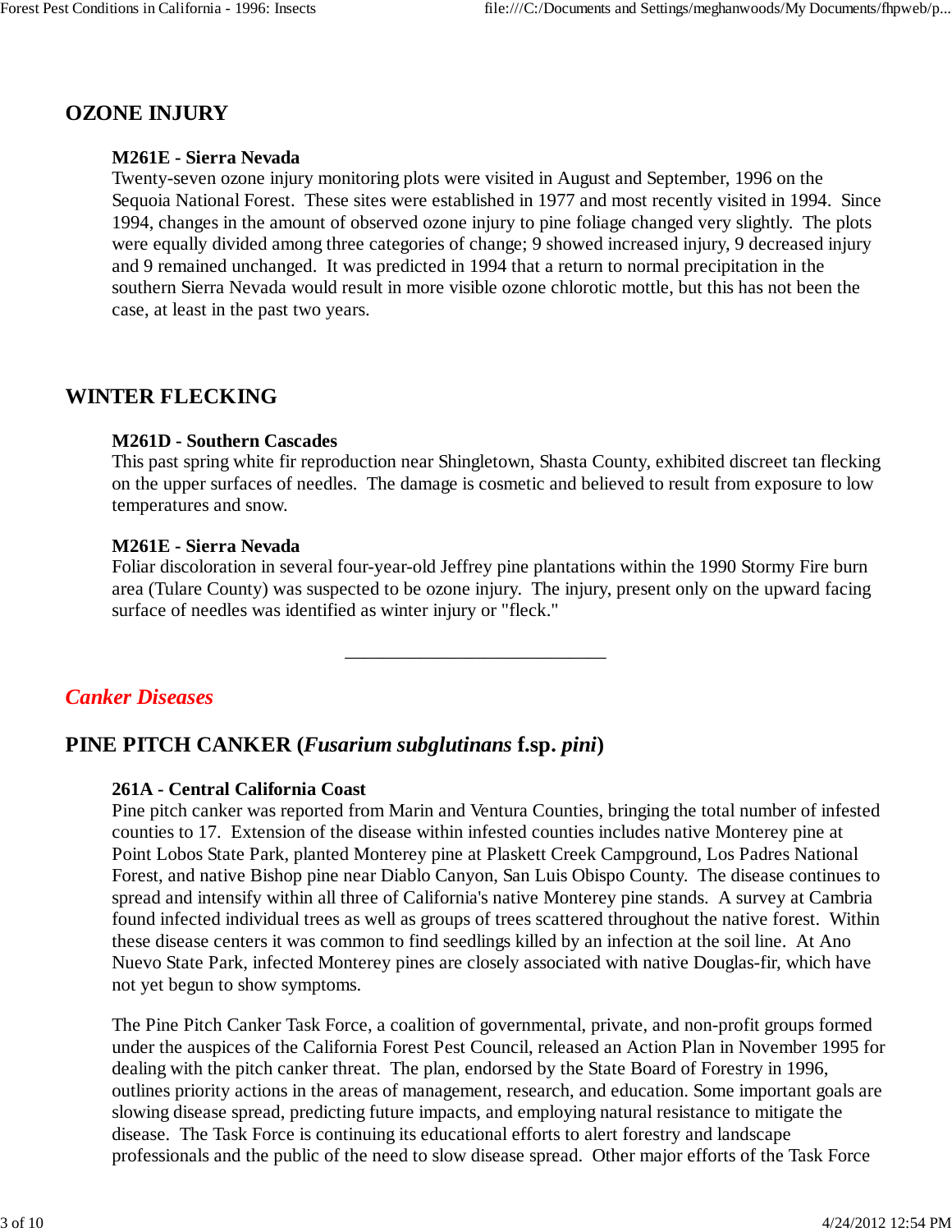## OZONE INJURY

**M261E - Sierra Nevada**

Twenty-seven ozone injury monitoring plots were visited in August and September, 1996 on the Sequoia National Forest. These sites were established in 1977 and most recently visited in 1994. Since 1994, changes in the amount of observed ozone injury to pine foliage changed very slightly. The plots were equally divided among three categories of change; 9 showed increased injury, 9 decreased injury and 9 remained unchanged. It was predicted in 1994 that a return to normal precipitation in the southern Sierra Nevada would result in more visible ozone chlorotic mottle, but this has not been the case, at least in the past two years.

## WINTER FLECKING

**M261D - Southern Cascades**

This past spring white fir reproduction near Shingletown, Shasta County, exhibited discreet tan flecking on the upper surfaces of needles. The damage is cosmetic and believed to result from exposure to low temperatures and snow.

**M261E - Sierra Nevada**

Foliar discoloration in several four-year-old Jeffrey pine plantations within the 1990 Stormy Fire burn area (Tulare County) was suspected to be ozone injury. The injury, present only on the upward facing surface of needles was identified as winter injury or "fleck."

---

# *Canker Diseases*

## PINE PITCH CANKER (*Fusarium subglutinans* f.sp. *pini*)

**261A - Central California Coast**

Pine pitch canker was reported from Marin and Ventura Counties, bringing the total number of infested counties to 17. Extension of the disease within infested counties includes native Monterey pine at Point Lobos State Park, planted Monterey pine at Plaskett Creek Campground, Los Padres National Forest, and native Bishop pine near Diablo Canyon, San Luis Obispo County. The disease continues to spread and intensify within all three of California's native Monterey pine stands. A survey at Cambria found infected individual trees as well as groups of trees scattered throughout the native forest. Within these disease centers it was common to find seedlings killed by an infection at the soil line. At Ano Nuevo State Park, infected Monterey pines are closely associated with native Douglas-fir, which have not yet begun to show symptoms.

The Pine Pitch Canker Task Force, a coalition of governmental, private, and non-profit groups formed under the auspices of the California Forest Pest Council, released an Action Plan in November 1995 for dealing with the pitch canker threat. The plan, endorsed by the State Board of Forestry in 1996, outlines priority actions in the areas of management, research, and education. Some important goals are slowing disease spread, predicting future impacts, and employing natural resistance to mitigate the disease. The Task Force is continuing its educational efforts to alert forestry and landscape professionals and the public of the need to slow disease spread. Other major efforts of the Task Force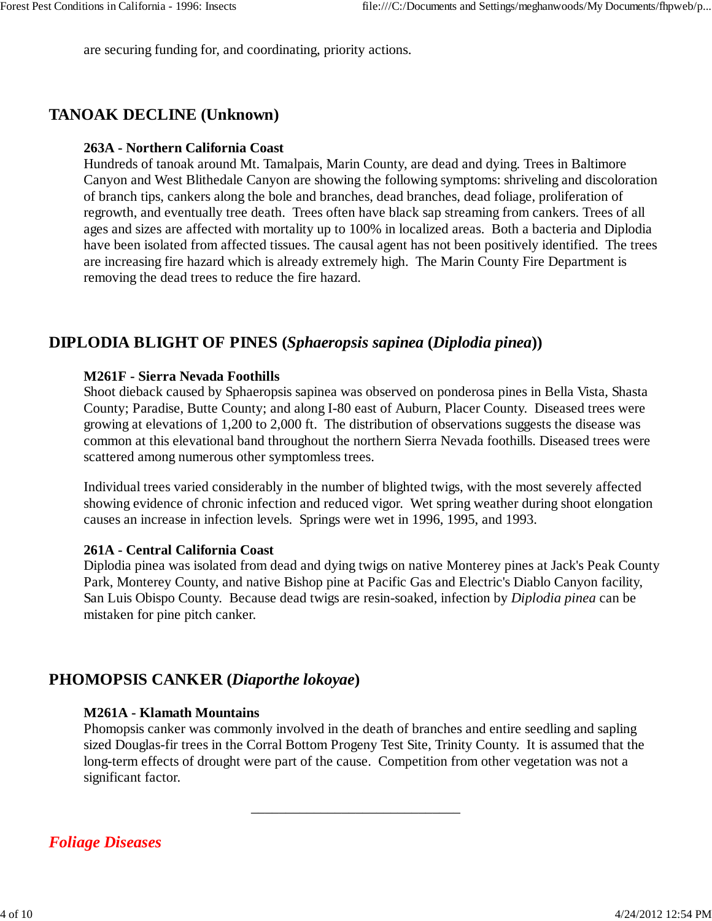are securing funding for, and coordinating, priority actions.

## TANOAK DECLINE (Unknown)

**263A - Northern California Coast**
Hundreds of tanoak around Mt. Tamalpais, Marin County, are dead and dying. Trees in Baltimore Canyon and West Blithedale Canyon are showing the following symptoms: shriveling and discoloration of branch tips, cankers along the bole and branches, dead branches, dead foliage, proliferation of regrowth, and eventually tree death. Trees often have black sap streaming from cankers. Trees of all ages and sizes are affected with mortality up to 100% in localized areas. Both a bacteria and Diplodia have been isolated from affected tissues. The causal agent has not been positively identified. The trees are increasing fire hazard which is already extremely high. The Marin County Fire Department is removing the dead trees to reduce the fire hazard.

## DIPLODIA BLIGHT OF PINES (*Sphaeropsis sapinea* (*Diplodia pinea*))

**M261F - Sierra Nevada Foothills**
Shoot dieback caused by Sphaeropsis sapinea was observed on ponderosa pines in Bella Vista, Shasta County; Paradise, Butte County; and along I-80 east of Auburn, Placer County. Diseased trees were growing at elevations of 1,200 to 2,000 ft. The distribution of observations suggests the disease was common at this elevational band throughout the northern Sierra Nevada foothills. Diseased trees were scattered among numerous other symptomless trees.

Individual trees varied considerably in the number of blighted twigs, with the most severely affected showing evidence of chronic infection and reduced vigor. Wet spring weather during shoot elongation causes an increase in infection levels. Springs were wet in 1996, 1995, and 1993.

**261A - Central California Coast**
Diplodia pinea was isolated from dead and dying twigs on native Monterey pines at Jack's Peak County Park, Monterey County, and native Bishop pine at Pacific Gas and Electric's Diablo Canyon facility, San Luis Obispo County. Because dead twigs are resin-soaked, infection by *Diplodia pinea* can be mistaken for pine pitch canker.

## PHOMOPSIS CANKER (*Diaporthe lokoyae*)

**M261A - Klamath Mountains**
Phomopsis canker was commonly involved in the death of branches and entire seedling and sapling sized Douglas-fir trees in the Corral Bottom Progeny Test Site, Trinity County. It is assumed that the long-term effects of drought were part of the cause. Competition from other vegetation was not a significant factor.

---

## *Foliage Diseases*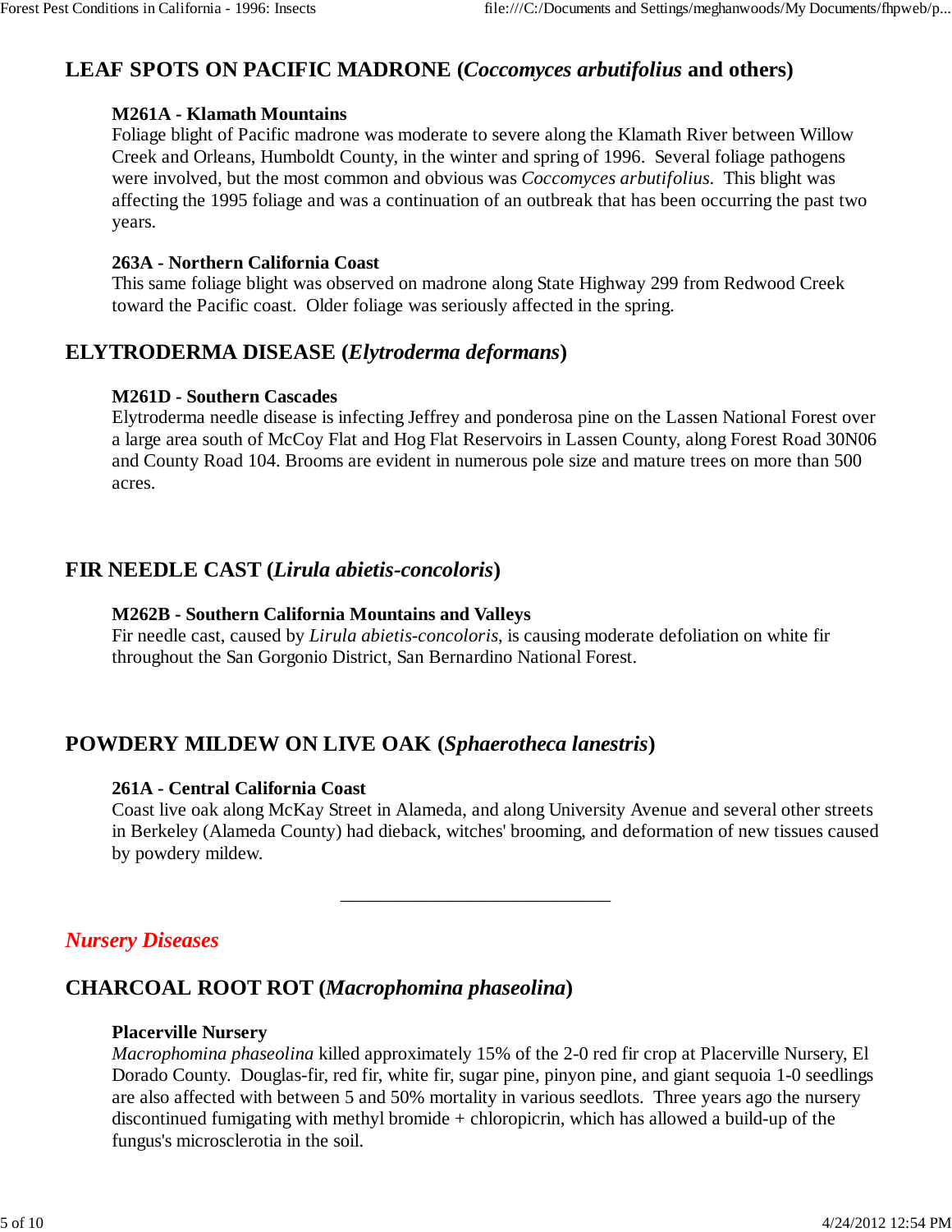## LEAF SPOTS ON PACIFIC MADRONE (*Coccomyces arbutifolius* and others)

**M261A - Klamath Mountains**

Foliage blight of Pacific madrone was moderate to severe along the Klamath River between Willow Creek and Orleans, Humboldt County, in the winter and spring of 1996. Several foliage pathogens were involved, but the most common and obvious was *Coccomyces arbutifolius*. This blight was affecting the 1995 foliage and was a continuation of an outbreak that has been occurring the past two years.

**263A - Northern California Coast**

This same foliage blight was observed on madrone along State Highway 299 from Redwood Creek toward the Pacific coast. Older foliage was seriously affected in the spring.

## ELYTRODERMA DISEASE (*Elytroderma deformans*)

**M261D - Southern Cascades**

Elytroderma needle disease is infecting Jeffrey and ponderosa pine on the Lassen National Forest over a large area south of McCoy Flat and Hog Flat Reservoirs in Lassen County, along Forest Road 30N06 and County Road 104. Brooms are evident in numerous pole size and mature trees on more than 500 acres.

## FIR NEEDLE CAST (*Lirula abietis-concoloris*)

**M262B - Southern California Mountains and Valleys**

Fir needle cast, caused by *Lirula abietis-concoloris*, is causing moderate defoliation on white fir throughout the San Gorgonio District, San Bernardino National Forest.

## POWDERY MILDEW ON LIVE OAK (*Sphaerotheca lanestris*)

**261A - Central California Coast**

Coast live oak along McKay Street in Alameda, and along University Avenue and several other streets in Berkeley (Alameda County) had dieback, witches' brooming, and deformation of new tissues caused by powdery mildew.

---

# *Nursery Diseases*

## CHARCOAL ROOT ROT (*Macrophomina phaseolina*)

**Placerville Nursery**

*Macrophomina phaseolina* killed approximately 15% of the 2-0 red fir crop at Placerville Nursery, El Dorado County. Douglas-fir, red fir, white fir, sugar pine, pinyon pine, and giant sequoia 1-0 seedlings are also affected with between 5 and 50% mortality in various seedlots. Three years ago the nursery discontinued fumigating with methyl bromide + chloropicrin, which has allowed a build-up of the fungus's microsclerotia in the soil.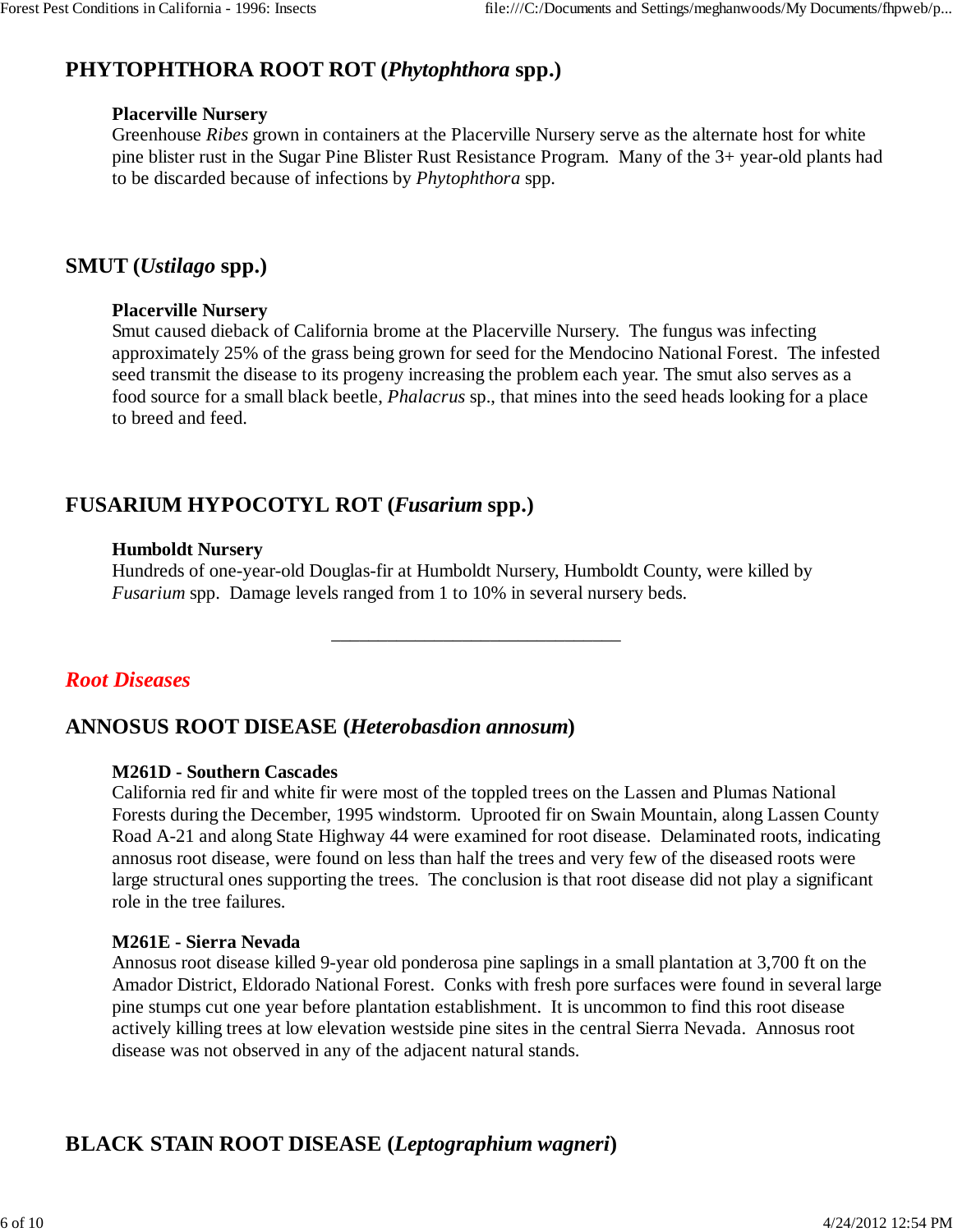## PHYTOPHTHORA ROOT ROT (*Phytophthora* spp.)

**Placerville Nursery**
Greenhouse *Ribes* grown in containers at the Placerville Nursery serve as the alternate host for white pine blister rust in the Sugar Pine Blister Rust Resistance Program. Many of the 3+ year-old plants had to be discarded because of infections by *Phytophthora* spp.

## SMUT (*Ustilago* spp.)

**Placerville Nursery**
Smut caused dieback of California brome at the Placerville Nursery. The fungus was infecting approximately 25% of the grass being grown for seed for the Mendocino National Forest. The infested seed transmit the disease to its progeny increasing the problem each year. The smut also serves as a food source for a small black beetle, *Phalacrus* sp., that mines into the seed heads looking for a place to breed and feed.

## FUSARIUM HYPOCOTYL ROT (*Fusarium* spp.)

**Humboldt Nursery**
Hundreds of one-year-old Douglas-fir at Humboldt Nursery, Humboldt County, were killed by *Fusarium* spp. Damage levels ranged from 1 to 10% in several nursery beds.

---

# *Root Diseases*

## ANNOSUS ROOT DISEASE (*Heterobasdion annosum*)

**M261D - Southern Cascades**
California red fir and white fir were most of the toppled trees on the Lassen and Plumas National Forests during the December, 1995 windstorm. Uprooted fir on Swain Mountain, along Lassen County Road A-21 and along State Highway 44 were examined for root disease. Delaminated roots, indicating annosus root disease, were found on less than half the trees and very few of the diseased roots were large structural ones supporting the trees. The conclusion is that root disease did not play a significant role in the tree failures.

**M261E - Sierra Nevada**
Annosus root disease killed 9-year old ponderosa pine saplings in a small plantation at 3,700 ft on the Amador District, Eldorado National Forest. Conks with fresh pore surfaces were found in several large pine stumps cut one year before plantation establishment. It is uncommon to find this root disease actively killing trees at low elevation westside pine sites in the central Sierra Nevada. Annosus root disease was not observed in any of the adjacent natural stands.

## BLACK STAIN ROOT DISEASE (*Leptographium wagneri*)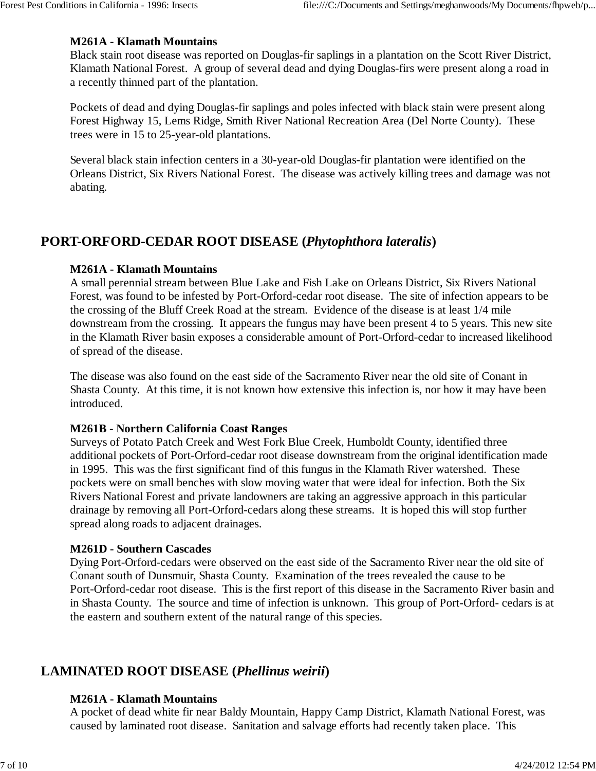### M261A - Klamath Mountains

Black stain root disease was reported on Douglas-fir saplings in a plantation on the Scott River District, Klamath National Forest. A group of several dead and dying Douglas-firs were present along a road in a recently thinned part of the plantation.

Pockets of dead and dying Douglas-fir saplings and poles infected with black stain were present along Forest Highway 15, Lems Ridge, Smith River National Recreation Area (Del Norte County). These trees were in 15 to 25-year-old plantations.

Several black stain infection centers in a 30-year-old Douglas-fir plantation were identified on the Orleans District, Six Rivers National Forest. The disease was actively killing trees and damage was not abating.

## PORT-ORFORD-CEDAR ROOT DISEASE (*Phytophthora lateralis*)

### M261A - Klamath Mountains

A small perennial stream between Blue Lake and Fish Lake on Orleans District, Six Rivers National Forest, was found to be infested by Port-Orford-cedar root disease. The site of infection appears to be the crossing of the Bluff Creek Road at the stream. Evidence of the disease is at least 1/4 mile downstream from the crossing. It appears the fungus may have been present 4 to 5 years. This new site in the Klamath River basin exposes a considerable amount of Port-Orford-cedar to increased likelihood of spread of the disease.

The disease was also found on the east side of the Sacramento River near the old site of Conant in Shasta County. At this time, it is not known how extensive this infection is, nor how it may have been introduced.

### M261B - Northern California Coast Ranges

Surveys of Potato Patch Creek and West Fork Blue Creek, Humboldt County, identified three additional pockets of Port-Orford-cedar root disease downstream from the original identification made in 1995. This was the first significant find of this fungus in the Klamath River watershed. These pockets were on small benches with slow moving water that were ideal for infection. Both the Six Rivers National Forest and private landowners are taking an aggressive approach in this particular drainage by removing all Port-Orford-cedars along these streams. It is hoped this will stop further spread along roads to adjacent drainages.

### M261D - Southern Cascades

Dying Port-Orford-cedars were observed on the east side of the Sacramento River near the old site of Conant south of Dunsmuir, Shasta County. Examination of the trees revealed the cause to be Port-Orford-cedar root disease. This is the first report of this disease in the Sacramento River basin and in Shasta County. The source and time of infection is unknown. This group of Port-Orford- cedars is at the eastern and southern extent of the natural range of this species.

## LAMINATED ROOT DISEASE (*Phellinus weirii*)

### M261A - Klamath Mountains

A pocket of dead white fir near Baldy Mountain, Happy Camp District, Klamath National Forest, was caused by laminated root disease. Sanitation and salvage efforts had recently taken place. This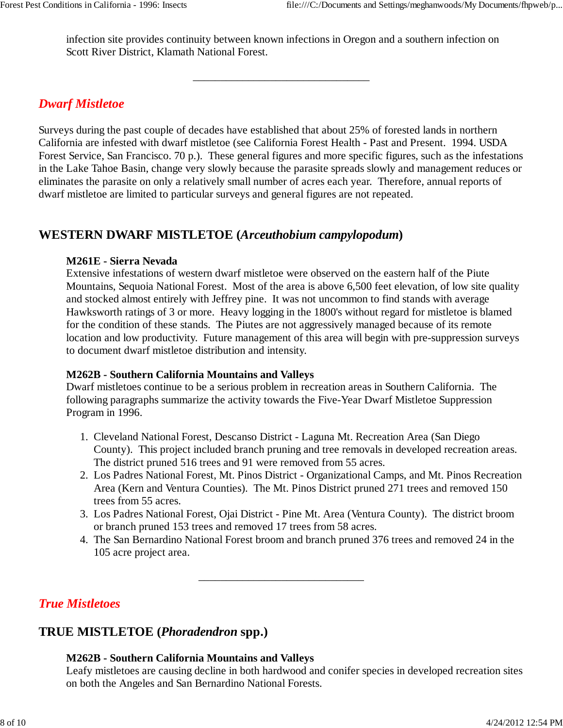infection site provides continuity between known infections in Oregon and a southern infection on Scott River District, Klamath National Forest.

---

## *Dwarf Mistletoe*

Surveys during the past couple of decades have established that about 25% of forested lands in northern California are infested with dwarf mistletoe (see California Forest Health - Past and Present. 1994. USDA Forest Service, San Francisco. 70 p.). These general figures and more specific figures, such as the infestations in the Lake Tahoe Basin, change very slowly because the parasite spreads slowly and management reduces or eliminates the parasite on only a relatively small number of acres each year. Therefore, annual reports of dwarf mistletoe are limited to particular surveys and general figures are not repeated.

### WESTERN DWARF MISTLETOE (*Arceuthobium campylopodum*)

**M261E - Sierra Nevada**
Extensive infestations of western dwarf mistletoe were observed on the eastern half of the Piute Mountains, Sequoia National Forest. Most of the area is above 6,500 feet elevation, of low site quality and stocked almost entirely with Jeffrey pine. It was not uncommon to find stands with average Hawksworth ratings of 3 or more. Heavy logging in the 1800's without regard for mistletoe is blamed for the condition of these stands. The Piutes are not aggressively managed because of its remote location and low productivity. Future management of this area will begin with pre-suppression surveys to document dwarf mistletoe distribution and intensity.

**M262B - Southern California Mountains and Valleys**
Dwarf mistletoes continue to be a serious problem in recreation areas in Southern California. The following paragraphs summarize the activity towards the Five-Year Dwarf Mistletoe Suppression Program in 1996.

1. Cleveland National Forest, Descanso District - Laguna Mt. Recreation Area (San Diego County). This project included branch pruning and tree removals in developed recreation areas. The district pruned 516 trees and 91 were removed from 55 acres.
2. Los Padres National Forest, Mt. Pinos District - Organizational Camps, and Mt. Pinos Recreation Area (Kern and Ventura Counties). The Mt. Pinos District pruned 271 trees and removed 150 trees from 55 acres.
3. Los Padres National Forest, Ojai District - Pine Mt. Area (Ventura County). The district broom or branch pruned 153 trees and removed 17 trees from 58 acres.
4. The San Bernardino National Forest broom and branch pruned 376 trees and removed 24 in the 105 acre project area.

---

## *True Mistletoes*

### TRUE MISTLETOE (*Phoradendron* spp.)

**M262B - Southern California Mountains and Valleys**
Leafy mistletoes are causing decline in both hardwood and conifer species in developed recreation sites on both the Angeles and San Bernardino National Forests.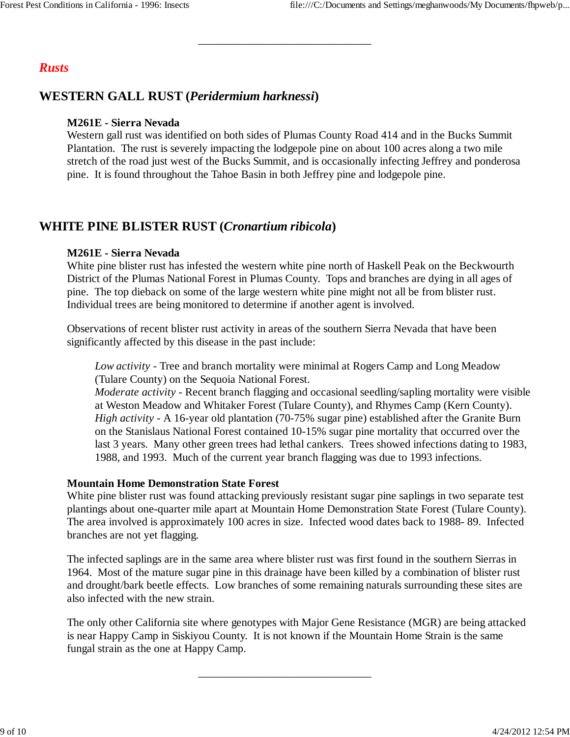---

## *Rusts*

### WESTERN GALL RUST (*Peridermium harknessi*)

**M261E - Sierra Nevada**
Western gall rust was identified on both sides of Plumas County Road 414 and in the Bucks Summit Plantation. The rust is severely impacting the lodgepole pine on about 100 acres along a two mile stretch of the road just west of the Bucks Summit, and is occasionally infecting Jeffrey and ponderosa pine. It is found throughout the Tahoe Basin in both Jeffrey pine and lodgepole pine.

### WHITE PINE BLISTER RUST (*Cronartium ribicola*)

**M261E - Sierra Nevada**
White pine blister rust has infested the western white pine north of Haskell Peak on the Beckwourth District of the Plumas National Forest in Plumas County. Tops and branches are dying in all ages of pine. The top dieback on some of the large western white pine might not all be from blister rust. Individual trees are being monitored to determine if another agent is involved.

Observations of recent blister rust activity in areas of the southern Sierra Nevada that have been significantly affected by this disease in the past include:

*Low activity* - Tree and branch mortality were minimal at Rogers Camp and Long Meadow (Tulare County) on the Sequoia National Forest.
*Moderate activity* - Recent branch flagging and occasional seedling/sapling mortality were visible at Weston Meadow and Whitaker Forest (Tulare County), and Rhymes Camp (Kern County).
*High activity* - A 16-year old plantation (70-75% sugar pine) established after the Granite Burn on the Stanislaus National Forest contained 10-15% sugar pine mortality that occurred over the last 3 years. Many other green trees had lethal cankers. Trees showed infections dating to 1983, 1988, and 1993. Much of the current year branch flagging was due to 1993 infections.

**Mountain Home Demonstration State Forest**
White pine blister rust was found attacking previously resistant sugar pine saplings in two separate test plantings about one-quarter mile apart at Mountain Home Demonstration State Forest (Tulare County). The area involved is approximately 100 acres in size. Infected wood dates back to 1988- 89. Infected branches are not yet flagging.

The infected saplings are in the same area where blister rust was first found in the southern Sierras in 1964. Most of the mature sugar pine in this drainage have been killed by a combination of blister rust and drought/bark beetle effects. Low branches of some remaining naturals surrounding these sites are also infected with the new strain.

The only other California site where genotypes with Major Gene Resistance (MGR) are being attacked is near Happy Camp in Siskiyou County. It is not known if the Mountain Home Strain is the same fungal strain as the one at Happy Camp.

---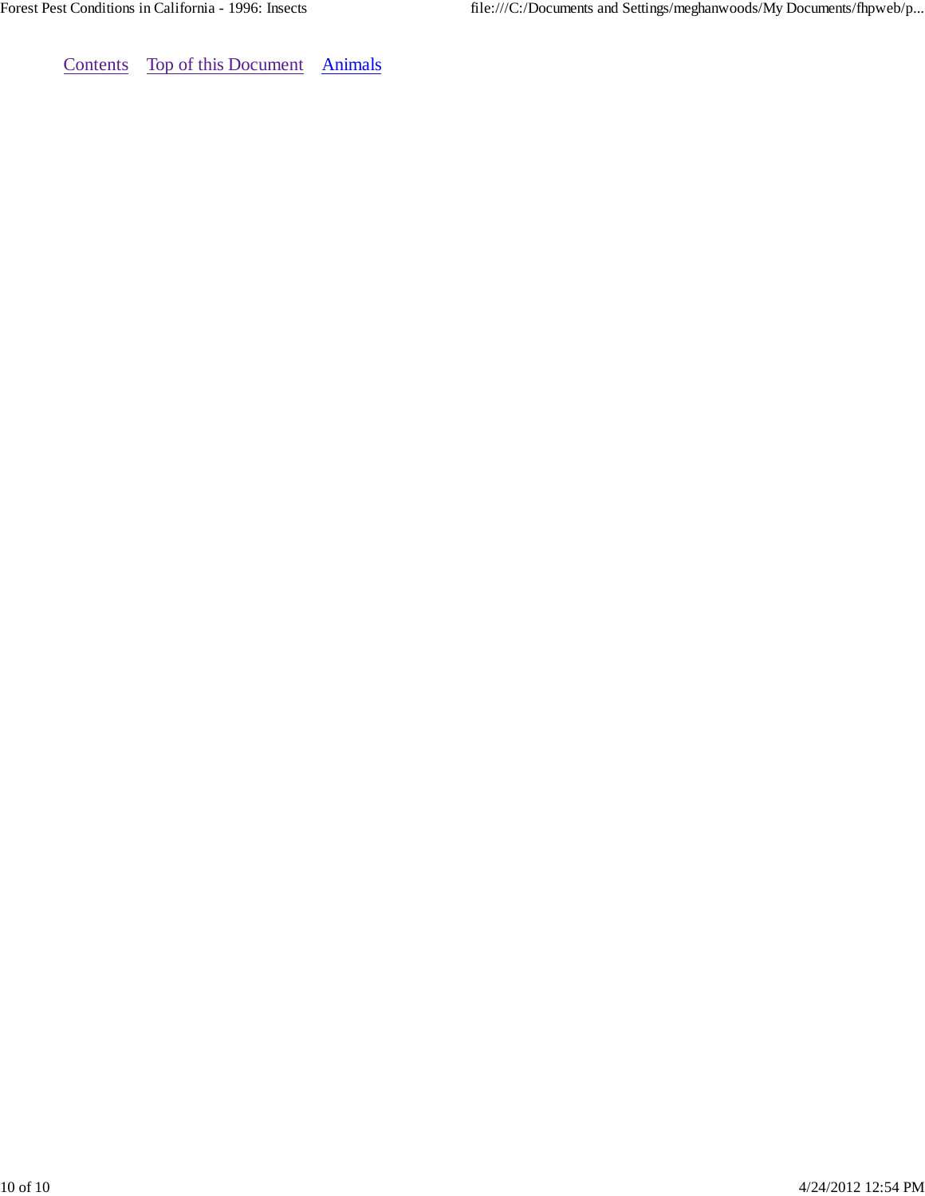Contents    Top of this Document    Animals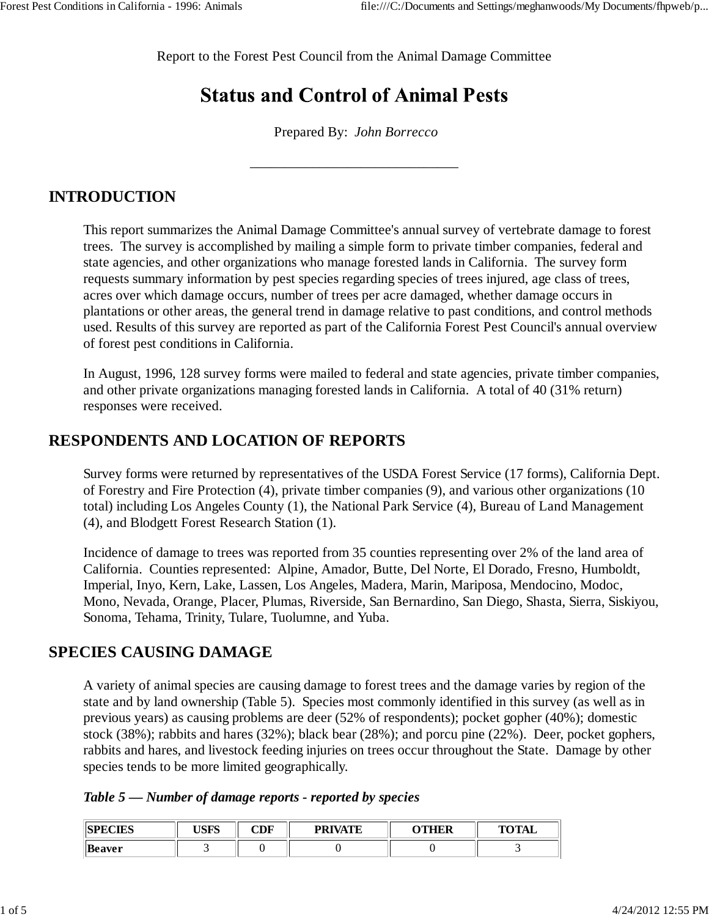Report to the Forest Pest Council from the Animal Damage Committee

# Status and Control of Animal Pests

Prepared By: *John Borrecco*

---

## INTRODUCTION

This report summarizes the Animal Damage Committee's annual survey of vertebrate damage to forest trees. The survey is accomplished by mailing a simple form to private timber companies, federal and state agencies, and other organizations who manage forested lands in California. The survey form requests summary information by pest species regarding species of trees injured, age class of trees, acres over which damage occurs, number of trees per acre damaged, whether damage occurs in plantations or other areas, the general trend in damage relative to past conditions, and control methods used. Results of this survey are reported as part of the California Forest Pest Council's annual overview of forest pest conditions in California.

In August, 1996, 128 survey forms were mailed to federal and state agencies, private timber companies, and other private organizations managing forested lands in California. A total of 40 (31% return) responses were received.

## RESPONDENTS AND LOCATION OF REPORTS

Survey forms were returned by representatives of the USDA Forest Service (17 forms), California Dept. of Forestry and Fire Protection (4), private timber companies (9), and various other organizations (10 total) including Los Angeles County (1), the National Park Service (4), Bureau of Land Management (4), and Blodgett Forest Research Station (1).

Incidence of damage to trees was reported from 35 counties representing over 2% of the land area of California. Counties represented: Alpine, Amador, Butte, Del Norte, El Dorado, Fresno, Humboldt, Imperial, Inyo, Kern, Lake, Lassen, Los Angeles, Madera, Marin, Mariposa, Mendocino, Modoc, Mono, Nevada, Orange, Placer, Plumas, Riverside, San Bernardino, San Diego, Shasta, Sierra, Siskiyou, Sonoma, Tehama, Trinity, Tulare, Tuolumne, and Yuba.

## SPECIES CAUSING DAMAGE

A variety of animal species are causing damage to forest trees and the damage varies by region of the state and by land ownership (Table 5). Species most commonly identified in this survey (as well as in previous years) as causing problems are deer (52% of respondents); pocket gopher (40%); domestic stock (38%); rabbits and hares (32%); black bear (28%); and porcu pine (22%). Deer, pocket gophers, rabbits and hares, and livestock feeding injuries on trees occur throughout the State. Damage by other species tends to be more limited geographically.

***Table 5 — Number of damage reports - reported by species***

| SPECIES | USFS | CDF | PRIVATE | OTHER | TOTAL |
|---|---|---|---|---|---|
| **Beaver** | 3 | 0 | 0 | 0 | 3 |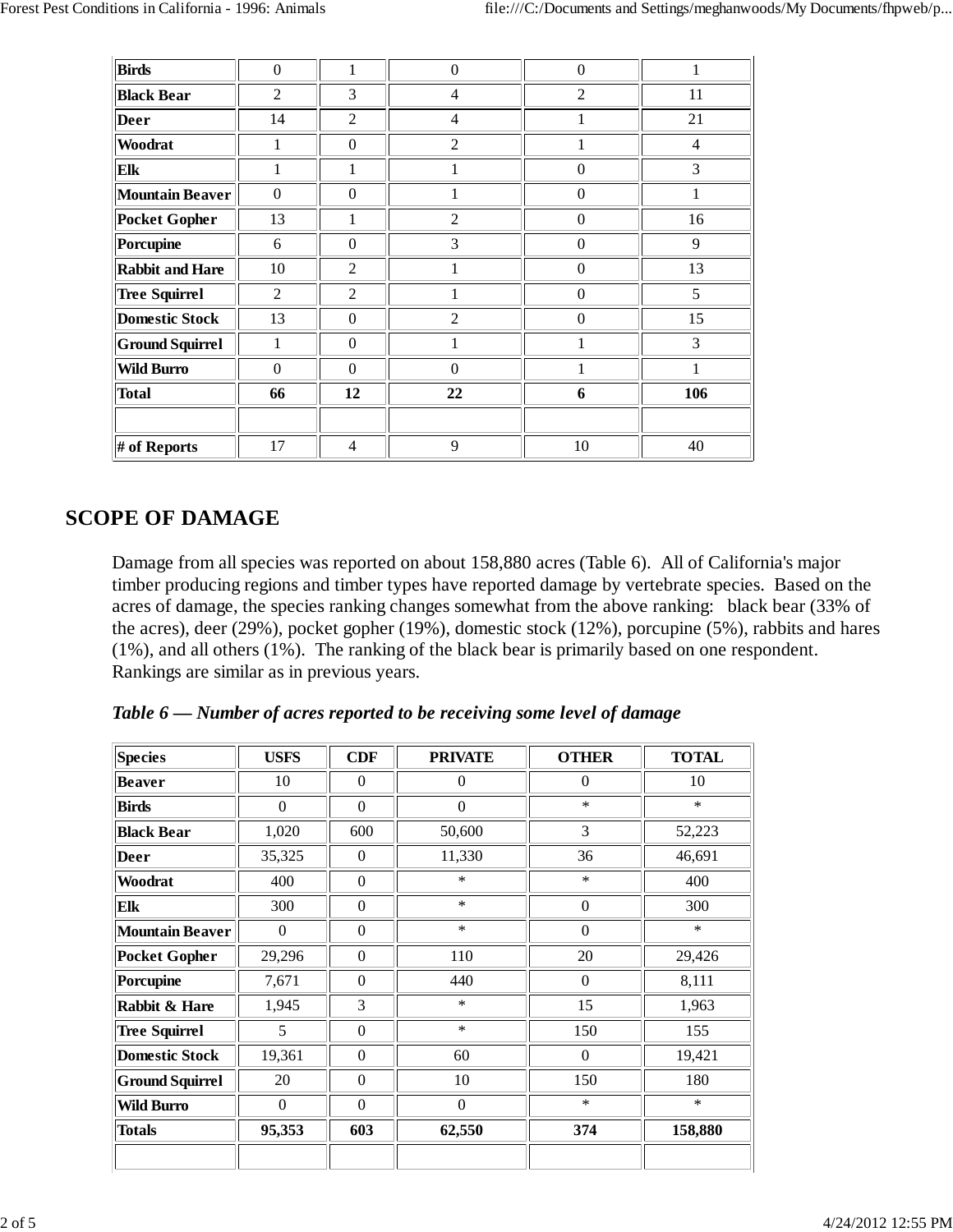| | | | | | |
|---|---|---|---|---|---|
| **Birds** | 0 | 1 | 0 | 0 | 1 |
| **Black Bear** | 2 | 3 | 4 | 2 | 11 |
| **Deer** | 14 | 2 | 4 | 1 | 21 |
| **Woodrat** | 1 | 0 | 2 | 1 | 4 |
| **Elk** | 1 | 1 | 1 | 0 | 3 |
| **Mountain Beaver** | 0 | 0 | 1 | 0 | 1 |
| **Pocket Gopher** | 13 | 1 | 2 | 0 | 16 |
| **Porcupine** | 6 | 0 | 3 | 0 | 9 |
| **Rabbit and Hare** | 10 | 2 | 1 | 0 | 13 |
| **Tree Squirrel** | 2 | 2 | 1 | 0 | 5 |
| **Domestic Stock** | 13 | 0 | 2 | 0 | 15 |
| **Ground Squirrel** | 1 | 0 | 1 | 1 | 3 |
| **Wild Burro** | 0 | 0 | 0 | 1 | 1 |
| **Total** | **66** | **12** | **22** | **6** | **106** |
| | | | | | |
| **# of Reports** | 17 | 4 | 9 | 10 | 40 |

## SCOPE OF DAMAGE

Damage from all species was reported on about 158,880 acres (Table 6). All of California's major timber producing regions and timber types have reported damage by vertebrate species. Based on the acres of damage, the species ranking changes somewhat from the above ranking: black bear (33% of the acres), deer (29%), pocket gopher (19%), domestic stock (12%), porcupine (5%), rabbits and hares (1%), and all others (1%). The ranking of the black bear is primarily based on one respondent. Rankings are similar as in previous years.

***Table 6 — Number of acres reported to be receiving some level of damage***

| **Species** | **USFS** | **CDF** | **PRIVATE** | **OTHER** | **TOTAL** |
|---|---|---|---|---|---|
| **Beaver** | 10 | 0 | 0 | 0 | 10 |
| **Birds** | 0 | 0 | 0 | * | * |
| **Black Bear** | 1,020 | 600 | 50,600 | 3 | 52,223 |
| **Deer** | 35,325 | 0 | 11,330 | 36 | 46,691 |
| **Woodrat** | 400 | 0 | * | * | 400 |
| **Elk** | 300 | 0 | * | 0 | 300 |
| **Mountain Beaver** | 0 | 0 | * | 0 | * |
| **Pocket Gopher** | 29,296 | 0 | 110 | 20 | 29,426 |
| **Porcupine** | 7,671 | 0 | 440 | 0 | 8,111 |
| **Rabbit & Hare** | 1,945 | 3 | * | 15 | 1,963 |
| **Tree Squirrel** | 5 | 0 | * | 150 | 155 |
| **Domestic Stock** | 19,361 | 0 | 60 | 0 | 19,421 |
| **Ground Squirrel** | 20 | 0 | 10 | 150 | 180 |
| **Wild Burro** | 0 | 0 | 0 | * | * |
| **Totals** | **95,353** | **603** | **62,550** | **374** | **158,880** |
| | | | | | |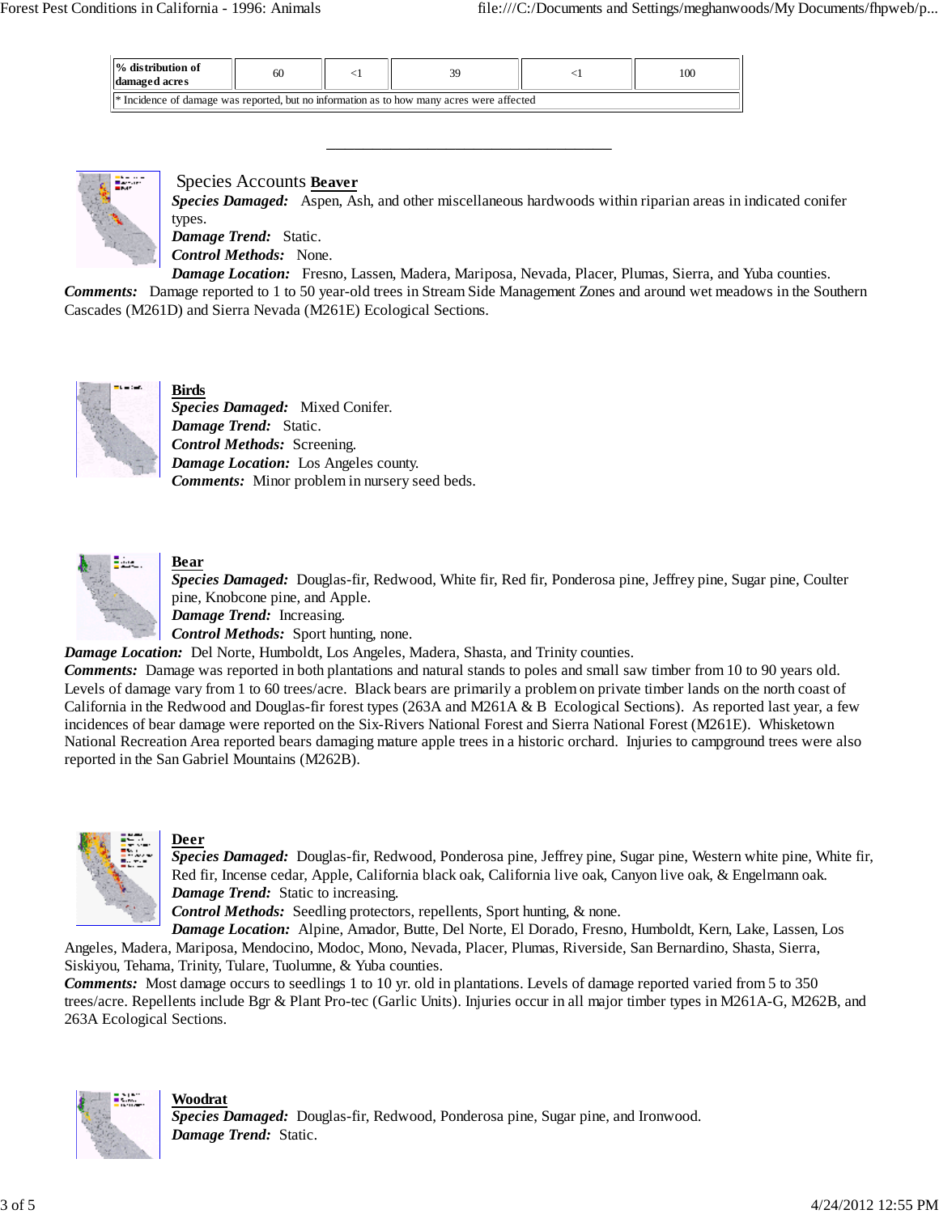| % distribution of damaged acres | 60 | <1 | 39 | <1 | 100 |
|---|---|---|---|---|---|
| * Incidence of damage was reported, but no information as to how many acres were affected | | | | | |

---

Species Accounts **Beaver**

***Species Damaged:*** Aspen, Ash, and other miscellaneous hardwoods within riparian areas in indicated conifer types.

***Damage Trend:*** Static.

***Control Methods:*** None.

***Damage Location:*** Fresno, Lassen, Madera, Mariposa, Nevada, Placer, Plumas, Sierra, and Yuba counties.

***Comments:*** Damage reported to 1 to 50 year-old trees in Stream Side Management Zones and around wet meadows in the Southern Cascades (M261D) and Sierra Nevada (M261E) Ecological Sections.

**Birds**

***Species Damaged:*** Mixed Conifer.

***Damage Trend:*** Static.

***Control Methods:*** Screening.

***Damage Location:*** Los Angeles county.

***Comments:*** Minor problem in nursery seed beds.

**Bear**

***Species Damaged:*** Douglas-fir, Redwood, White fir, Red fir, Ponderosa pine, Jeffrey pine, Sugar pine, Coulter pine, Knobcone pine, and Apple.

***Damage Trend:*** Increasing.

***Control Methods:*** Sport hunting, none.

***Damage Location:*** Del Norte, Humboldt, Los Angeles, Madera, Shasta, and Trinity counties.

***Comments:*** Damage was reported in both plantations and natural stands to poles and small saw timber from 10 to 90 years old. Levels of damage vary from 1 to 60 trees/acre. Black bears are primarily a problem on private timber lands on the north coast of California in the Redwood and Douglas-fir forest types (263A and M261A & B Ecological Sections). As reported last year, a few incidences of bear damage were reported on the Six-Rivers National Forest and Sierra National Forest (M261E). Whisketown National Recreation Area reported bears damaging mature apple trees in a historic orchard. Injuries to campground trees were also reported in the San Gabriel Mountains (M262B).

**Deer**

***Species Damaged:*** Douglas-fir, Redwood, Ponderosa pine, Jeffrey pine, Sugar pine, Western white pine, White fir, Red fir, Incense cedar, Apple, California black oak, California live oak, Canyon live oak, & Engelmann oak.

***Damage Trend:*** Static to increasing.

***Control Methods:*** Seedling protectors, repellents, Sport hunting, & none.

***Damage Location:*** Alpine, Amador, Butte, Del Norte, El Dorado, Fresno, Humboldt, Kern, Lake, Lassen, Los Angeles, Madera, Mariposa, Mendocino, Modoc, Mono, Nevada, Placer, Plumas, Riverside, San Bernardino, Shasta, Sierra, Siskiyou, Tehama, Trinity, Tulare, Tuolumne, & Yuba counties.

***Comments:*** Most damage occurs to seedlings 1 to 10 yr. old in plantations. Levels of damage reported varied from 5 to 350 trees/acre. Repellents include Bgr & Plant Pro-tec (Garlic Units). Injuries occur in all major timber types in M261A-G, M262B, and 263A Ecological Sections.

**Woodrat**

***Species Damaged:*** Douglas-fir, Redwood, Ponderosa pine, Sugar pine, and Ironwood.

***Damage Trend:*** Static.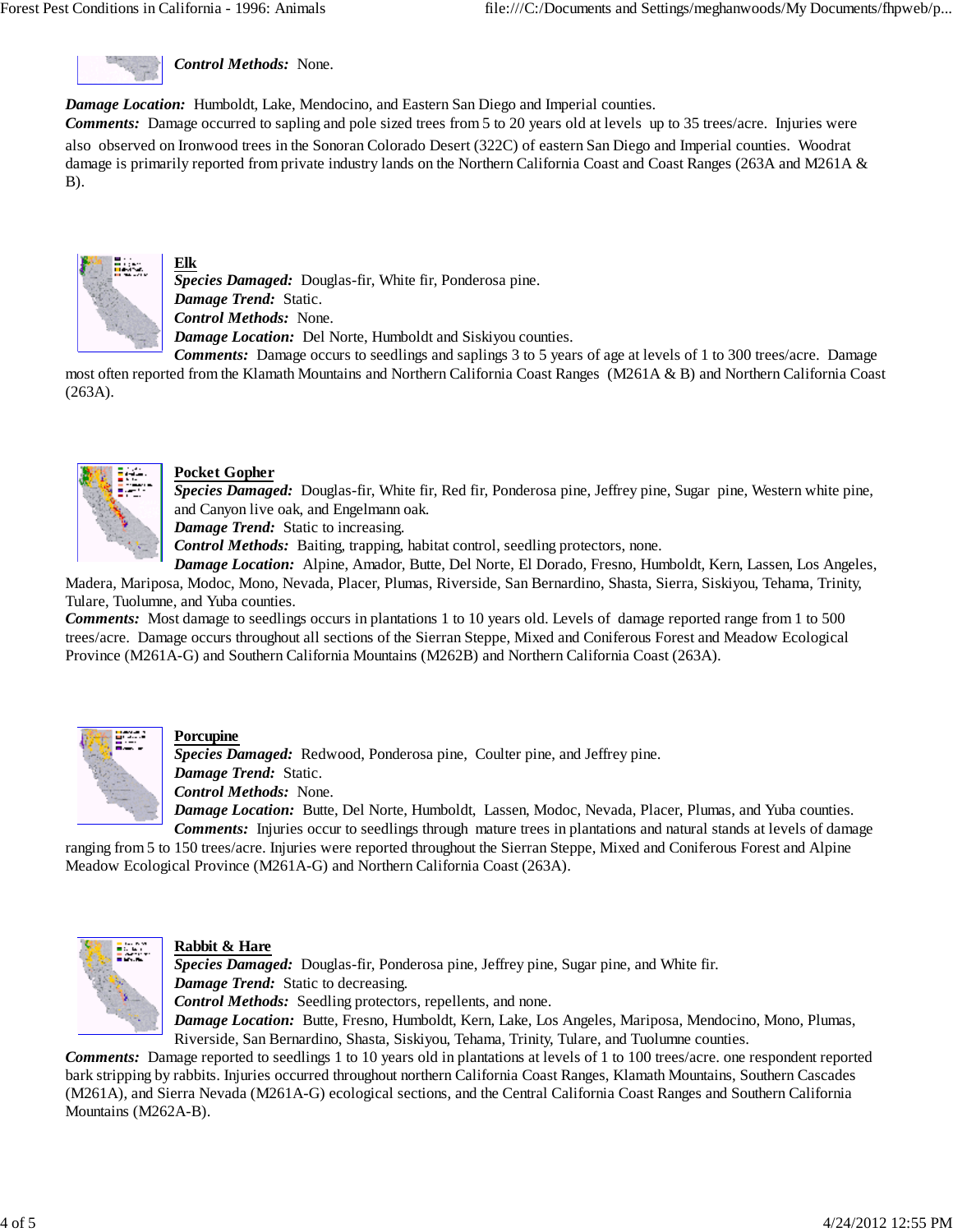***Control Methods:*** None.

***Damage Location:*** Humboldt, Lake, Mendocino, and Eastern San Diego and Imperial counties.
***Comments:*** Damage occurred to sapling and pole sized trees from 5 to 20 years old at levels up to 35 trees/acre. Injuries were also observed on Ironwood trees in the Sonoran Colorado Desert (322C) of eastern San Diego and Imperial counties. Woodrat damage is primarily reported from private industry lands on the Northern California Coast and Coast Ranges (263A and M261A & B).

**Elk**
***Species Damaged:*** Douglas-fir, White fir, Ponderosa pine.
***Damage Trend:*** Static.
***Control Methods:*** None.
***Damage Location:*** Del Norte, Humboldt and Siskiyou counties.
***Comments:*** Damage occurs to seedlings and saplings 3 to 5 years of age at levels of 1 to 300 trees/acre. Damage most often reported from the Klamath Mountains and Northern California Coast Ranges (M261A & B) and Northern California Coast (263A).

**Pocket Gopher**
***Species Damaged:*** Douglas-fir, White fir, Red fir, Ponderosa pine, Jeffrey pine, Sugar pine, Western white pine, and Canyon live oak, and Engelmann oak.
***Damage Trend:*** Static to increasing.
***Control Methods:*** Baiting, trapping, habitat control, seedling protectors, none.
***Damage Location:*** Alpine, Amador, Butte, Del Norte, El Dorado, Fresno, Humboldt, Kern, Lassen, Los Angeles, Madera, Mariposa, Modoc, Mono, Nevada, Placer, Plumas, Riverside, San Bernardino, Shasta, Sierra, Siskiyou, Tehama, Trinity, Tulare, Tuolumne, and Yuba counties.
***Comments:*** Most damage to seedlings occurs in plantations 1 to 10 years old. Levels of damage reported range from 1 to 500 trees/acre. Damage occurs throughout all sections of the Sierran Steppe, Mixed and Coniferous Forest and Meadow Ecological Province (M261A-G) and Southern California Mountains (M262B) and Northern California Coast (263A).

**Porcupine**
***Species Damaged:*** Redwood, Ponderosa pine, Coulter pine, and Jeffrey pine.
***Damage Trend:*** Static.
***Control Methods:*** None.
***Damage Location:*** Butte, Del Norte, Humboldt, Lassen, Modoc, Nevada, Placer, Plumas, and Yuba counties.
***Comments:*** Injuries occur to seedlings through mature trees in plantations and natural stands at levels of damage ranging from 5 to 150 trees/acre. Injuries were reported throughout the Sierran Steppe, Mixed and Coniferous Forest and Alpine Meadow Ecological Province (M261A-G) and Northern California Coast (263A).

**Rabbit & Hare**
***Species Damaged:*** Douglas-fir, Ponderosa pine, Jeffrey pine, Sugar pine, and White fir.
***Damage Trend:*** Static to decreasing.
***Control Methods:*** Seedling protectors, repellents, and none.
***Damage Location:*** Butte, Fresno, Humboldt, Kern, Lake, Los Angeles, Mariposa, Mendocino, Mono, Plumas, Riverside, San Bernardino, Shasta, Siskiyou, Tehama, Trinity, Tulare, and Tuolumne counties.
***Comments:*** Damage reported to seedlings 1 to 10 years old in plantations at levels of 1 to 100 trees/acre. one respondent reported bark stripping by rabbits. Injuries occurred throughout northern California Coast Ranges, Klamath Mountains, Southern Cascades (M261A), and Sierra Nevada (M261A-G) ecological sections, and the Central California Coast Ranges and Southern California Mountains (M262A-B).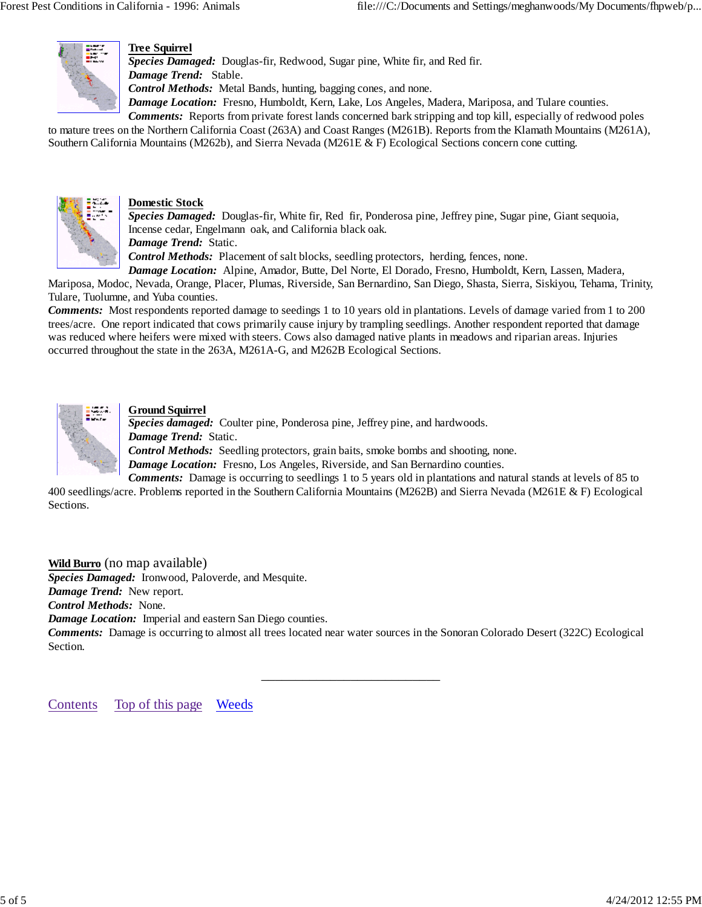**Tree Squirrel**
***Species Damaged:*** Douglas-fir, Redwood, Sugar pine, White fir, and Red fir.
***Damage Trend:*** Stable.
***Control Methods:*** Metal Bands, hunting, bagging cones, and none.
***Damage Location:*** Fresno, Humboldt, Kern, Lake, Los Angeles, Madera, Mariposa, and Tulare counties.
***Comments:*** Reports from private forest lands concerned bark stripping and top kill, especially of redwood poles to mature trees on the Northern California Coast (263A) and Coast Ranges (M261B). Reports from the Klamath Mountains (M261A), Southern California Mountains (M262b), and Sierra Nevada (M261E & F) Ecological Sections concern cone cutting.

**Domestic Stock**
***Species Damaged:*** Douglas-fir, White fir, Red fir, Ponderosa pine, Jeffrey pine, Sugar pine, Giant sequoia, Incense cedar, Engelmann oak, and California black oak.
***Damage Trend:*** Static.
***Control Methods:*** Placement of salt blocks, seedling protectors, herding, fences, none.
***Damage Location:*** Alpine, Amador, Butte, Del Norte, El Dorado, Fresno, Humboldt, Kern, Lassen, Madera, Mariposa, Modoc, Nevada, Orange, Placer, Plumas, Riverside, San Bernardino, San Diego, Shasta, Sierra, Siskiyou, Tehama, Trinity, Tulare, Tuolumne, and Yuba counties.
***Comments:*** Most respondents reported damage to seedings 1 to 10 years old in plantations. Levels of damage varied from 1 to 200 trees/acre. One report indicated that cows primarily cause injury by trampling seedlings. Another respondent reported that damage was reduced where heifers were mixed with steers. Cows also damaged native plants in meadows and riparian areas. Injuries occurred throughout the state in the 263A, M261A-G, and M262B Ecological Sections.

**Ground Squirrel**
***Species damaged:*** Coulter pine, Ponderosa pine, Jeffrey pine, and hardwoods.
***Damage Trend:*** Static.
***Control Methods:*** Seedling protectors, grain baits, smoke bombs and shooting, none.
***Damage Location:*** Fresno, Los Angeles, Riverside, and San Bernardino counties.
***Comments:*** Damage is occurring to seedlings 1 to 5 years old in plantations and natural stands at levels of 85 to 400 seedlings/acre. Problems reported in the Southern California Mountains (M262B) and Sierra Nevada (M261E & F) Ecological Sections.

**Wild Burro** (no map available)
***Species Damaged:*** Ironwood, Paloverde, and Mesquite.
***Damage Trend:*** New report.
***Control Methods:*** None.
***Damage Location:*** Imperial and eastern San Diego counties.
***Comments:*** Damage is occurring to almost all trees located near water sources in the Sonoran Colorado Desert (322C) Ecological Section.

---

Contents Top of this page Weeds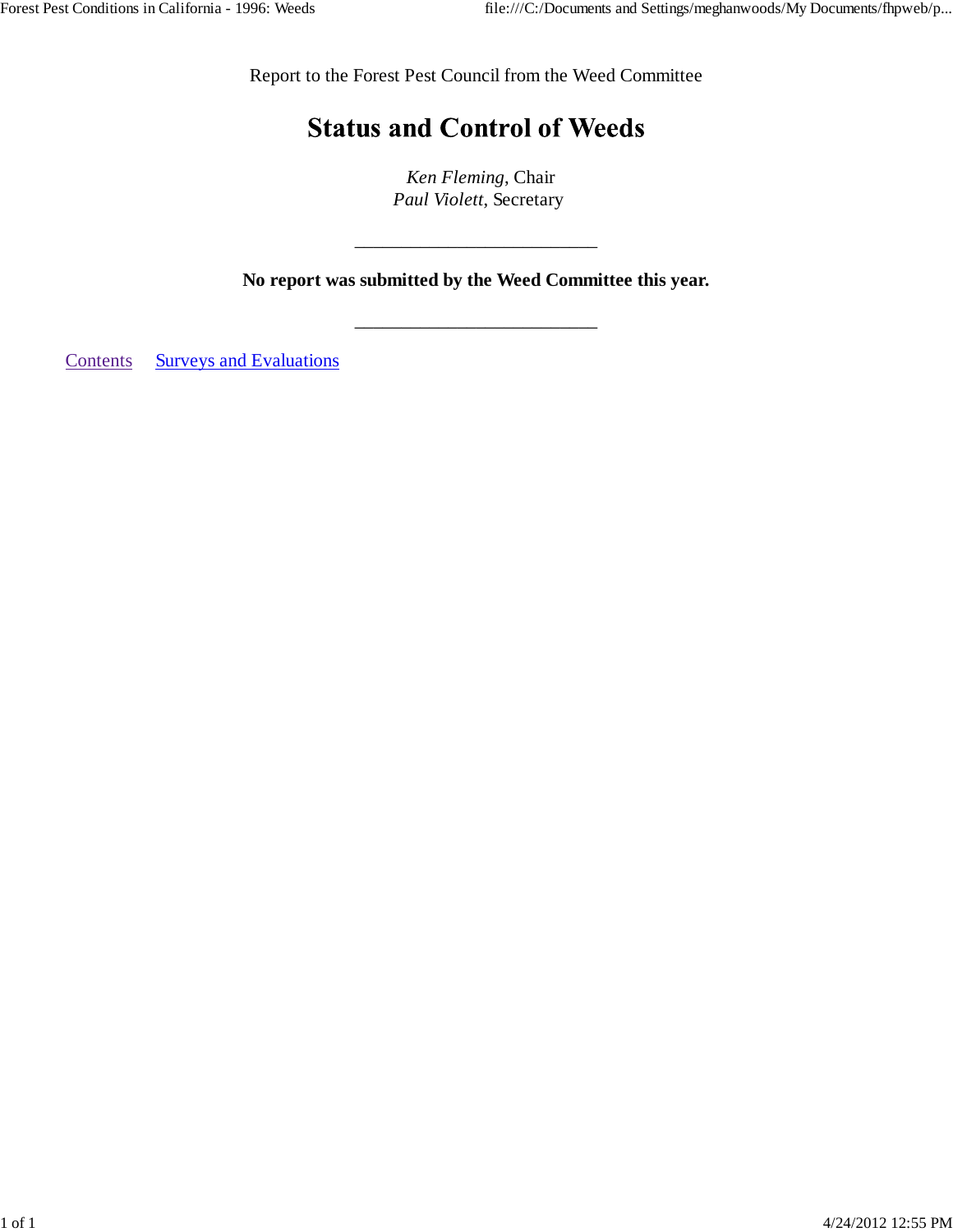Report to the Forest Pest Council from the Weed Committee

# Status and Control of Weeds

*Ken Fleming*, Chair
*Paul Violett*, Secretary

---

**No report was submitted by the Weed Committee this year.**

---

Contents     Surveys and Evaluations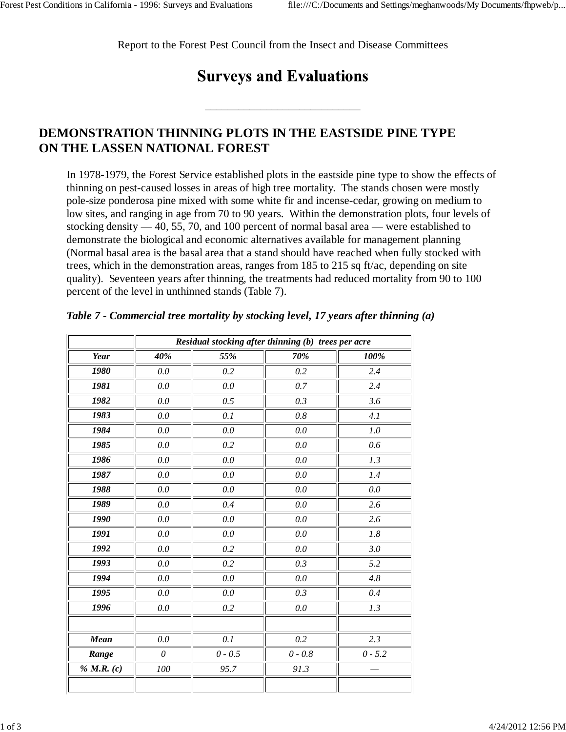Report to the Forest Pest Council from the Insect and Disease Committees

# Surveys and Evaluations

## DEMONSTRATION THINNING PLOTS IN THE EASTSIDE PINE TYPE ON THE LASSEN NATIONAL FOREST

In 1978-1979, the Forest Service established plots in the eastside pine type to show the effects of thinning on pest-caused losses in areas of high tree mortality. The stands chosen were mostly pole-size ponderosa pine mixed with some white fir and incense-cedar, growing on medium to low sites, and ranging in age from 70 to 90 years. Within the demonstration plots, four levels of stocking density — 40, 55, 70, and 100 percent of normal basal area — were established to demonstrate the biological and economic alternatives available for management planning (Normal basal area is the basal area that a stand should have reached when fully stocked with trees, which in the demonstration areas, ranges from 185 to 215 sq ft/ac, depending on site quality). Seventeen years after thinning, the treatments had reduced mortality from 90 to 100 percent of the level in unthinned stands (Table 7).

***Table 7 - Commercial tree mortality by stocking level, 17 years after thinning (a)***

| | *Residual stocking after thinning (b) trees per acre* | | | |
|---|---|---|---|---|
| ***Year*** | ***40%*** | ***55%*** | ***70%*** | ***100%*** |
| ***1980*** | *0.0* | *0.2* | *0.2* | *2.4* |
| ***1981*** | *0.0* | *0.0* | *0.7* | *2.4* |
| ***1982*** | *0.0* | *0.5* | *0.3* | *3.6* |
| ***1983*** | *0.0* | *0.1* | *0.8* | *4.1* |
| ***1984*** | *0.0* | *0.0* | *0.0* | *1.0* |
| ***1985*** | *0.0* | *0.2* | *0.0* | *0.6* |
| ***1986*** | *0.0* | *0.0* | *0.0* | *1.3* |
| ***1987*** | *0.0* | *0.0* | *0.0* | *1.4* |
| ***1988*** | *0.0* | *0.0* | *0.0* | *0.0* |
| ***1989*** | *0.0* | *0.4* | *0.0* | *2.6* |
| ***1990*** | *0.0* | *0.0* | *0.0* | *2.6* |
| ***1991*** | *0.0* | *0.0* | *0.0* | *1.8* |
| ***1992*** | *0.0* | *0.2* | *0.0* | *3.0* |
| ***1993*** | *0.0* | *0.2* | *0.3* | *5.2* |
| ***1994*** | *0.0* | *0.0* | *0.0* | *4.8* |
| ***1995*** | *0.0* | *0.0* | *0.3* | *0.4* |
| ***1996*** | *0.0* | *0.2* | *0.0* | *1.3* |
| | | | | |
| ***Mean*** | *0.0* | *0.1* | *0.2* | *2.3* |
| ***Range*** | *0* | *0 - 0.5* | *0 - 0.8* | *0 - 5.2* |
| ***% M.R. (c)*** | *100* | *95.7* | *91.3* | *—* |
| | | | | |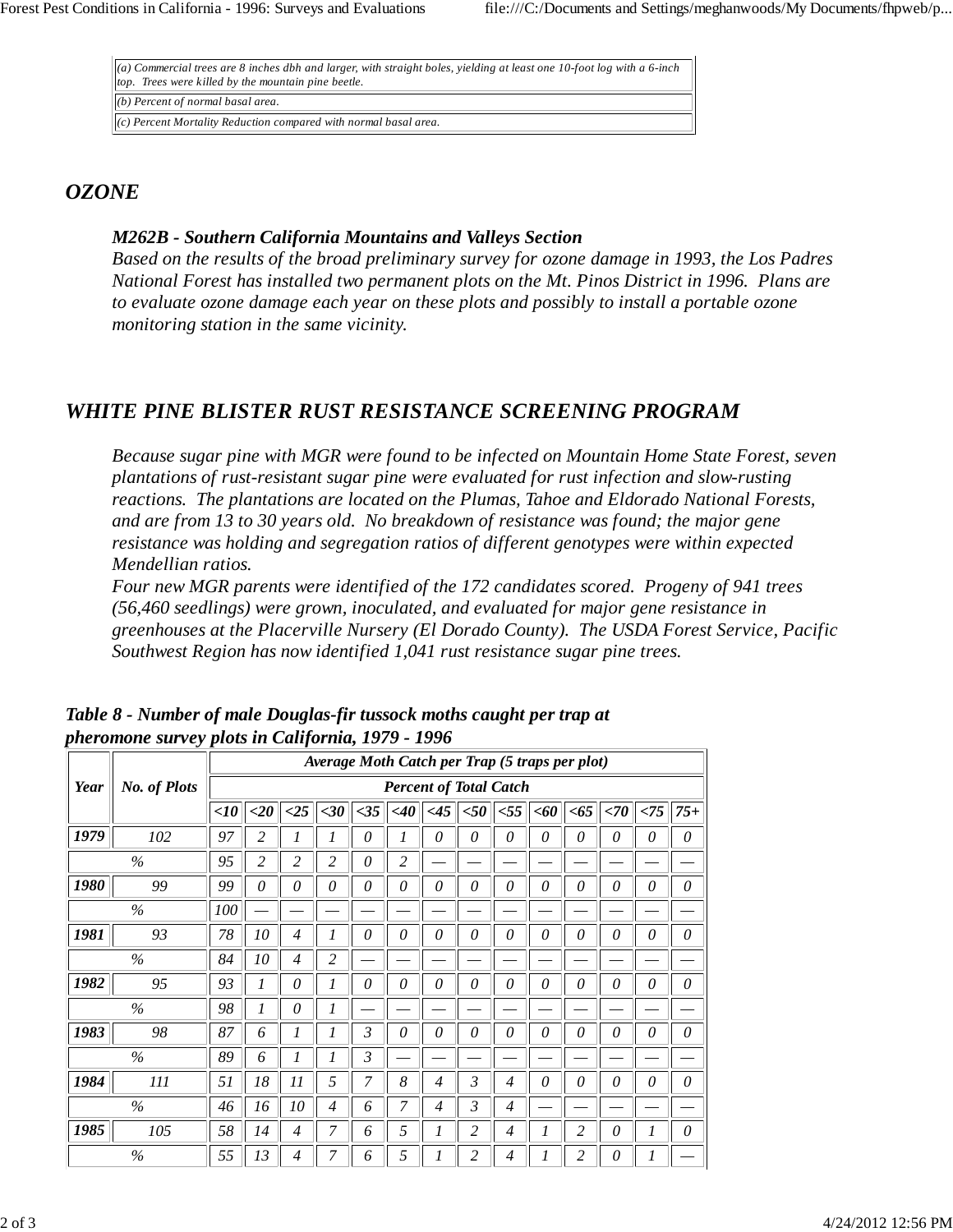| |
|---|
| *(a) Commercial trees are 8 inches dbh and larger, with straight boles, yielding at least one 10-foot log with a 6-inch top. Trees were killed by the mountain pine beetle.* |
| *(b) Percent of normal basal area.* |
| *(c) Percent Mortality Reduction compared with normal basal area.* |

## *OZONE*

### *M262B - Southern California Mountains and Valleys Section*

*Based on the results of the broad preliminary survey for ozone damage in 1993, the Los Padres National Forest has installed two permanent plots on the Mt. Pinos District in 1996. Plans are to evaluate ozone damage each year on these plots and possibly to install a portable ozone monitoring station in the same vicinity.*

## *WHITE PINE BLISTER RUST RESISTANCE SCREENING PROGRAM*

*Because sugar pine with MGR were found to be infected on Mountain Home State Forest, seven plantations of rust-resistant sugar pine were evaluated for rust infection and slow-rusting reactions. The plantations are located on the Plumas, Tahoe and Eldorado National Forests, and are from 13 to 30 years old. No breakdown of resistance was found; the major gene resistance was holding and segregation ratios of different genotypes were within expected Mendellian ratios.*

*Four new MGR parents were identified of the 172 candidates scored. Progeny of 941 trees (56,460 seedlings) were grown, inoculated, and evaluated for major gene resistance in greenhouses at the Placerville Nursery (El Dorado County). The USDA Forest Service, Pacific Southwest Region has now identified 1,041 rust resistance sugar pine trees.*

***Table 8 - Number of male Douglas-fir tussock moths caught per trap at pheromone survey plots in California, 1979 - 1996***

| Year | No. of Plots | Average Moth Catch per Trap (5 traps per plot) | | | | | | | | | | | | | |
|---|---|---|---|---|---|---|---|---|---|---|---|---|---|---|---|
| | | Percent of Total Catch | | | | | | | | | | | | | |
| | | <10 | <20 | <25 | <30 | <35 | <40 | <45 | <50 | <55 | <60 | <65 | <70 | <75 | 75+ |
| **1979** | 102 | 97 | 2 | 1 | 1 | 0 | 1 | 0 | 0 | 0 | 0 | 0 | 0 | 0 | 0 |
| % | | 95 | 2 | 2 | 2 | 0 | 2 | — | — | — | — | — | — | — | — |
| **1980** | 99 | 99 | 0 | 0 | 0 | 0 | 0 | 0 | 0 | 0 | 0 | 0 | 0 | 0 | 0 |
| % | | 100 | — | — | — | — | — | — | — | — | — | — | — | — | — |
| **1981** | 93 | 78 | 10 | 4 | 1 | 0 | 0 | 0 | 0 | 0 | 0 | 0 | 0 | 0 | 0 |
| % | | 84 | 10 | 4 | 2 | — | — | — | — | — | — | — | — | — | — |
| **1982** | 95 | 93 | 1 | 0 | 1 | 0 | 0 | 0 | 0 | 0 | 0 | 0 | 0 | 0 | 0 |
| % | | 98 | 1 | 0 | 1 | — | — | — | — | — | — | — | — | — | — |
| **1983** | 98 | 87 | 6 | 1 | 1 | 3 | 0 | 0 | 0 | 0 | 0 | 0 | 0 | 0 | 0 |
| % | | 89 | 6 | 1 | 1 | 3 | — | — | — | — | — | — | — | — | — |
| **1984** | 111 | 51 | 18 | 11 | 5 | 7 | 8 | 4 | 3 | 4 | 0 | 0 | 0 | 0 | 0 |
| % | | 46 | 16 | 10 | 4 | 6 | 7 | 4 | 3 | 4 | — | — | — | — | — |
| **1985** | 105 | 58 | 14 | 4 | 7 | 6 | 5 | 1 | 2 | 4 | 1 | 2 | 0 | 1 | 0 |
| % | | 55 | 13 | 4 | 7 | 6 | 5 | 1 | 2 | 4 | 1 | 2 | 0 | 1 | — |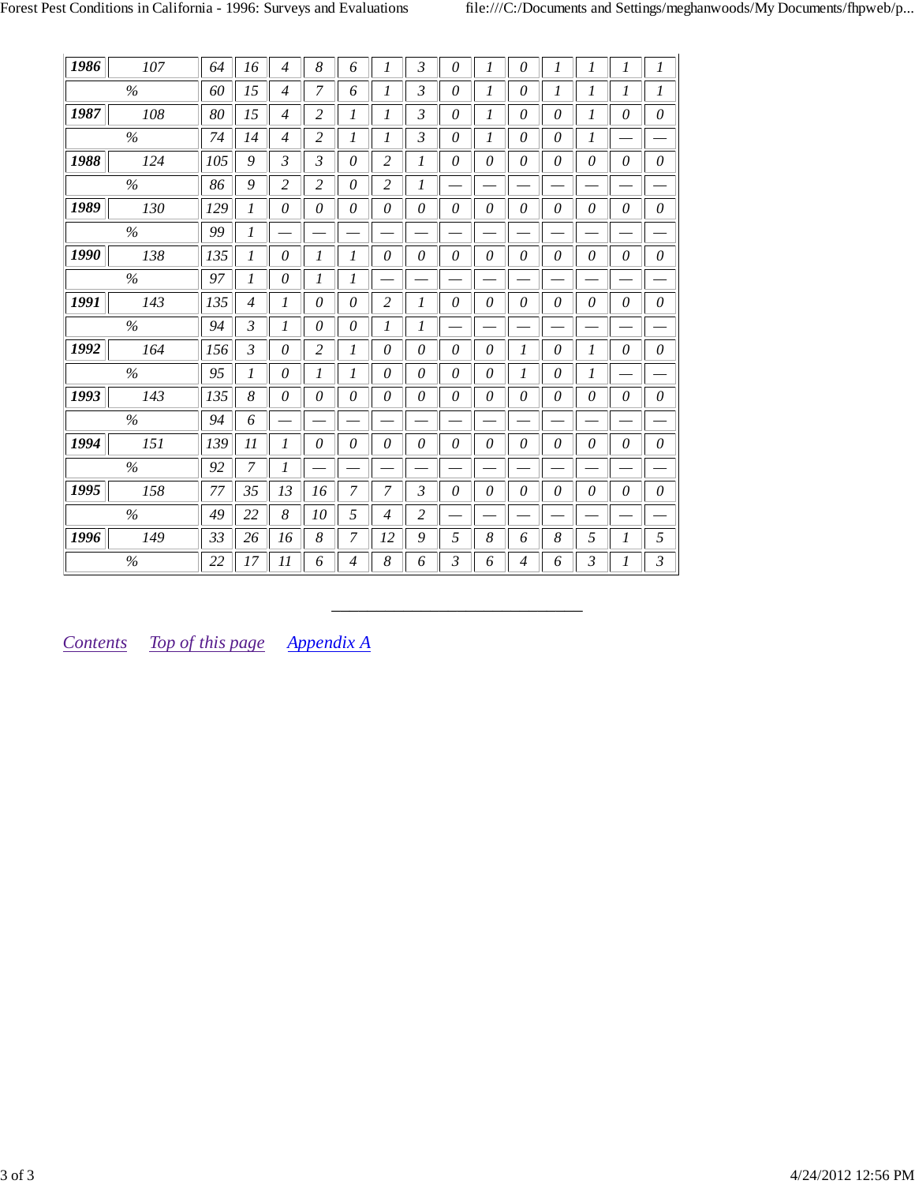| | | | | | | | | | | | | | | | |
|---|---|---|---|---|---|---|---|---|---|---|---|---|---|---|---|
| **1986** | 107 | 64 | 16 | 4 | 8 | 6 | 1 | 3 | 0 | 1 | 0 | 1 | 1 | 1 | 1 |
| % | | 60 | 15 | 4 | 7 | 6 | 1 | 3 | 0 | 1 | 0 | 1 | 1 | 1 | 1 |
| **1987** | 108 | 80 | 15 | 4 | 2 | 1 | 1 | 3 | 0 | 1 | 0 | 0 | 1 | 0 | 0 |
| % | | 74 | 14 | 4 | 2 | 1 | 1 | 3 | 0 | 1 | 0 | 0 | 1 | — | — |
| **1988** | 124 | 105 | 9 | 3 | 3 | 0 | 2 | 1 | 0 | 0 | 0 | 0 | 0 | 0 | 0 |
| % | | 86 | 9 | 2 | 2 | 0 | 2 | 1 | — | — | — | — | — | — | — |
| **1989** | 130 | 129 | 1 | 0 | 0 | 0 | 0 | 0 | 0 | 0 | 0 | 0 | 0 | 0 | 0 |
| % | | 99 | 1 | — | — | — | — | — | — | — | — | — | — | — | — |
| **1990** | 138 | 135 | 1 | 0 | 1 | 1 | 0 | 0 | 0 | 0 | 0 | 0 | 0 | 0 | 0 |
| % | | 97 | 1 | 0 | 1 | 1 | — | — | — | — | — | — | — | — | — |
| **1991** | 143 | 135 | 4 | 1 | 0 | 0 | 2 | 1 | 0 | 0 | 0 | 0 | 0 | 0 | 0 |
| % | | 94 | 3 | 1 | 0 | 0 | 1 | 1 | — | — | — | — | — | — | — |
| **1992** | 164 | 156 | 3 | 0 | 2 | 1 | 0 | 0 | 0 | 0 | 1 | 0 | 1 | 0 | 0 |
| % | | 95 | 1 | 0 | 1 | 1 | 0 | 0 | 0 | 0 | 1 | 0 | 1 | — | — |
| **1993** | 143 | 135 | 8 | 0 | 0 | 0 | 0 | 0 | 0 | 0 | 0 | 0 | 0 | 0 | 0 |
| % | | 94 | 6 | — | — | — | — | — | — | — | — | — | — | — | — |
| **1994** | 151 | 139 | 11 | 1 | 0 | 0 | 0 | 0 | 0 | 0 | 0 | 0 | 0 | 0 | 0 |
| % | | 92 | 7 | 1 | — | — | — | — | — | — | — | — | — | — | — |
| **1995** | 158 | 77 | 35 | 13 | 16 | 7 | 7 | 3 | 0 | 0 | 0 | 0 | 0 | 0 | 0 |
| % | | 49 | 22 | 8 | 10 | 5 | 4 | 2 | — | — | — | — | — | — | — |
| **1996** | 149 | 33 | 26 | 16 | 8 | 7 | 12 | 9 | 5 | 8 | 6 | 8 | 5 | 1 | 5 |
| % | | 22 | 17 | 11 | 6 | 4 | 8 | 6 | 3 | 6 | 4 | 6 | 3 | 1 | 3 |

---

*Contents* *Top of this page* *Appendix A*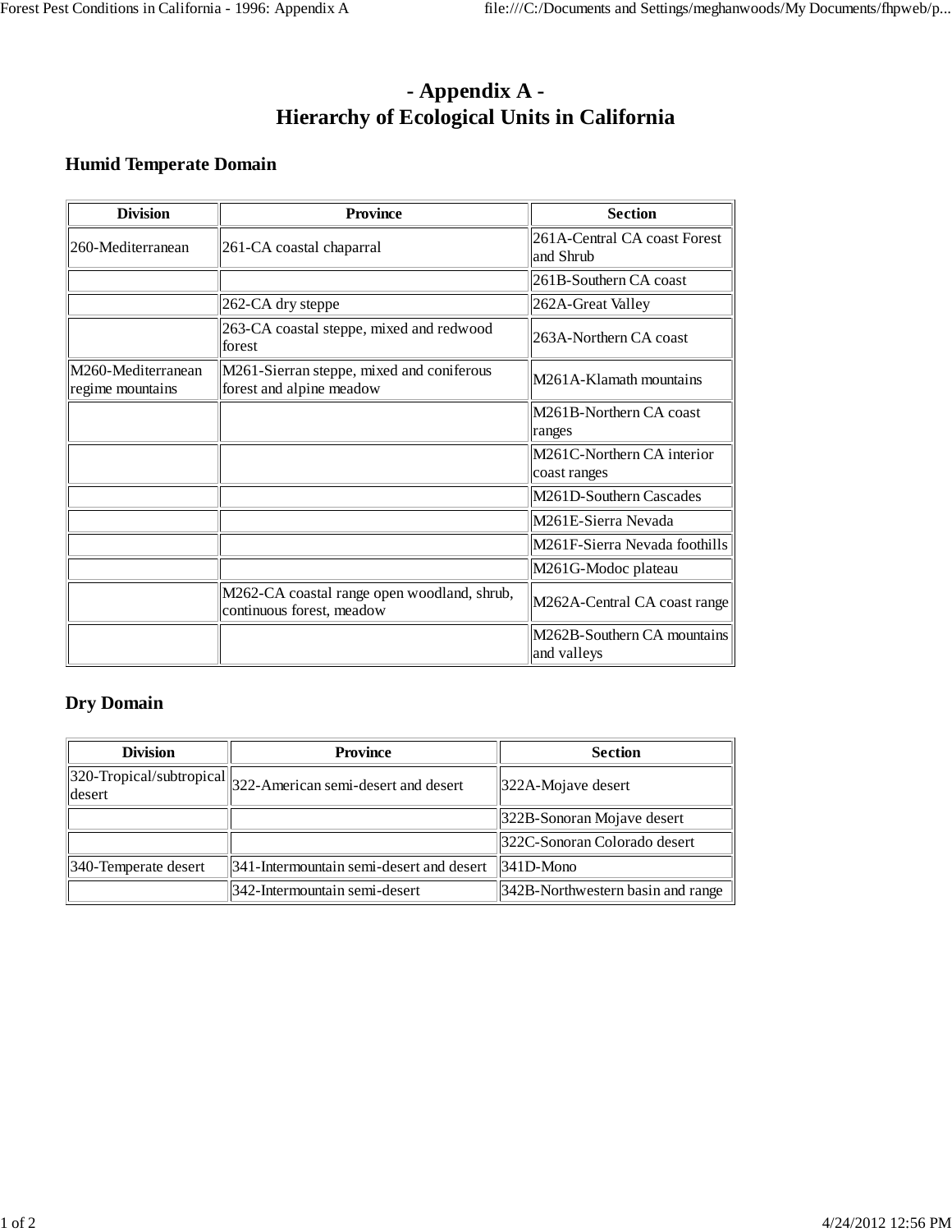# - Appendix A -
# Hierarchy of Ecological Units in California

## Humid Temperate Domain

| Division | Province | Section |
|---|---|---|
| 260-Mediterranean | 261-CA coastal chaparral | 261A-Central CA coast Forest and Shrub |
| | | 261B-Southern CA coast |
| | 262-CA dry steppe | 262A-Great Valley |
| | 263-CA coastal steppe, mixed and redwood forest | 263A-Northern CA coast |
| M260-Mediterranean regime mountains | M261-Sierran steppe, mixed and coniferous forest and alpine meadow | M261A-Klamath mountains |
| | | M261B-Northern CA coast ranges |
| | | M261C-Northern CA interior coast ranges |
| | | M261D-Southern Cascades |
| | | M261E-Sierra Nevada |
| | | M261F-Sierra Nevada foothills |
| | | M261G-Modoc plateau |
| | M262-CA coastal range open woodland, shrub, continuous forest, meadow | M262A-Central CA coast range |
| | | M262B-Southern CA mountains and valleys |

## Dry Domain

| Division | Province | Section |
|---|---|---|
| 320-Tropical/subtropical desert | 322-American semi-desert and desert | 322A-Mojave desert |
| | | 322B-Sonoran Mojave desert |
| | | 322C-Sonoran Colorado desert |
| 340-Temperate desert | 341-Intermountain semi-desert and desert | 341D-Mono |
| | 342-Intermountain semi-desert | 342B-Northwestern basin and range |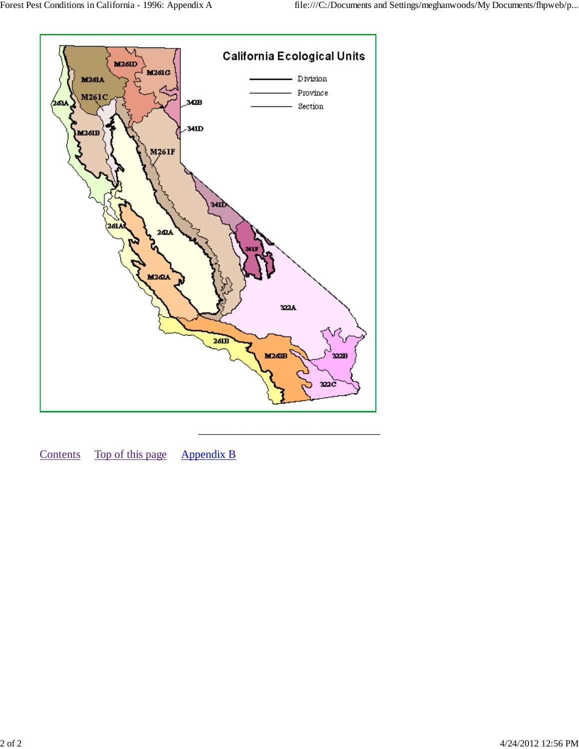California Ecological Units

Division

Province

Section

M261A M261B M261C M261D M261G M261F 263A 342B 341D 262A 261A M262A 341F 322A 261B M262B 322B 322C

---

Contents    Top of this page    Appendix B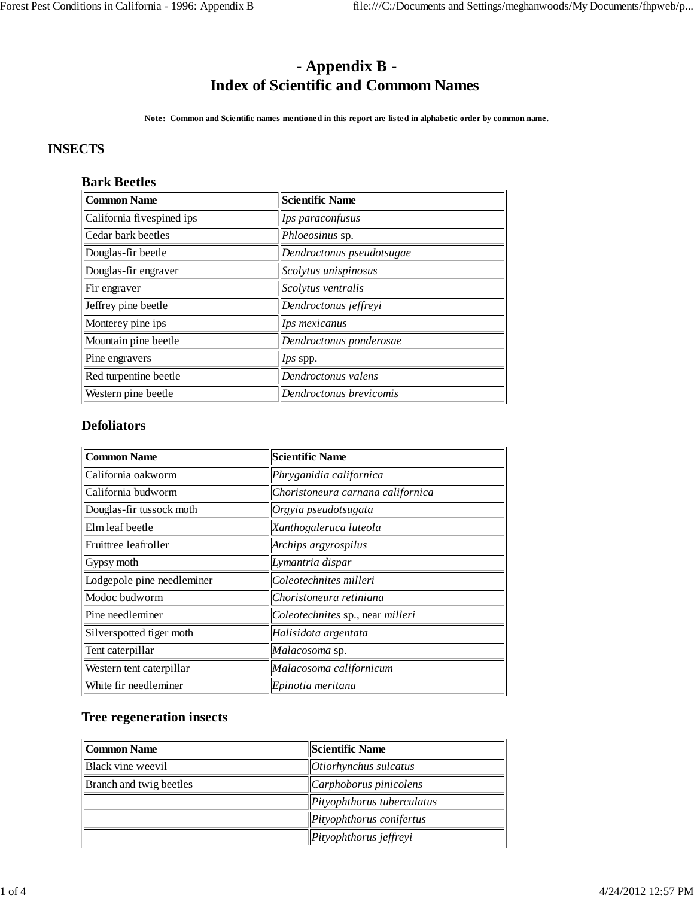# - Appendix B -
# Index of Scientific and Commom Names

**Note: Common and Scientific names mentioned in this report are listed in alphabetic order by common name.**

## INSECTS

### Bark Beetles

| Common Name | Scientific Name |
|---|---|
| California fivespined ips | *Ips paraconfusus* |
| Cedar bark beetles | *Phloeosinus* sp. |
| Douglas-fir beetle | *Dendroctonus pseudotsugae* |
| Douglas-fir engraver | *Scolytus unispinosus* |
| Fir engraver | *Scolytus ventralis* |
| Jeffrey pine beetle | *Dendroctonus jeffreyi* |
| Monterey pine ips | *Ips mexicanus* |
| Mountain pine beetle | *Dendroctonus ponderosae* |
| Pine engravers | *Ips* spp. |
| Red turpentine beetle | *Dendroctonus valens* |
| Western pine beetle | *Dendroctonus brevicomis* |

### Defoliators

| Common Name | Scientific Name |
|---|---|
| California oakworm | *Phryganidia californica* |
| California budworm | *Choristoneura carnana californica* |
| Douglas-fir tussock moth | *Orgyia pseudotsugata* |
| Elm leaf beetle | *Xanthogaleruca luteola* |
| Fruittree leafroller | *Archips argyrospilus* |
| Gypsy moth | *Lymantria dispar* |
| Lodgepole pine needleminer | *Coleotechnites milleri* |
| Modoc budworm | *Choristoneura retiniana* |
| Pine needleminer | *Coleotechnites* sp., near *milleri* |
| Silverspotted tiger moth | *Halisidota argentata* |
| Tent caterpillar | *Malacosoma* sp. |
| Western tent caterpillar | *Malacosoma californicum* |
| White fir needleminer | *Epinotia meritana* |

### Tree regeneration insects

| Common Name | Scientific Name |
|---|---|
| Black vine weevil | *Otiorhynchus sulcatus* |
| Branch and twig beetles | *Carphoborus pinicolens* |
| | *Pityophthorus tuberculatus* |
| | *Pityophthorus conifertus* |
| | *Pityophthorus jeffreyi* |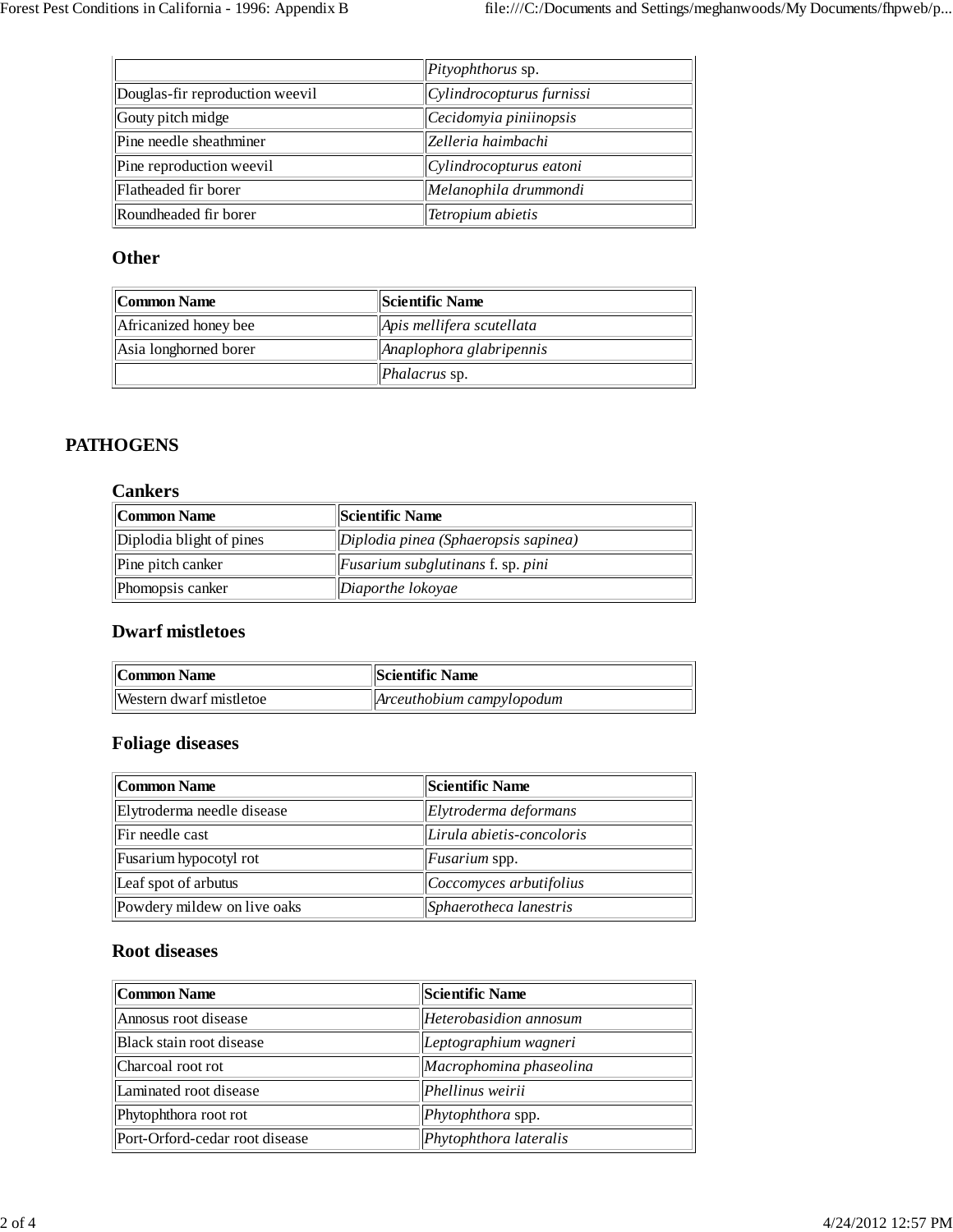| | |
|---|---|
| | *Pityophthorus* sp. |
| Douglas-fir reproduction weevil | *Cylindrocopturus furnissi* |
| Gouty pitch midge | *Cecidomyia piniinopsis* |
| Pine needle sheathminer | *Zelleria haimbachi* |
| Pine reproduction weevil | *Cylindrocopturus eatoni* |
| Flatheaded fir borer | *Melanophila drummondi* |
| Roundheaded fir borer | *Tetropium abietis* |

### Other

| Common Name | Scientific Name |
|---|---|
| Africanized honey bee | *Apis mellifera scutellata* |
| Asia longhorned borer | *Anaplophora glabripennis* |
| | *Phalacrus* sp. |

## PATHOGENS

### Cankers

| Common Name | Scientific Name |
|---|---|
| Diplodia blight of pines | *Diplodia pinea (Sphaeropsis sapinea)* |
| Pine pitch canker | *Fusarium subglutinans* f. sp. *pini* |
| Phomopsis canker | *Diaporthe lokoyae* |

### Dwarf mistletoes

| Common Name | Scientific Name |
|---|---|
| Western dwarf mistletoe | *Arceuthobium campylopodum* |

### Foliage diseases

| Common Name | Scientific Name |
|---|---|
| Elytroderma needle disease | *Elytroderma deformans* |
| Fir needle cast | *Lirula abietis-concoloris* |
| Fusarium hypocotyl rot | *Fusarium* spp. |
| Leaf spot of arbutus | *Coccomyces arbutifolius* |
| Powdery mildew on live oaks | *Sphaerotheca lanestris* |

### Root diseases

| Common Name | Scientific Name |
|---|---|
| Annosus root disease | *Heterobasidion annosum* |
| Black stain root disease | *Leptographium wagneri* |
| Charcoal root rot | *Macrophomina phaseolina* |
| Laminated root disease | *Phellinus weirii* |
| Phytophthora root rot | *Phytophthora* spp. |
| Port-Orford-cedar root disease | *Phytophthora lateralis* |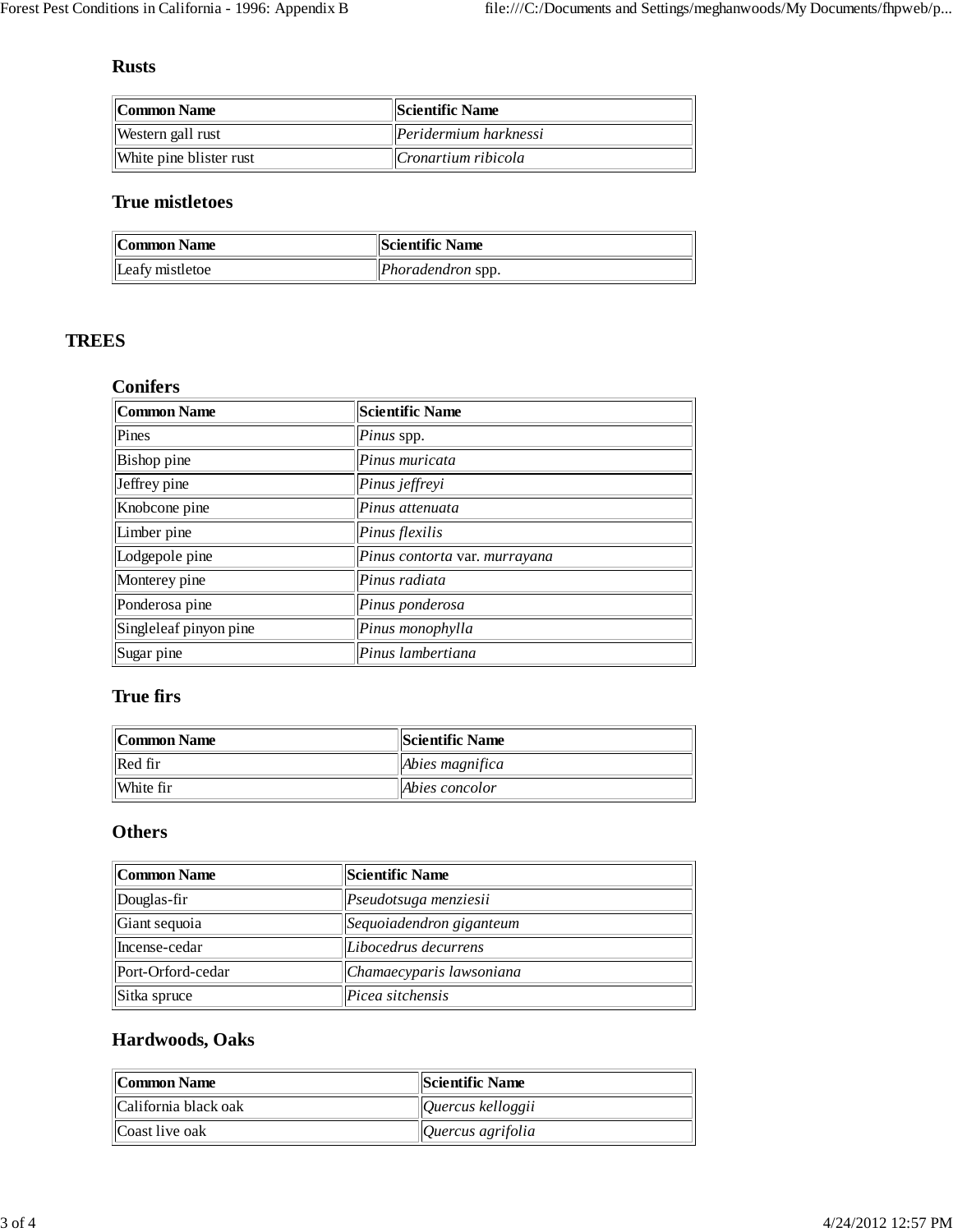### Rusts

| Common Name | Scientific Name |
|---|---|
| Western gall rust | *Peridermium harknessi* |
| White pine blister rust | *Cronartium ribicola* |

### True mistletoes

| Common Name | Scientific Name |
|---|---|
| Leafy mistletoe | *Phoradendron* spp. |

## TREES

### Conifers

| Common Name | Scientific Name |
|---|---|
| Pines | *Pinus* spp. |
| Bishop pine | *Pinus muricata* |
| Jeffrey pine | *Pinus jeffreyi* |
| Knobcone pine | *Pinus attenuata* |
| Limber pine | *Pinus flexilis* |
| Lodgepole pine | *Pinus contorta* var. *murrayana* |
| Monterey pine | *Pinus radiata* |
| Ponderosa pine | *Pinus ponderosa* |
| Singleleaf pinyon pine | *Pinus monophylla* |
| Sugar pine | *Pinus lambertiana* |

### True firs

| Common Name | Scientific Name |
|---|---|
| Red fir | *Abies magnifica* |
| White fir | *Abies concolor* |

### Others

| Common Name | Scientific Name |
|---|---|
| Douglas-fir | *Pseudotsuga menziesii* |
| Giant sequoia | *Sequoiadendron giganteum* |
| Incense-cedar | *Libocedrus decurrens* |
| Port-Orford-cedar | *Chamaecyparis lawsoniana* |
| Sitka spruce | *Picea sitchensis* |

### Hardwoods, Oaks

| Common Name | Scientific Name |
|---|---|
| California black oak | *Quercus kelloggii* |
| Coast live oak | *Quercus agrifolia* |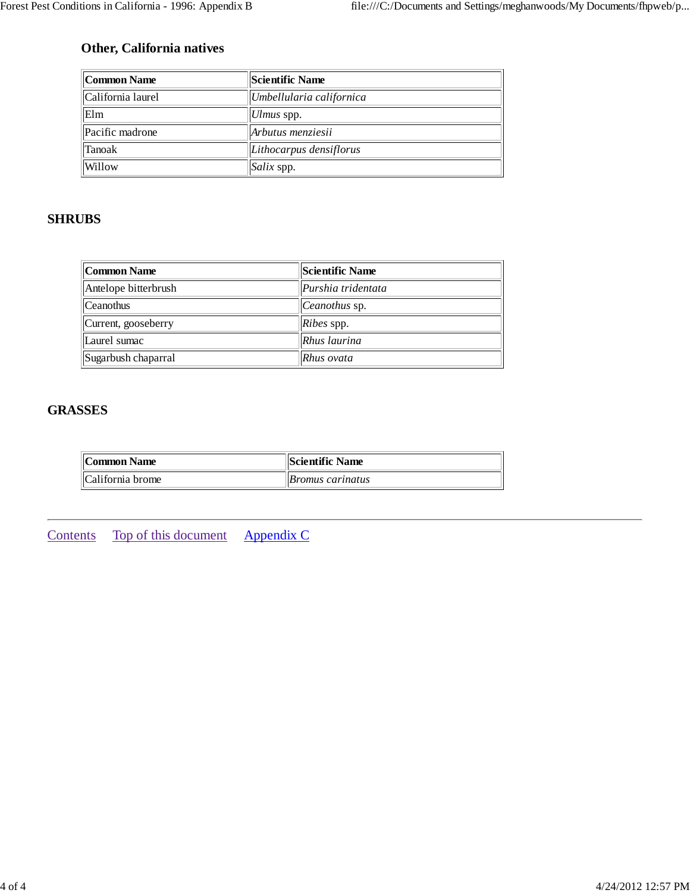### Other, California natives

| Common Name | Scientific Name |
| --- | --- |
| California laurel | *Umbellularia californica* |
| Elm | *Ulmus* spp. |
| Pacific madrone | *Arbutus menziesii* |
| Tanoak | *Lithocarpus densiflorus* |
| Willow | *Salix* spp. |

## SHRUBS

| Common Name | Scientific Name |
| --- | --- |
| Antelope bitterbrush | *Purshia tridentata* |
| Ceanothus | *Ceanothus* sp. |
| Current, gooseberry | *Ribes* spp. |
| Laurel sumac | *Rhus laurina* |
| Sugarbush chaparral | *Rhus ovata* |

## GRASSES

| Common Name | Scientific Name |
| --- | --- |
| California brome | *Bromus carinatus* |

---

Contents     Top of this document     Appendix C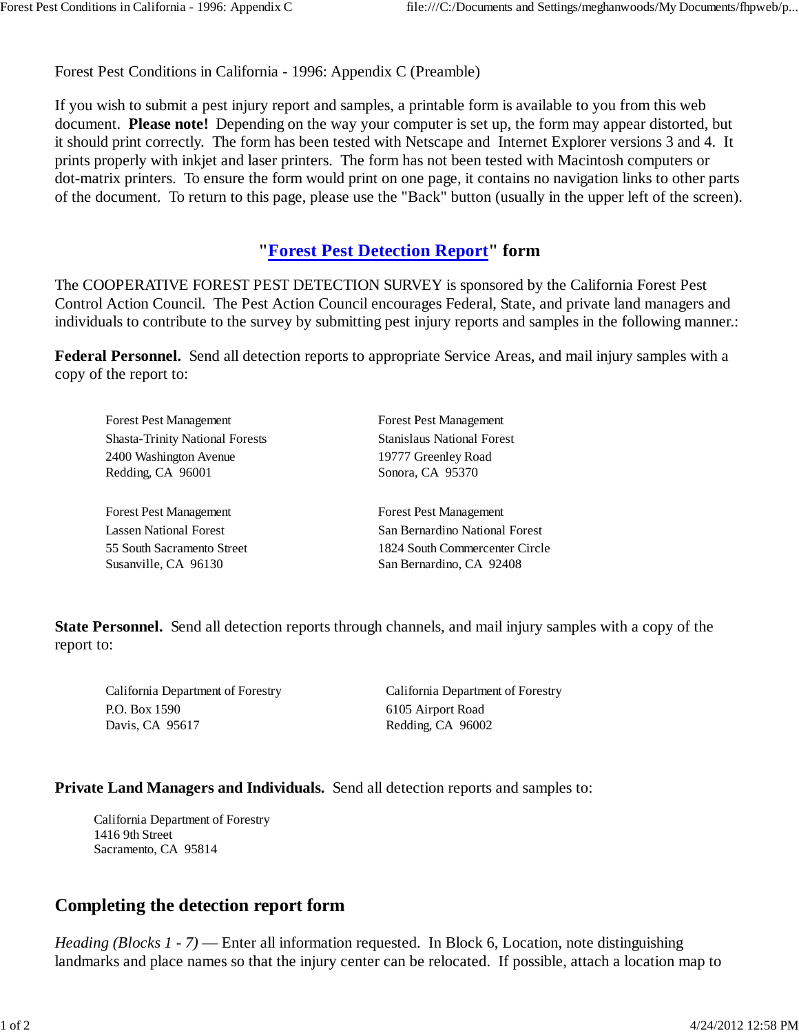Forest Pest Conditions in California - 1996: Appendix C (Preamble)

If you wish to submit a pest injury report and samples, a printable form is available to you from this web document. **Please note!** Depending on the way your computer is set up, the form may appear distorted, but it should print correctly. The form has been tested with Netscape and Internet Explorer versions 3 and 4. It prints properly with inkjet and laser printers. The form has not been tested with Macintosh computers or dot-matrix printers. To ensure the form would print on one page, it contains no navigation links to other parts of the document. To return to this page, please use the "Back" button (usually in the upper left of the screen).

### "Forest Pest Detection Report" form

The COOPERATIVE FOREST PEST DETECTION SURVEY is sponsored by the California Forest Pest Control Action Council. The Pest Action Council encourages Federal, State, and private land managers and individuals to contribute to the survey by submitting pest injury reports and samples in the following manner.:

**Federal Personnel.** Send all detection reports to appropriate Service Areas, and mail injury samples with a copy of the report to:

Forest Pest Management
Shasta-Trinity National Forests
2400 Washington Avenue
Redding, CA 96001

Forest Pest Management
Stanislaus National Forest
19777 Greenley Road
Sonora, CA 95370

Forest Pest Management
Lassen National Forest
55 South Sacramento Street
Susanville, CA 96130

Forest Pest Management
San Bernardino National Forest
1824 South Commercenter Circle
San Bernardino, CA 92408

**State Personnel.** Send all detection reports through channels, and mail injury samples with a copy of the report to:

California Department of Forestry
P.O. Box 1590
Davis, CA 95617

California Department of Forestry
6105 Airport Road
Redding, CA 96002

**Private Land Managers and Individuals.** Send all detection reports and samples to:

California Department of Forestry
1416 9th Street
Sacramento, CA 95814

## Completing the detection report form

*Heading (Blocks 1 - 7)* — Enter all information requested. In Block 6, Location, note distinguishing landmarks and place names so that the injury center can be relocated. If possible, attach a location map to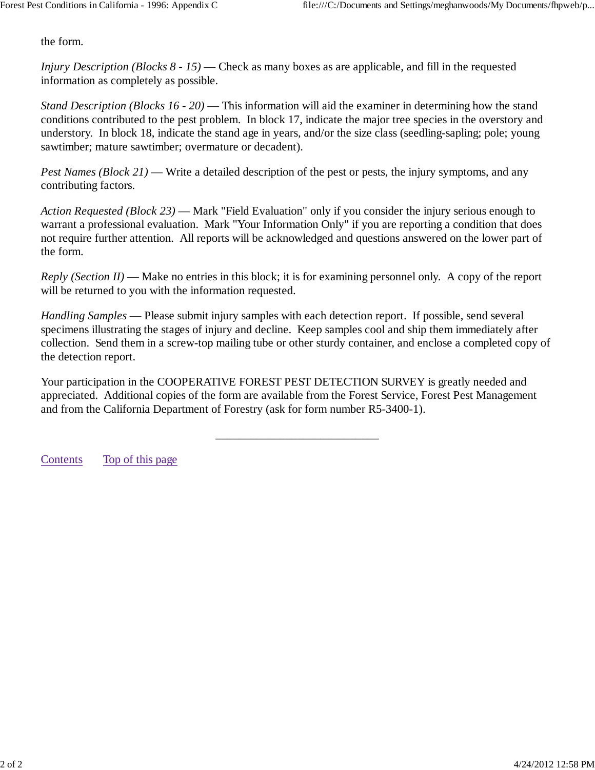the form.

*Injury Description (Blocks 8 - 15)* — Check as many boxes as are applicable, and fill in the requested information as completely as possible.

*Stand Description (Blocks 16 - 20)* — This information will aid the examiner in determining how the stand conditions contributed to the pest problem. In block 17, indicate the major tree species in the overstory and understory. In block 18, indicate the stand age in years, and/or the size class (seedling-sapling; pole; young sawtimber; mature sawtimber; overmature or decadent).

*Pest Names (Block 21)* — Write a detailed description of the pest or pests, the injury symptoms, and any contributing factors.

*Action Requested (Block 23)* — Mark "Field Evaluation" only if you consider the injury serious enough to warrant a professional evaluation. Mark "Your Information Only" if you are reporting a condition that does not require further attention. All reports will be acknowledged and questions answered on the lower part of the form.

*Reply (Section II)* — Make no entries in this block; it is for examining personnel only. A copy of the report will be returned to you with the information requested.

*Handling Samples* — Please submit injury samples with each detection report. If possible, send several specimens illustrating the stages of injury and decline. Keep samples cool and ship them immediately after collection. Send them in a screw-top mailing tube or other sturdy container, and enclose a completed copy of the detection report.

Your participation in the COOPERATIVE FOREST PEST DETECTION SURVEY is greatly needed and appreciated. Additional copies of the form are available from the Forest Service, Forest Pest Management and from the California Department of Forestry (ask for form number R5-3400-1).

---

Contents    Top of this page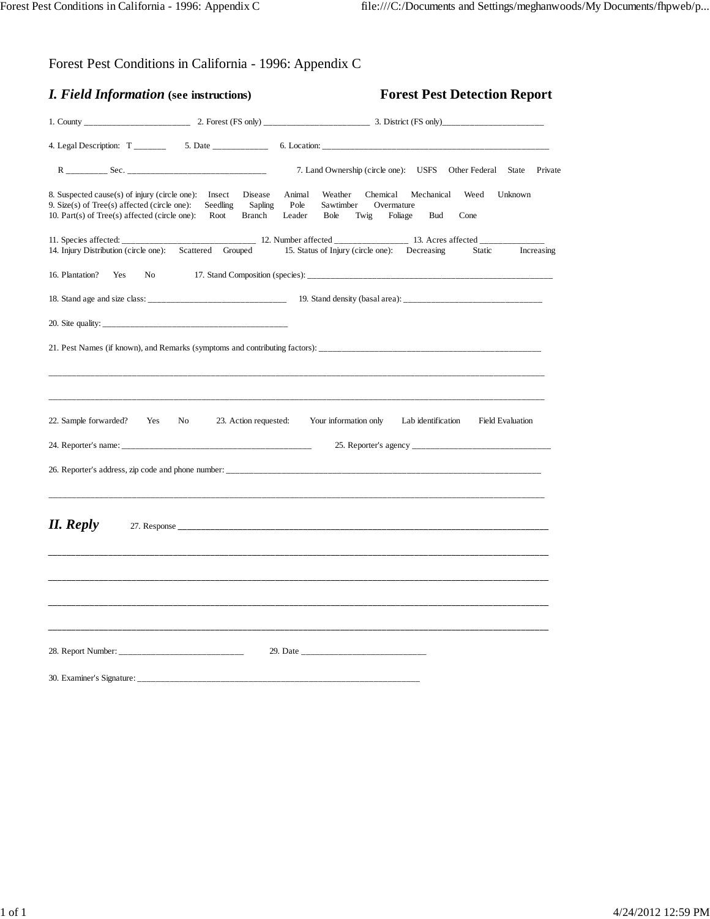Forest Pest Conditions in California - 1996: Appendix C

## *I. Field Information* (see instructions) — Forest Pest Detection Report

1. County ________________________ 2. Forest (FS only) ________________________ 3. District (FS only)________________________

4. Legal Description: T _______ 5. Date ____________ 6. Location: ______________________________________________________

R _________ Sec. ________________________________ 7. Land Ownership (circle one): USFS Other Federal State Private

8. Suspected cause(s) of injury (circle one): Insect Disease Animal Weather Chemical Mechanical Weed Unknown
9. Size(s) of Tree(s) affected (circle one): Seedling Sapling Pole Sawtimber Overmature
10. Part(s) of Tree(s) affected (circle one): Root Branch Leader Bole Twig Foliage Bud Cone

11. Species affected: ________________________________ 12. Number affected ________________ 13. Acres affected _______________
14. Injury Distribution (circle one): Scattered Grouped 15. Status of Injury (circle one): Decreasing Static Increasing

16. Plantation? Yes No 17. Stand Composition (species): __________________________________________________________

18. Stand age and size class: ________________________________ 19. Stand density (basal area): ________________________________

20. Site quality: ____________________________________________

21. Pest Names (if known), and Remarks (symptoms and contributing factors): ______________________________________________________

________________________________________________________________________________________________________________________

________________________________________________________________________________________________________________________

22. Sample forwarded? Yes No 23. Action requested: Your information only Lab identification Field Evaluation

24. Reporter's name: ____________________________________________ 25. Reporter's agency ________________________________

26. Reporter's address, zip code and phone number: __________________________________________________________________________

________________________________________________________________________________________________________________________

## *II. Reply*

27. Response ________________________________________________________________________________

________________________________________________________________________________________________________

________________________________________________________________________________________________________

________________________________________________________________________________________________________

________________________________________________________________________________________________________

28. Report Number: ____________________________ 29. Date ____________________________

30. Examiner's Signature: ____________________________________________________________________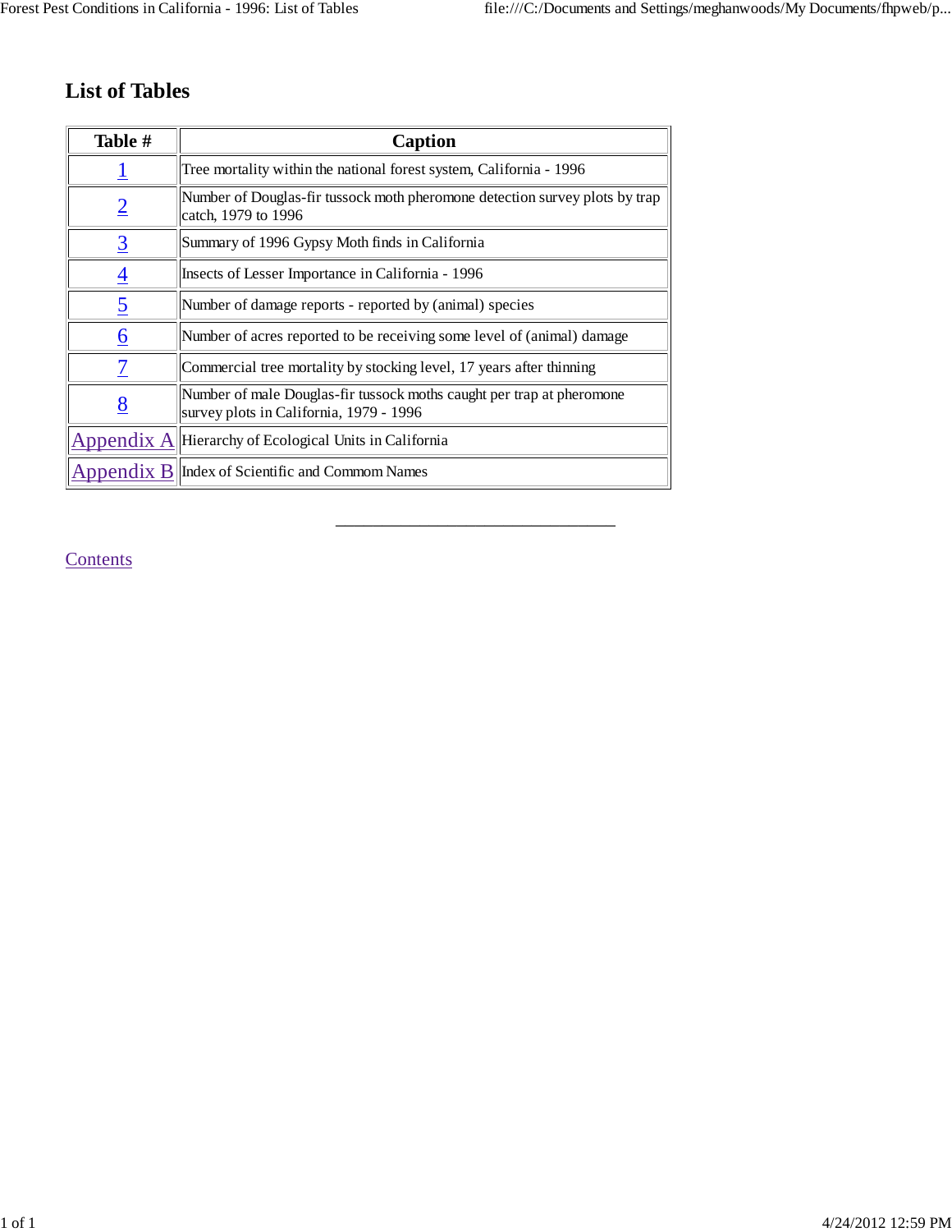## List of Tables

| Table # | Caption |
|---|---|
| 1 | Tree mortality within the national forest system, California - 1996 |
| 2 | Number of Douglas-fir tussock moth pheromone detection survey plots by trap catch, 1979 to 1996 |
| 3 | Summary of 1996 Gypsy Moth finds in California |
| 4 | Insects of Lesser Importance in California - 1996 |
| 5 | Number of damage reports - reported by (animal) species |
| 6 | Number of acres reported to be receiving some level of (animal) damage |
| 7 | Commercial tree mortality by stocking level, 17 years after thinning |
| 8 | Number of male Douglas-fir tussock moths caught per trap at pheromone survey plots in California, 1979 - 1996 |
| Appendix A | Hierarchy of Ecological Units in California |
| Appendix B | Index of Scientific and Commom Names |

---

Contents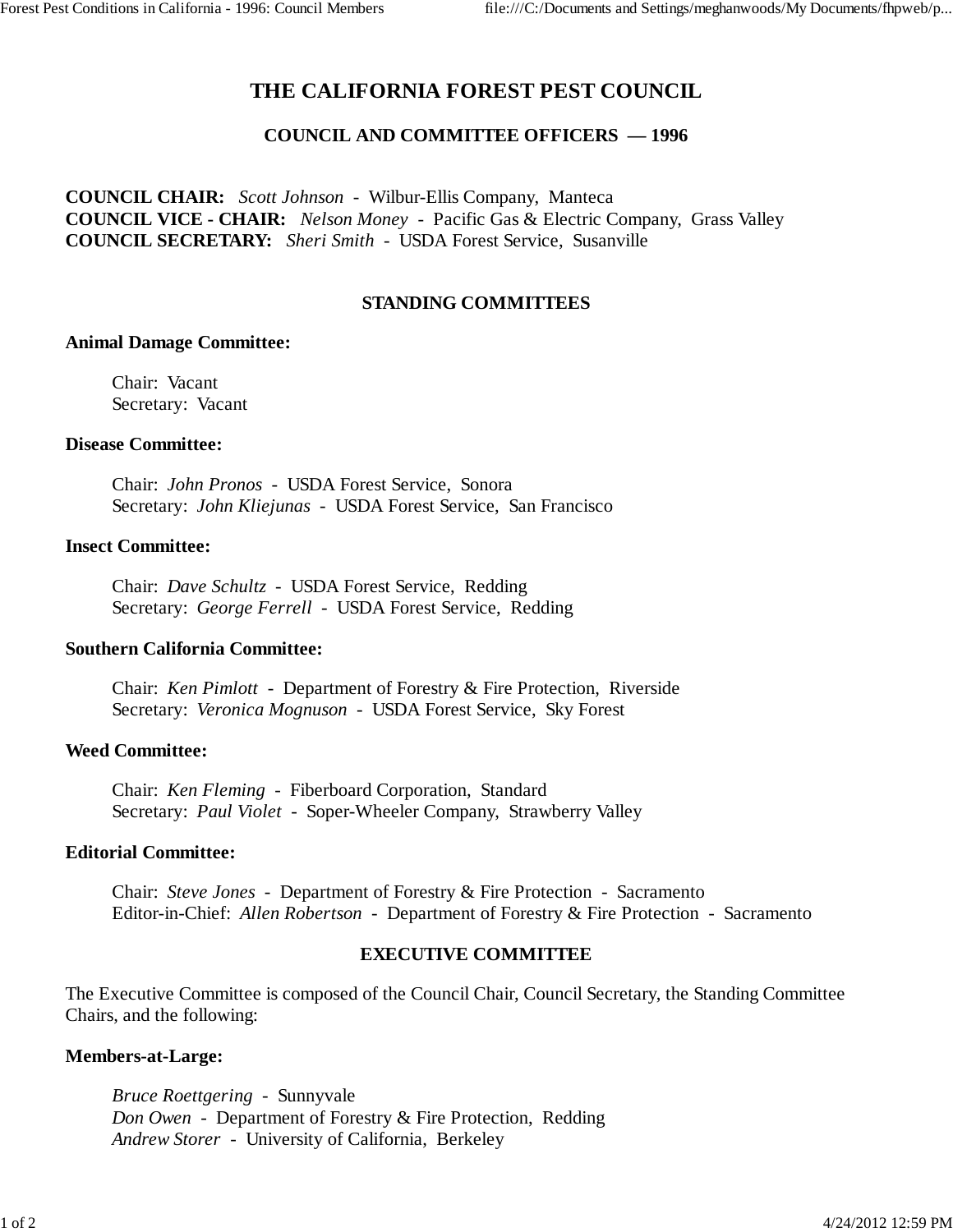# THE CALIFORNIA FOREST PEST COUNCIL

## COUNCIL AND COMMITTEE OFFICERS — 1996

**COUNCIL CHAIR:** *Scott Johnson* - Wilbur-Ellis Company, Manteca
**COUNCIL VICE - CHAIR:** *Nelson Money* - Pacific Gas & Electric Company, Grass Valley
**COUNCIL SECRETARY:** *Sheri Smith* - USDA Forest Service, Susanville

## STANDING COMMITTEES

**Animal Damage Committee:**

Chair: Vacant
Secretary: Vacant

**Disease Committee:**

Chair: *John Pronos* - USDA Forest Service, Sonora
Secretary: *John Kliejunas* - USDA Forest Service, San Francisco

**Insect Committee:**

Chair: *Dave Schultz* - USDA Forest Service, Redding
Secretary: *George Ferrell* - USDA Forest Service, Redding

**Southern California Committee:**

Chair: *Ken Pimlott* - Department of Forestry & Fire Protection, Riverside
Secretary: *Veronica Mognuson* - USDA Forest Service, Sky Forest

**Weed Committee:**

Chair: *Ken Fleming* - Fiberboard Corporation, Standard
Secretary: *Paul Violet* - Soper-Wheeler Company, Strawberry Valley

**Editorial Committee:**

Chair: *Steve Jones* - Department of Forestry & Fire Protection - Sacramento
Editor-in-Chief: *Allen Robertson* - Department of Forestry & Fire Protection - Sacramento

## EXECUTIVE COMMITTEE

The Executive Committee is composed of the Council Chair, Council Secretary, the Standing Committee Chairs, and the following:

**Members-at-Large:**

*Bruce Roettgering* - Sunnyvale
*Don Owen* - Department of Forestry & Fire Protection, Redding
*Andrew Storer* - University of California, Berkeley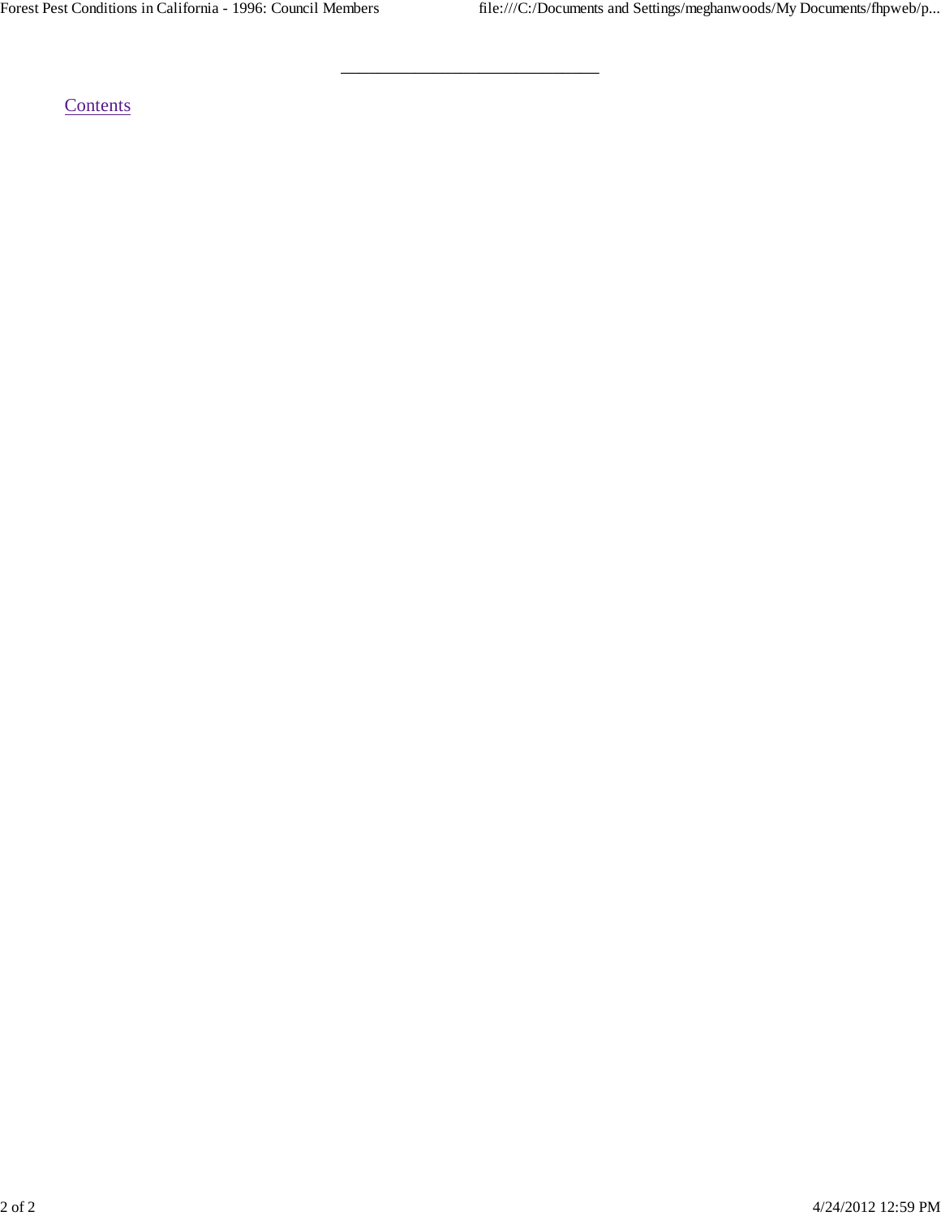---

[Contents]